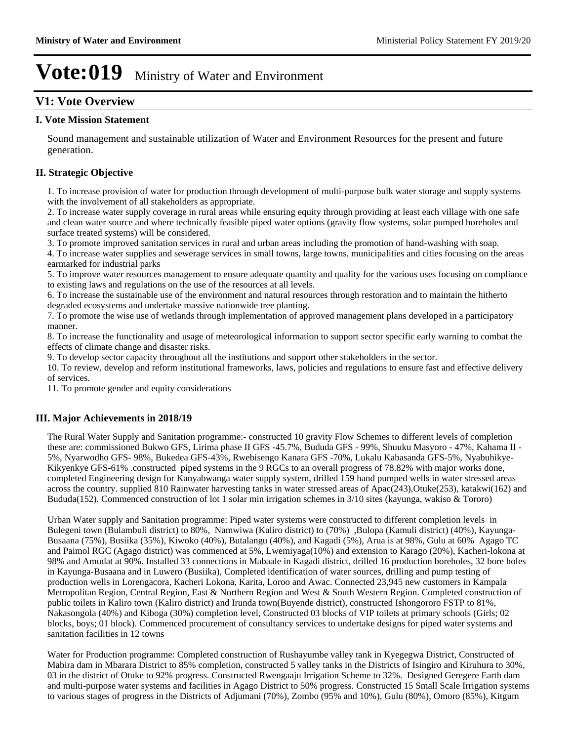# Vote:019 Ministry of Water and Environment

## V1: Vote Overview

### I. Vote Mission Statement

Sound management and sustainable utilization of Water and Environment Resources for the present and future generation.

### II. Strategic Objective

1. To increase provision of water for production through development of multi-purpose bulk water storage and supply systems with the involvement of all stakeholders as appropriate.
2. To increase water supply coverage in rural areas while ensuring equity through providing at least each village with one safe and clean water source and where technically feasible piped water options (gravity flow systems, solar pumped boreholes and surface treated systems) will be considered.
3. To promote improved sanitation services in rural and urban areas including the promotion of hand-washing with soap.
4. To increase water supplies and sewerage services in small towns, large towns, municipalities and cities focusing on the areas earmarked for industrial parks
5. To improve water resources management to ensure adequate quantity and quality for the various uses focusing on compliance to existing laws and regulations on the use of the resources at all levels.
6. To increase the sustainable use of the environment and natural resources through restoration and to maintain the hitherto degraded ecosystems and undertake massive nationwide tree planting.
7. To promote the wise use of wetlands through implementation of approved management plans developed in a participatory manner.
8. To increase the functionality and usage of meteorological information to support sector specific early warning to combat the effects of climate change and disaster risks.
9. To develop sector capacity throughout all the institutions and support other stakeholders in the sector.
10. To review, develop and reform institutional frameworks, laws, policies and regulations to ensure fast and effective delivery of services.
11. To promote gender and equity considerations

### III. Major Achievements in 2018/19

The Rural Water Supply and Sanitation programme:- constructed 10 gravity Flow Schemes to different levels of completion these are: commissioned Bukwo GFS, Lirima phase II GFS -45.7%, Bududa GFS - 99%, Shuuku Masyoro - 47%, Kahama II - 5%, Nyarwodho GFS- 98%, Bukedea GFS-43%, Rwebisengo Kanara GFS -70%, Lukalu Kabasanda GFS-5%, Nyabuhikye-Kikyenkye GFS-61% .constructed piped systems in the 9 RGCs to an overall progress of 78.82% with major works done, completed Engineering design for Kanyabwanga water supply system, drilled 159 hand pumped wells in water stressed areas across the country. supplied 810 Rainwater harvesting tanks in water stressed areas of Apac(243),Otuke(253), katakwi(162) and Bududa(152). Commenced construction of lot 1 solar min irrigation schemes in 3/10 sites (kayunga, wakiso & Tororo)

Urban Water supply and Sanitation programme: Piped water systems were constructed to different completion levels in Bulegeni town (Bulambuli district) to 80%, Namwiwa (Kaliro district) to (70%) ,Bulopa (Kamuli district) (40%), Kayunga-Busaana (75%), Busiika (35%), Kiwoko (40%), Butalangu (40%), and Kagadi (5%), Arua is at 98%, Gulu at 60% Agago TC and Paimol RGC (Agago district) was commenced at 5%, Lwemiyaga(10%) and extension to Karago (20%), Kacheri-lokona at 98% and Amudat at 90%. Installed 33 connections in Mabaale in Kagadi district, drilled 16 production boreholes, 32 bore holes in Kayunga-Busaana and in Luwero (Busiika), Completed identification of water sources, drilling and pump testing of production wells in Lorengacora, Kacheri Lokona, Karita, Loroo and Awac. Connected 23,945 new customers in Kampala Metropolitan Region, Central Region, East & Northern Region and West & South Western Region. Completed construction of public toilets in Kaliro town (Kaliro district) and Irunda town(Buyende district), constructed Ishongororo FSTP to 81%, Nakasongola (40%) and Kiboga (30%) completion level, Constructed 03 blocks of VIP toilets at primary schools (Girls; 02 blocks, boys; 01 block). Commenced procurement of consultancy services to undertake designs for piped water systems and sanitation facilities in 12 towns

Water for Production programme: Completed construction of Rushayumbe valley tank in Kyegegwa District, Constructed of Mabira dam in Mbarara District to 85% completion, constructed 5 valley tanks in the Districts of Isingiro and Kiruhura to 30%, 03 in the district of Otuke to 92% progress. Constructed Rwengaaju Irrigation Scheme to 32%. Designed Geregere Earth dam and multi-purpose water systems and facilities in Agago District to 50% progress. Constructed 15 Small Scale Irrigation systems to various stages of progress in the Districts of Adjumani (70%), Zombo (95% and 10%), Gulu (80%), Omoro (85%), Kitgum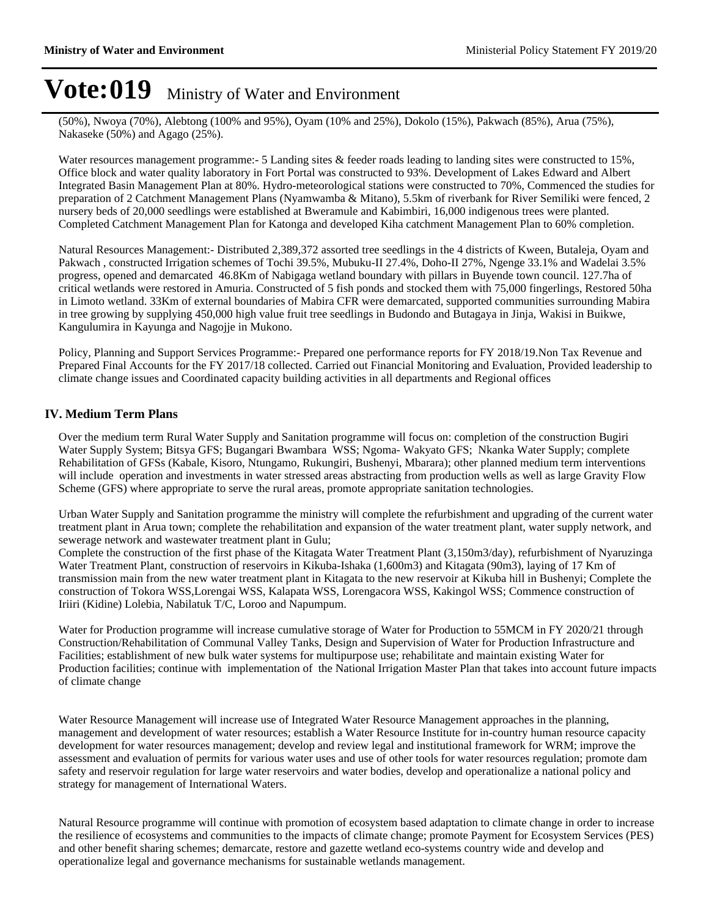(50%), Nwoya (70%), Alebtong (100% and 95%), Oyam (10% and 25%), Dokolo (15%), Pakwach (85%), Arua (75%), Nakaseke (50%) and Agago (25%).

Water resources management programme:- 5 Landing sites & feeder roads leading to landing sites were constructed to 15%, Office block and water quality laboratory in Fort Portal was constructed to 93%. Development of Lakes Edward and Albert Integrated Basin Management Plan at 80%. Hydro-meteorological stations were constructed to 70%, Commenced the studies for preparation of 2 Catchment Management Plans (Nyamwamba & Mitano), 5.5km of riverbank for River Semiliki were fenced, 2 nursery beds of 20,000 seedlings were established at Bweramule and Kabimbiri, 16,000 indigenous trees were planted. Completed Catchment Management Plan for Katonga and developed Kiha catchment Management Plan to 60% completion.

Natural Resources Management:- Distributed 2,389,372 assorted tree seedlings in the 4 districts of Kween, Butaleja, Oyam and Pakwach , constructed Irrigation schemes of Tochi 39.5%, Mubuku-II 27.4%, Doho-II 27%, Ngenge 33.1% and Wadelai 3.5% progress, opened and demarcated 46.8Km of Nabigaga wetland boundary with pillars in Buyende town council. 127.7ha of critical wetlands were restored in Amuria. Constructed of 5 fish ponds and stocked them with 75,000 fingerlings, Restored 50ha in Limoto wetland. 33Km of external boundaries of Mabira CFR were demarcated, supported communities surrounding Mabira in tree growing by supplying 450,000 high value fruit tree seedlings in Budondo and Butagaya in Jinja, Wakisi in Buikwe, Kangulumira in Kayunga and Nagojje in Mukono.

Policy, Planning and Support Services Programme:- Prepared one performance reports for FY 2018/19.Non Tax Revenue and Prepared Final Accounts for the FY 2017/18 collected. Carried out Financial Monitoring and Evaluation, Provided leadership to climate change issues and Coordinated capacity building activities in all departments and Regional offices

## IV. Medium Term Plans

Over the medium term Rural Water Supply and Sanitation programme will focus on: completion of the construction Bugiri Water Supply System; Bitsya GFS; Bugangari Bwambara WSS; Ngoma- Wakyato GFS; Nkanka Water Supply; complete Rehabilitation of GFSs (Kabale, Kisoro, Ntungamo, Rukungiri, Bushenyi, Mbarara); other planned medium term interventions will include operation and investments in water stressed areas abstracting from production wells as well as large Gravity Flow Scheme (GFS) where appropriate to serve the rural areas, promote appropriate sanitation technologies.

Urban Water Supply and Sanitation programme the ministry will complete the refurbishment and upgrading of the current water treatment plant in Arua town; complete the rehabilitation and expansion of the water treatment plant, water supply network, and sewerage network and wastewater treatment plant in Gulu;
Complete the construction of the first phase of the Kitagata Water Treatment Plant (3,150m3/day), refurbishment of Nyaruzinga Water Treatment Plant, construction of reservoirs in Kikuba-Ishaka (1,600m3) and Kitagata (90m3), laying of 17 Km of transmission main from the new water treatment plant in Kitagata to the new reservoir at Kikuba hill in Bushenyi; Complete the construction of Tokora WSS,Lorengai WSS, Kalapata WSS, Lorengacora WSS, Kakingol WSS; Commence construction of Iriiri (Kidine) Lolebia, Nabilatuk T/C, Loroo and Napumpum.

Water for Production programme will increase cumulative storage of Water for Production to 55MCM in FY 2020/21 through Construction/Rehabilitation of Communal Valley Tanks, Design and Supervision of Water for Production Infrastructure and Facilities; establishment of new bulk water systems for multipurpose use; rehabilitate and maintain existing Water for Production facilities; continue with implementation of the National Irrigation Master Plan that takes into account future impacts of climate change

Water Resource Management will increase use of Integrated Water Resource Management approaches in the planning, management and development of water resources; establish a Water Resource Institute for in-country human resource capacity development for water resources management; develop and review legal and institutional framework for WRM; improve the assessment and evaluation of permits for various water uses and use of other tools for water resources regulation; promote dam safety and reservoir regulation for large water reservoirs and water bodies, develop and operationalize a national policy and strategy for management of International Waters.

Natural Resource programme will continue with promotion of ecosystem based adaptation to climate change in order to increase the resilience of ecosystems and communities to the impacts of climate change; promote Payment for Ecosystem Services (PES) and other benefit sharing schemes; demarcate, restore and gazette wetland eco-systems country wide and develop and operationalize legal and governance mechanisms for sustainable wetlands management.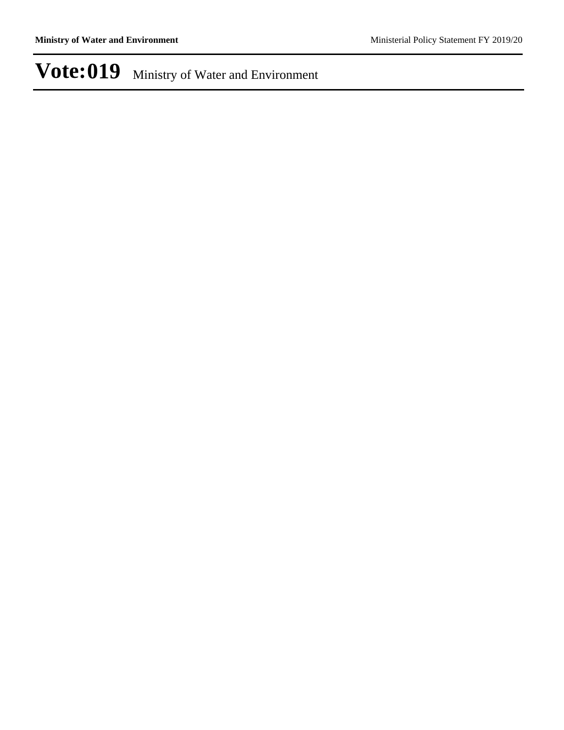# Vote:019 Ministry of Water and Environment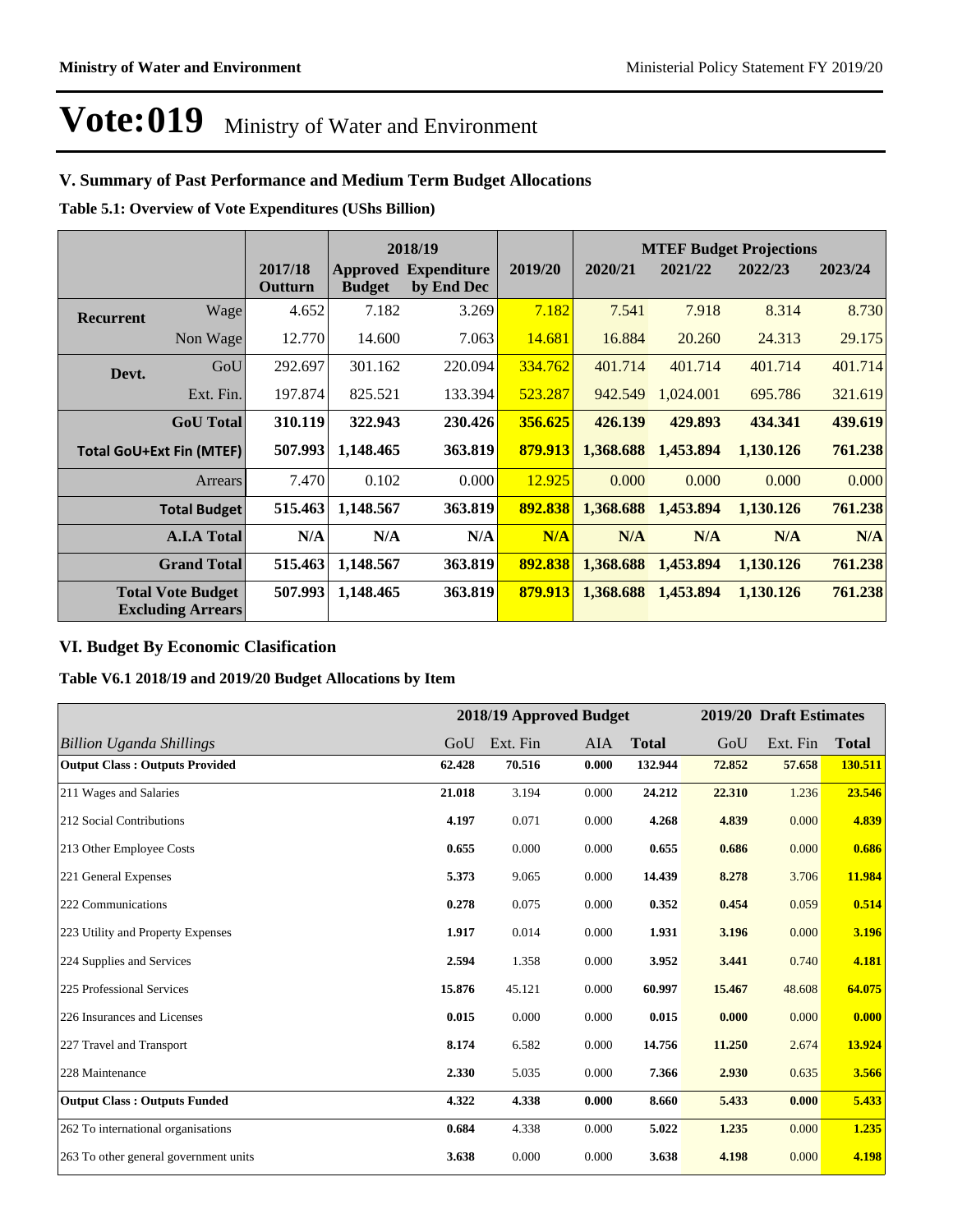# Vote:019 Ministry of Water and Environment

## V. Summary of Past Performance and Medium Term Budget Allocations

**Table 5.1: Overview of Vote Expenditures (UShs Billion)**

| | | 2017/18 Outturn | 2018/19 Approved Budget | 2018/19 Expenditure by End Dec | 2019/20 | MTEF Budget Projections 2020/21 | 2021/22 | 2022/23 | 2023/24 |
|---|---|---|---|---|---|---|---|---|---|
| **Recurrent** | Wage | 4.652 | 7.182 | 3.269 | 7.182 | 7.541 | 7.918 | 8.314 | 8.730 |
| | Non Wage | 12.770 | 14.600 | 7.063 | 14.681 | 16.884 | 20.260 | 24.313 | 29.175 |
| **Devt.** | GoU | 292.697 | 301.162 | 220.094 | 334.762 | 401.714 | 401.714 | 401.714 | 401.714 |
| | Ext. Fin. | 197.874 | 825.521 | 133.394 | 523.287 | 942.549 | 1,024.001 | 695.786 | 321.619 |
| | **GoU Total** | **310.119** | **322.943** | **230.426** | **356.625** | **426.139** | **429.893** | **434.341** | **439.619** |
| **Total GoU+Ext Fin (MTEF)** | | **507.993** | **1,148.465** | **363.819** | **879.913** | **1,368.688** | **1,453.894** | **1,130.126** | **761.238** |
| | Arrears | 7.470 | 0.102 | 0.000 | 12.925 | 0.000 | 0.000 | 0.000 | 0.000 |
| | **Total Budget** | **515.463** | **1,148.567** | **363.819** | **892.838** | **1,368.688** | **1,453.894** | **1,130.126** | **761.238** |
| | **A.I.A Total** | **N/A** | **N/A** | **N/A** | **N/A** | **N/A** | **N/A** | **N/A** | **N/A** |
| | **Grand Total** | **515.463** | **1,148.567** | **363.819** | **892.838** | **1,368.688** | **1,453.894** | **1,130.126** | **761.238** |
| **Total Vote Budget Excluding Arrears** | | **507.993** | **1,148.465** | **363.819** | **879.913** | **1,368.688** | **1,453.894** | **1,130.126** | **761.238** |

## VI. Budget By Economic Clasification

**Table V6.1 2018/19 and 2019/20 Budget Allocations by Item**

| | 2018/19 Approved Budget | | | | 2019/20 Draft Estimates | | |
|---|---|---|---|---|---|---|---|
| *Billion Uganda Shillings* | GoU | Ext. Fin | AIA | **Total** | GoU | Ext. Fin | **Total** |
| **Output Class : Outputs Provided** | **62.428** | **70.516** | **0.000** | **132.944** | **72.852** | **57.658** | **130.511** |
| 211 Wages and Salaries | **21.018** | 3.194 | 0.000 | **24.212** | **22.310** | 1.236 | **23.546** |
| 212 Social Contributions | **4.197** | 0.071 | 0.000 | **4.268** | **4.839** | 0.000 | **4.839** |
| 213 Other Employee Costs | **0.655** | 0.000 | 0.000 | **0.655** | **0.686** | 0.000 | **0.686** |
| 221 General Expenses | **5.373** | 9.065 | 0.000 | **14.439** | **8.278** | 3.706 | **11.984** |
| 222 Communications | **0.278** | 0.075 | 0.000 | **0.352** | **0.454** | 0.059 | **0.514** |
| 223 Utility and Property Expenses | **1.917** | 0.014 | 0.000 | **1.931** | **3.196** | 0.000 | **3.196** |
| 224 Supplies and Services | **2.594** | 1.358 | 0.000 | **3.952** | **3.441** | 0.740 | **4.181** |
| 225 Professional Services | **15.876** | 45.121 | 0.000 | **60.997** | **15.467** | 48.608 | **64.075** |
| 226 Insurances and Licenses | **0.015** | 0.000 | 0.000 | **0.015** | **0.000** | 0.000 | **0.000** |
| 227 Travel and Transport | **8.174** | 6.582 | 0.000 | **14.756** | **11.250** | 2.674 | **13.924** |
| 228 Maintenance | **2.330** | 5.035 | 0.000 | **7.366** | **2.930** | 0.635 | **3.566** |
| **Output Class : Outputs Funded** | **4.322** | **4.338** | **0.000** | **8.660** | **5.433** | **0.000** | **5.433** |
| 262 To international organisations | **0.684** | 4.338 | 0.000 | **5.022** | **1.235** | 0.000 | **1.235** |
| 263 To other general government units | **3.638** | 0.000 | 0.000 | **3.638** | **4.198** | 0.000 | **4.198** |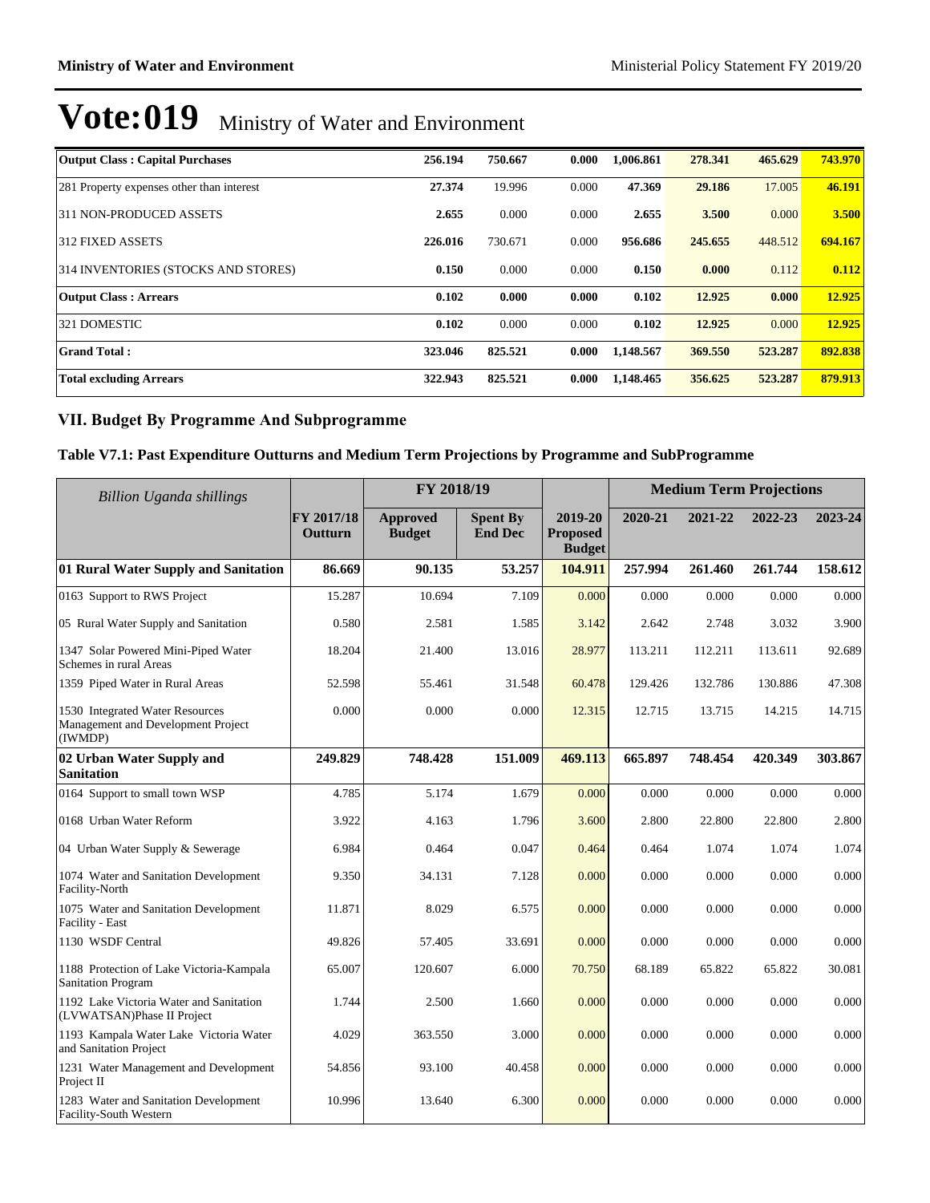# Vote:019 Ministry of Water and Environment

| | | | | | | | |
|---|---|---|---|---|---|---|---|
| **Output Class : Capital Purchases** | **256.194** | **750.667** | **0.000** | **1,006.861** | **278.341** | **465.629** | **743.970** |
| 281 Property expenses other than interest | **27.374** | 19.996 | 0.000 | **47.369** | **29.186** | 17.005 | **46.191** |
| 311 NON-PRODUCED ASSETS | **2.655** | 0.000 | 0.000 | **2.655** | **3.500** | 0.000 | **3.500** |
| 312 FIXED ASSETS | **226.016** | 730.671 | 0.000 | **956.686** | **245.655** | 448.512 | **694.167** |
| 314 INVENTORIES (STOCKS AND STORES) | **0.150** | 0.000 | 0.000 | **0.150** | **0.000** | 0.112 | **0.112** |
| **Output Class : Arrears** | **0.102** | **0.000** | **0.000** | **0.102** | **12.925** | **0.000** | **12.925** |
| 321 DOMESTIC | **0.102** | 0.000 | 0.000 | **0.102** | **12.925** | 0.000 | **12.925** |
| **Grand Total :** | **323.046** | **825.521** | **0.000** | **1,148.567** | **369.550** | **523.287** | **892.838** |
| **Total excluding Arrears** | **322.943** | **825.521** | **0.000** | **1,148.465** | **356.625** | **523.287** | **879.913** |

## VII. Budget By Programme And Subprogramme

### Table V7.1: Past Expenditure Outturns and Medium Term Projections by Programme and SubProgramme

| *Billion Uganda shillings* | | FY 2018/19 | | | Medium Term Projections | | | |
|---|---|---|---|---|---|---|---|---|
| | **FY 2017/18 Outturn** | **Approved Budget** | **Spent By End Dec** | **2019-20 Proposed Budget** | **2020-21** | **2021-22** | **2022-23** | **2023-24** |
| **01 Rural Water Supply and Sanitation** | **86.669** | **90.135** | **53.257** | **104.911** | **257.994** | **261.460** | **261.744** | **158.612** |
| 0163 Support to RWS Project | 15.287 | 10.694 | 7.109 | 0.000 | 0.000 | 0.000 | 0.000 | 0.000 |
| 05 Rural Water Supply and Sanitation | 0.580 | 2.581 | 1.585 | 3.142 | 2.642 | 2.748 | 3.032 | 3.900 |
| 1347 Solar Powered Mini-Piped Water Schemes in rural Areas | 18.204 | 21.400 | 13.016 | 28.977 | 113.211 | 112.211 | 113.611 | 92.689 |
| 1359 Piped Water in Rural Areas | 52.598 | 55.461 | 31.548 | 60.478 | 129.426 | 132.786 | 130.886 | 47.308 |
| 1530 Integrated Water Resources Management and Development Project (IWMDP) | 0.000 | 0.000 | 0.000 | 12.315 | 12.715 | 13.715 | 14.215 | 14.715 |
| **02 Urban Water Supply and Sanitation** | **249.829** | **748.428** | **151.009** | **469.113** | **665.897** | **748.454** | **420.349** | **303.867** |
| 0164 Support to small town WSP | 4.785 | 5.174 | 1.679 | 0.000 | 0.000 | 0.000 | 0.000 | 0.000 |
| 0168 Urban Water Reform | 3.922 | 4.163 | 1.796 | 3.600 | 2.800 | 22.800 | 22.800 | 2.800 |
| 04 Urban Water Supply & Sewerage | 6.984 | 0.464 | 0.047 | 0.464 | 0.464 | 1.074 | 1.074 | 1.074 |
| 1074 Water and Sanitation Development Facility-North | 9.350 | 34.131 | 7.128 | 0.000 | 0.000 | 0.000 | 0.000 | 0.000 |
| 1075 Water and Sanitation Development Facility - East | 11.871 | 8.029 | 6.575 | 0.000 | 0.000 | 0.000 | 0.000 | 0.000 |
| 1130 WSDF Central | 49.826 | 57.405 | 33.691 | 0.000 | 0.000 | 0.000 | 0.000 | 0.000 |
| 1188 Protection of Lake Victoria-Kampala Sanitation Program | 65.007 | 120.607 | 6.000 | 70.750 | 68.189 | 65.822 | 65.822 | 30.081 |
| 1192 Lake Victoria Water and Sanitation (LVWATSAN)Phase II Project | 1.744 | 2.500 | 1.660 | 0.000 | 0.000 | 0.000 | 0.000 | 0.000 |
| 1193 Kampala Water Lake Victoria Water and Sanitation Project | 4.029 | 363.550 | 3.000 | 0.000 | 0.000 | 0.000 | 0.000 | 0.000 |
| 1231 Water Management and Development Project II | 54.856 | 93.100 | 40.458 | 0.000 | 0.000 | 0.000 | 0.000 | 0.000 |
| 1283 Water and Sanitation Development Facility-South Western | 10.996 | 13.640 | 6.300 | 0.000 | 0.000 | 0.000 | 0.000 | 0.000 |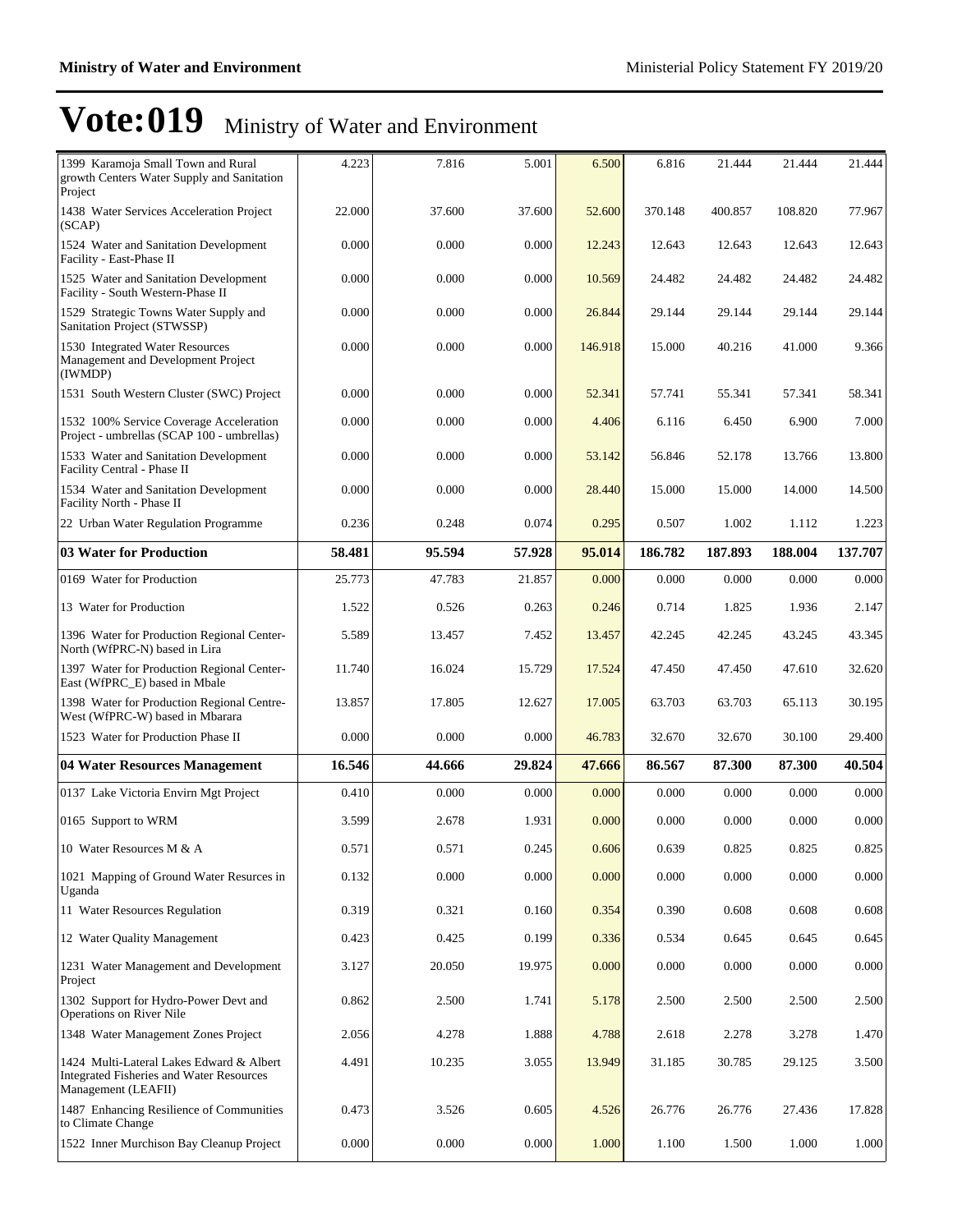# Vote:019 Ministry of Water and Environment

| | | | | | | | | |
|---|---|---|---|---|---|---|---|---|
| 1399 Karamoja Small Town and Rural growth Centers Water Supply and Sanitation Project | 4.223 | 7.816 | 5.001 | 6.500 | 6.816 | 21.444 | 21.444 | 21.444 |
| 1438 Water Services Acceleration Project (SCAP) | 22.000 | 37.600 | 37.600 | 52.600 | 370.148 | 400.857 | 108.820 | 77.967 |
| 1524 Water and Sanitation Development Facility - East-Phase II | 0.000 | 0.000 | 0.000 | 12.243 | 12.643 | 12.643 | 12.643 | 12.643 |
| 1525 Water and Sanitation Development Facility - South Western-Phase II | 0.000 | 0.000 | 0.000 | 10.569 | 24.482 | 24.482 | 24.482 | 24.482 |
| 1529 Strategic Towns Water Supply and Sanitation Project (STWSSP) | 0.000 | 0.000 | 0.000 | 26.844 | 29.144 | 29.144 | 29.144 | 29.144 |
| 1530 Integrated Water Resources Management and Development Project (IWMDP) | 0.000 | 0.000 | 0.000 | 146.918 | 15.000 | 40.216 | 41.000 | 9.366 |
| 1531 South Western Cluster (SWC) Project | 0.000 | 0.000 | 0.000 | 52.341 | 57.741 | 55.341 | 57.341 | 58.341 |
| 1532 100% Service Coverage Acceleration Project - umbrellas (SCAP 100 - umbrellas) | 0.000 | 0.000 | 0.000 | 4.406 | 6.116 | 6.450 | 6.900 | 7.000 |
| 1533 Water and Sanitation Development Facility Central - Phase II | 0.000 | 0.000 | 0.000 | 53.142 | 56.846 | 52.178 | 13.766 | 13.800 |
| 1534 Water and Sanitation Development Facility North - Phase II | 0.000 | 0.000 | 0.000 | 28.440 | 15.000 | 15.000 | 14.000 | 14.500 |
| 22 Urban Water Regulation Programme | 0.236 | 0.248 | 0.074 | 0.295 | 0.507 | 1.002 | 1.112 | 1.223 |
| **03 Water for Production** | **58.481** | **95.594** | **57.928** | **95.014** | **186.782** | **187.893** | **188.004** | **137.707** |
| 0169 Water for Production | 25.773 | 47.783 | 21.857 | 0.000 | 0.000 | 0.000 | 0.000 | 0.000 |
| 13 Water for Production | 1.522 | 0.526 | 0.263 | 0.246 | 0.714 | 1.825 | 1.936 | 2.147 |
| 1396 Water for Production Regional Center-North (WfPRC-N) based in Lira | 5.589 | 13.457 | 7.452 | 13.457 | 42.245 | 42.245 | 43.245 | 43.345 |
| 1397 Water for Production Regional Center-East (WfPRC_E) based in Mbale | 11.740 | 16.024 | 15.729 | 17.524 | 47.450 | 47.450 | 47.610 | 32.620 |
| 1398 Water for Production Regional Centre-West (WfPRC-W) based in Mbarara | 13.857 | 17.805 | 12.627 | 17.005 | 63.703 | 63.703 | 65.113 | 30.195 |
| 1523 Water for Production Phase II | 0.000 | 0.000 | 0.000 | 46.783 | 32.670 | 32.670 | 30.100 | 29.400 |
| **04 Water Resources Management** | **16.546** | **44.666** | **29.824** | **47.666** | **86.567** | **87.300** | **87.300** | **40.504** |
| 0137 Lake Victoria Envirn Mgt Project | 0.410 | 0.000 | 0.000 | 0.000 | 0.000 | 0.000 | 0.000 | 0.000 |
| 0165 Support to WRM | 3.599 | 2.678 | 1.931 | 0.000 | 0.000 | 0.000 | 0.000 | 0.000 |
| 10 Water Resources M & A | 0.571 | 0.571 | 0.245 | 0.606 | 0.639 | 0.825 | 0.825 | 0.825 |
| 1021 Mapping of Ground Water Resurces in Uganda | 0.132 | 0.000 | 0.000 | 0.000 | 0.000 | 0.000 | 0.000 | 0.000 |
| 11 Water Resources Regulation | 0.319 | 0.321 | 0.160 | 0.354 | 0.390 | 0.608 | 0.608 | 0.608 |
| 12 Water Quality Management | 0.423 | 0.425 | 0.199 | 0.336 | 0.534 | 0.645 | 0.645 | 0.645 |
| 1231 Water Management and Development Project | 3.127 | 20.050 | 19.975 | 0.000 | 0.000 | 0.000 | 0.000 | 0.000 |
| 1302 Support for Hydro-Power Devt and Operations on River Nile | 0.862 | 2.500 | 1.741 | 5.178 | 2.500 | 2.500 | 2.500 | 2.500 |
| 1348 Water Management Zones Project | 2.056 | 4.278 | 1.888 | 4.788 | 2.618 | 2.278 | 3.278 | 1.470 |
| 1424 Multi-Lateral Lakes Edward & Albert Integrated Fisheries and Water Resources Management (LEAFII) | 4.491 | 10.235 | 3.055 | 13.949 | 31.185 | 30.785 | 29.125 | 3.500 |
| 1487 Enhancing Resilience of Communities to Climate Change | 0.473 | 3.526 | 0.605 | 4.526 | 26.776 | 26.776 | 27.436 | 17.828 |
| 1522 Inner Murchison Bay Cleanup Project | 0.000 | 0.000 | 0.000 | 1.000 | 1.100 | 1.500 | 1.000 | 1.000 |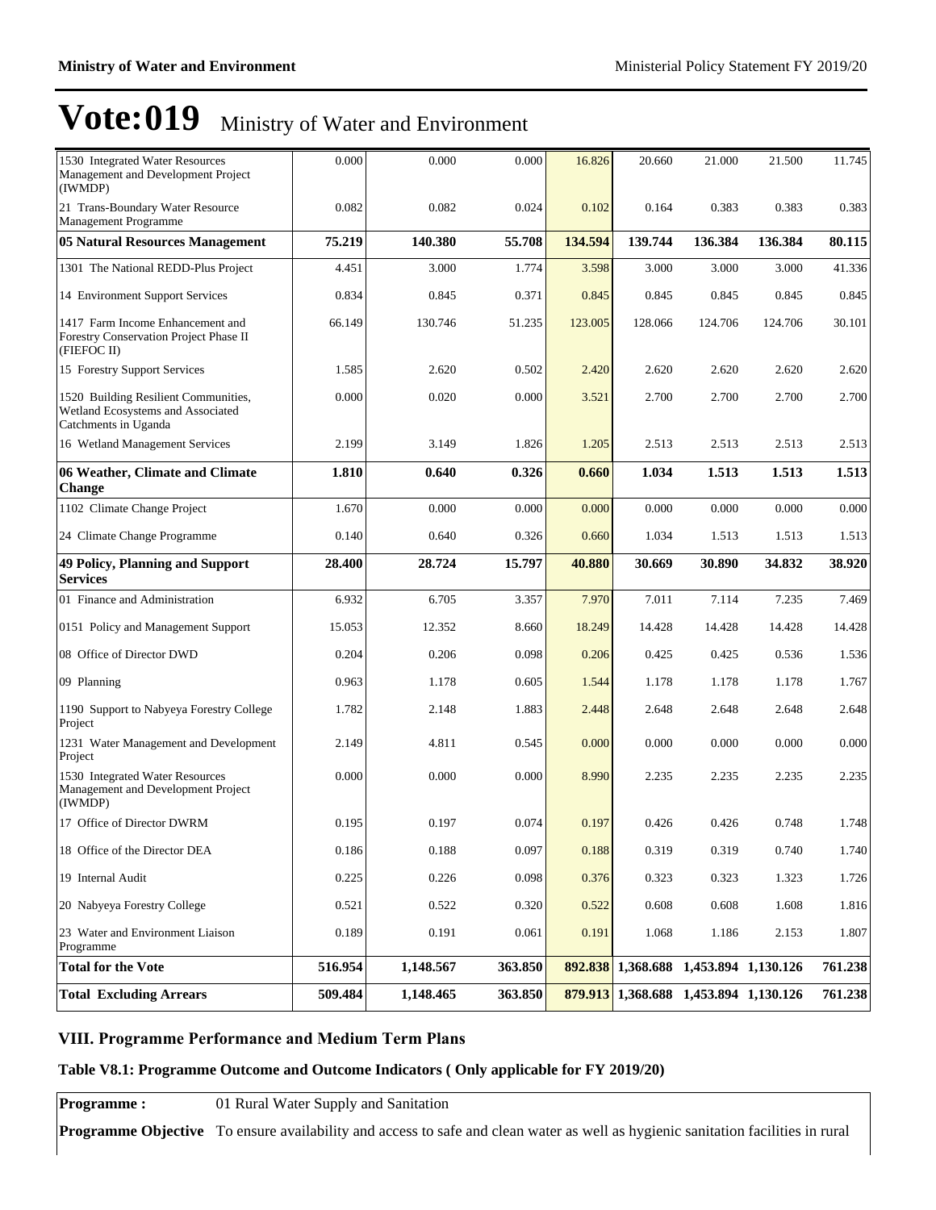# Vote:019 Ministry of Water and Environment

| | | | | | | | | |
|---|---|---|---|---|---|---|---|---|
| 1530 Integrated Water Resources Management and Development Project (IWMDP) | 0.000 | 0.000 | 0.000 | 16.826 | 20.660 | 21.000 | 21.500 | 11.745 |
| 21 Trans-Boundary Water Resource Management Programme | 0.082 | 0.082 | 0.024 | 0.102 | 0.164 | 0.383 | 0.383 | 0.383 |
| **05 Natural Resources Management** | **75.219** | **140.380** | **55.708** | **134.594** | **139.744** | **136.384** | **136.384** | **80.115** |
| 1301 The National REDD-Plus Project | 4.451 | 3.000 | 1.774 | 3.598 | 3.000 | 3.000 | 3.000 | 41.336 |
| 14 Environment Support Services | 0.834 | 0.845 | 0.371 | 0.845 | 0.845 | 0.845 | 0.845 | 0.845 |
| 1417 Farm Income Enhancement and Forestry Conservation Project Phase II (FIEFOC II) | 66.149 | 130.746 | 51.235 | 123.005 | 128.066 | 124.706 | 124.706 | 30.101 |
| 15 Forestry Support Services | 1.585 | 2.620 | 0.502 | 2.420 | 2.620 | 2.620 | 2.620 | 2.620 |
| 1520 Building Resilient Communities, Wetland Ecosystems and Associated Catchments in Uganda | 0.000 | 0.020 | 0.000 | 3.521 | 2.700 | 2.700 | 2.700 | 2.700 |
| 16 Wetland Management Services | 2.199 | 3.149 | 1.826 | 1.205 | 2.513 | 2.513 | 2.513 | 2.513 |
| **06 Weather, Climate and Climate Change** | **1.810** | **0.640** | **0.326** | **0.660** | **1.034** | **1.513** | **1.513** | **1.513** |
| 1102 Climate Change Project | 1.670 | 0.000 | 0.000 | 0.000 | 0.000 | 0.000 | 0.000 | 0.000 |
| 24 Climate Change Programme | 0.140 | 0.640 | 0.326 | 0.660 | 1.034 | 1.513 | 1.513 | 1.513 |
| **49 Policy, Planning and Support Services** | **28.400** | **28.724** | **15.797** | **40.880** | **30.669** | **30.890** | **34.832** | **38.920** |
| 01 Finance and Administration | 6.932 | 6.705 | 3.357 | 7.970 | 7.011 | 7.114 | 7.235 | 7.469 |
| 0151 Policy and Management Support | 15.053 | 12.352 | 8.660 | 18.249 | 14.428 | 14.428 | 14.428 | 14.428 |
| 08 Office of Director DWD | 0.204 | 0.206 | 0.098 | 0.206 | 0.425 | 0.425 | 0.536 | 1.536 |
| 09 Planning | 0.963 | 1.178 | 0.605 | 1.544 | 1.178 | 1.178 | 1.178 | 1.767 |
| 1190 Support to Nabyeya Forestry College Project | 1.782 | 2.148 | 1.883 | 2.448 | 2.648 | 2.648 | 2.648 | 2.648 |
| 1231 Water Management and Development Project | 2.149 | 4.811 | 0.545 | 0.000 | 0.000 | 0.000 | 0.000 | 0.000 |
| 1530 Integrated Water Resources Management and Development Project (IWMDP) | 0.000 | 0.000 | 0.000 | 8.990 | 2.235 | 2.235 | 2.235 | 2.235 |
| 17 Office of Director DWRM | 0.195 | 0.197 | 0.074 | 0.197 | 0.426 | 0.426 | 0.748 | 1.748 |
| 18 Office of the Director DEA | 0.186 | 0.188 | 0.097 | 0.188 | 0.319 | 0.319 | 0.740 | 1.740 |
| 19 Internal Audit | 0.225 | 0.226 | 0.098 | 0.376 | 0.323 | 0.323 | 1.323 | 1.726 |
| 20 Nabyeya Forestry College | 0.521 | 0.522 | 0.320 | 0.522 | 0.608 | 0.608 | 1.608 | 1.816 |
| 23 Water and Environment Liaison Programme | 0.189 | 0.191 | 0.061 | 0.191 | 1.068 | 1.186 | 2.153 | 1.807 |
| **Total for the Vote** | **516.954** | **1,148.567** | **363.850** | **892.838** | **1,368.688** | **1,453.894** | **1,130.126** | **761.238** |
| **Total Excluding Arrears** | **509.484** | **1,148.465** | **363.850** | **879.913** | **1,368.688** | **1,453.894** | **1,130.126** | **761.238** |

## VIII. Programme Performance and Medium Term Plans

**Table V8.1: Programme Outcome and Outcome Indicators ( Only applicable for FY 2019/20)**

| | |
|---|---|
| **Programme :** | 01 Rural Water Supply and Sanitation |
| **Programme Objective** | To ensure availability and access to safe and clean water as well as hygienic sanitation facilities in rural |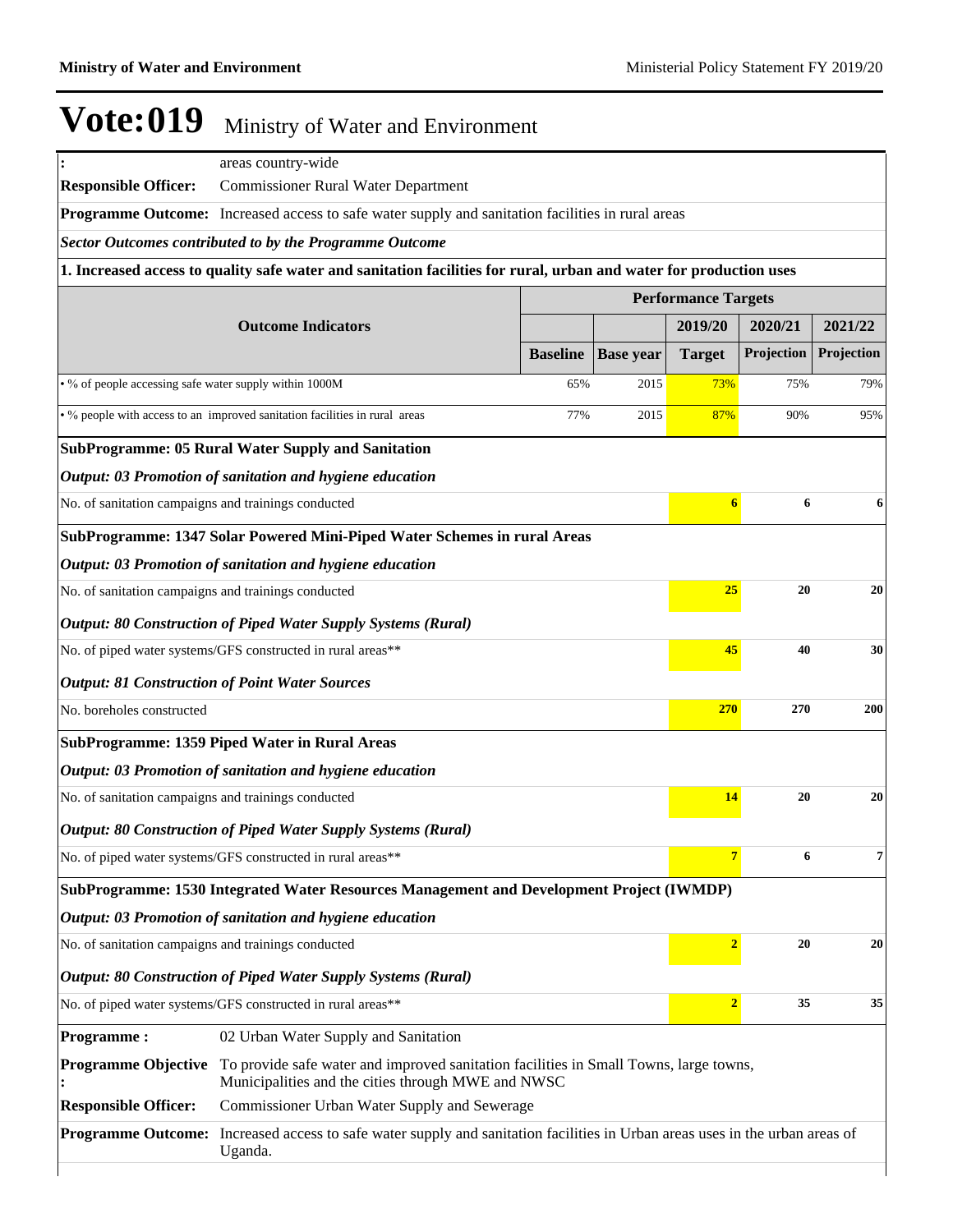# Vote:019 Ministry of Water and Environment

| | |
|---|---|
| **:** | areas country-wide |
| **Responsible Officer:** | Commissioner Rural Water Department |
| **Programme Outcome:** | Increased access to safe water supply and sanitation facilities in rural areas |

***Sector Outcomes contributed to by the Programme Outcome***

**1. Increased access to quality safe water and sanitation facilities for rural, urban and water for production uses**

| Outcome Indicators | Performance Targets | | | | |
|---|---|---|---|---|---|
| | | | 2019/20 | 2020/21 | 2021/22 |
| | Baseline | Base year | Target | Projection | Projection |
| • % of people accessing safe water supply within 1000M | 65% | 2015 | 73% | 75% | 79% |
| • % people with access to an improved sanitation facilities in rural areas | 77% | 2015 | 87% | 90% | 95% |
| **SubProgramme: 05 Rural Water Supply and Sanitation** | | | | | |
| ***Output: 03 Promotion of sanitation and hygiene education*** | | | | | |
| No. of sanitation campaigns and trainings conducted | | | **6** | **6** | **6** |
| **SubProgramme: 1347 Solar Powered Mini-Piped Water Schemes in rural Areas** | | | | | |
| ***Output: 03 Promotion of sanitation and hygiene education*** | | | | | |
| No. of sanitation campaigns and trainings conducted | | | **25** | **20** | **20** |
| ***Output: 80 Construction of Piped Water Supply Systems (Rural)*** | | | | | |
| No. of piped water systems/GFS constructed in rural areas** | | | **45** | **40** | **30** |
| ***Output: 81 Construction of Point Water Sources*** | | | | | |
| No. boreholes constructed | | | **270** | **270** | **200** |
| **SubProgramme: 1359 Piped Water in Rural Areas** | | | | | |
| ***Output: 03 Promotion of sanitation and hygiene education*** | | | | | |
| No. of sanitation campaigns and trainings conducted | | | **14** | **20** | **20** |
| ***Output: 80 Construction of Piped Water Supply Systems (Rural)*** | | | | | |
| No. of piped water systems/GFS constructed in rural areas** | | | **7** | **6** | **7** |
| **SubProgramme: 1530 Integrated Water Resources Management and Development Project (IWMDP)** | | | | | |
| ***Output: 03 Promotion of sanitation and hygiene education*** | | | | | |
| No. of sanitation campaigns and trainings conducted | | | **2** | **20** | **20** |
| ***Output: 80 Construction of Piped Water Supply Systems (Rural)*** | | | | | |
| No. of piped water systems/GFS constructed in rural areas** | | | **2** | **35** | **35** |

| | |
|---|---|
| **Programme :** | 02 Urban Water Supply and Sanitation |
| **Programme Objective :** | To provide safe water and improved sanitation facilities in Small Towns, large towns, Municipalities and the cities through MWE and NWSC |
| **Responsible Officer:** | Commissioner Urban Water Supply and Sewerage |
| **Programme Outcome:** | Increased access to safe water supply and sanitation facilities in Urban areas uses in the urban areas of Uganda. |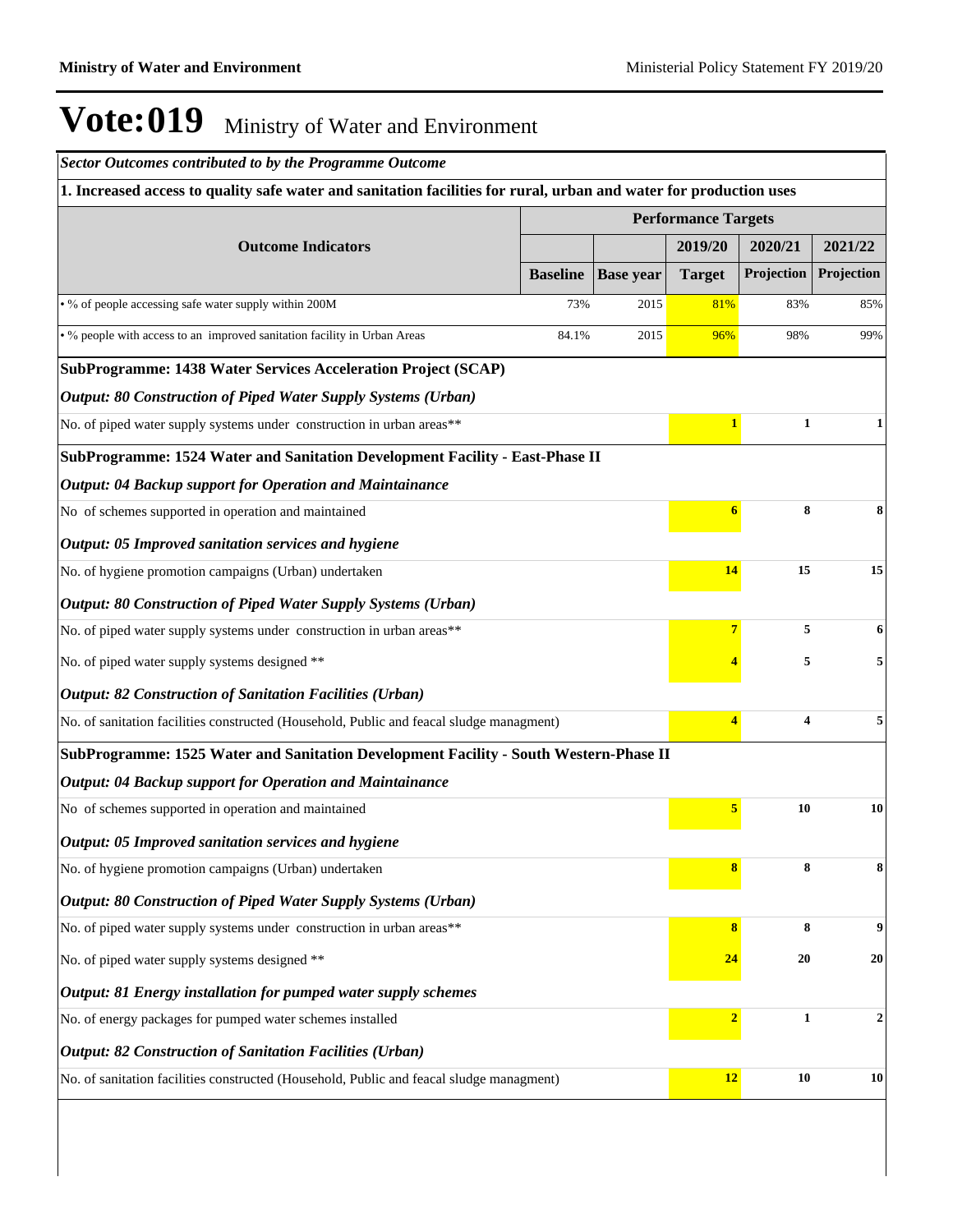# Vote:019 Ministry of Water and Environment

***Sector Outcomes contributed to by the Programme Outcome***

**1. Increased access to quality safe water and sanitation facilities for rural, urban and water for production uses**

| Outcome Indicators | | | Performance Targets | | |
|---|---|---|---|---|---|
| | | | 2019/20 | 2020/21 | 2021/22 |
| | **Baseline** | **Base year** | **Target** | **Projection** | **Projection** |
| • % of people accessing safe water supply within 200M | 73% | 2015 | 81% | 83% | 85% |
| • % people with access to an improved sanitation facility in Urban Areas | 84.1% | 2015 | 96% | 98% | 99% |
| **SubProgramme: 1438 Water Services Acceleration Project (SCAP)** | | | | | |
| ***Output: 80 Construction of Piped Water Supply Systems (Urban)*** | | | | | |
| No. of piped water supply systems under construction in urban areas** | | | **1** | **1** | **1** |
| **SubProgramme: 1524 Water and Sanitation Development Facility - East-Phase II** | | | | | |
| ***Output: 04 Backup support for Operation and Maintainance*** | | | | | |
| No of schemes supported in operation and maintained | | | **6** | **8** | **8** |
| ***Output: 05 Improved sanitation services and hygiene*** | | | | | |
| No. of hygiene promotion campaigns (Urban) undertaken | | | **14** | **15** | **15** |
| ***Output: 80 Construction of Piped Water Supply Systems (Urban)*** | | | | | |
| No. of piped water supply systems under construction in urban areas** | | | **7** | **5** | **6** |
| No. of piped water supply systems designed ** | | | **4** | **5** | **5** |
| ***Output: 82 Construction of Sanitation Facilities (Urban)*** | | | | | |
| No. of sanitation facilities constructed (Household, Public and feacal sludge managment) | | | **4** | **4** | **5** |
| **SubProgramme: 1525 Water and Sanitation Development Facility - South Western-Phase II** | | | | | |
| ***Output: 04 Backup support for Operation and Maintainance*** | | | | | |
| No of schemes supported in operation and maintained | | | **5** | **10** | **10** |
| ***Output: 05 Improved sanitation services and hygiene*** | | | | | |
| No. of hygiene promotion campaigns (Urban) undertaken | | | **8** | **8** | **8** |
| ***Output: 80 Construction of Piped Water Supply Systems (Urban)*** | | | | | |
| No. of piped water supply systems under construction in urban areas** | | | **8** | **8** | **9** |
| No. of piped water supply systems designed ** | | | **24** | **20** | **20** |
| ***Output: 81 Energy installation for pumped water supply schemes*** | | | | | |
| No. of energy packages for pumped water schemes installed | | | **2** | **1** | **2** |
| ***Output: 82 Construction of Sanitation Facilities (Urban)*** | | | | | |
| No. of sanitation facilities constructed (Household, Public and feacal sludge managment) | | | **12** | **10** | **10** |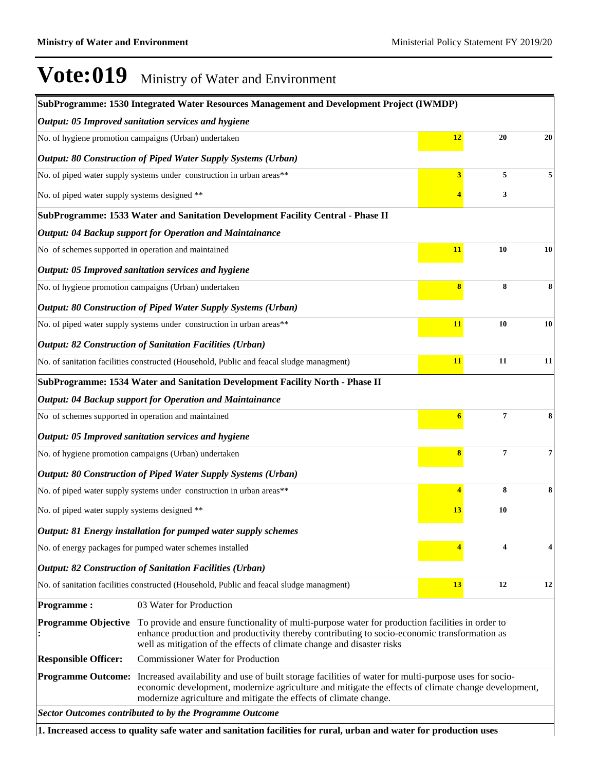# Vote:019 Ministry of Water and Environment

| | | | |
|---|---|---|---|
| **SubProgramme: 1530 Integrated Water Resources Management and Development Project (IWMDP)** | | | |
| ***Output: 05 Improved sanitation services and hygiene*** | | | |
| No. of hygiene promotion campaigns (Urban) undertaken | **12** | **20** | **20** |
| ***Output: 80 Construction of Piped Water Supply Systems (Urban)*** | | | |
| No. of piped water supply systems under construction in urban areas** | **3** | **5** | **5** |
| No. of piped water supply systems designed ** | **4** | **3** | |
| **SubProgramme: 1533 Water and Sanitation Development Facility Central - Phase II** | | | |
| ***Output: 04 Backup support for Operation and Maintainance*** | | | |
| No of schemes supported in operation and maintained | **11** | **10** | **10** |
| ***Output: 05 Improved sanitation services and hygiene*** | | | |
| No. of hygiene promotion campaigns (Urban) undertaken | **8** | **8** | **8** |
| ***Output: 80 Construction of Piped Water Supply Systems (Urban)*** | | | |
| No. of piped water supply systems under construction in urban areas** | **11** | **10** | **10** |
| ***Output: 82 Construction of Sanitation Facilities (Urban)*** | | | |
| No. of sanitation facilities constructed (Household, Public and feacal sludge managment) | **11** | **11** | **11** |
| **SubProgramme: 1534 Water and Sanitation Development Facility North - Phase II** | | | |
| ***Output: 04 Backup support for Operation and Maintainance*** | | | |
| No of schemes supported in operation and maintained | **6** | **7** | **8** |
| ***Output: 05 Improved sanitation services and hygiene*** | | | |
| No. of hygiene promotion campaigns (Urban) undertaken | **8** | **7** | **7** |
| ***Output: 80 Construction of Piped Water Supply Systems (Urban)*** | | | |
| No. of piped water supply systems under construction in urban areas** | **4** | **8** | **8** |
| No. of piped water supply systems designed ** | **13** | **10** | |
| ***Output: 81 Energy installation for pumped water supply schemes*** | | | |
| No. of energy packages for pumped water schemes installed | **4** | **4** | **4** |
| ***Output: 82 Construction of Sanitation Facilities (Urban)*** | | | |
| No. of sanitation facilities constructed (Household, Public and feacal sludge managment) | **13** | **12** | **12** |

| | |
|---|---|
| **Programme :** | 03 Water for Production |
| **Programme Objective :** | To provide and ensure functionality of multi-purpose water for production facilities in order to enhance production and productivity thereby contributing to socio-economic transformation as well as mitigation of the effects of climate change and disaster risks |
| **Responsible Officer:** | Commissioner Water for Production |
| **Programme Outcome:** | Increased availability and use of built storage facilities of water for multi-purpose uses for socio-economic development, modernize agriculture and mitigate the effects of climate change development, modernize agriculture and mitigate the effects of climate change. |

***Sector Outcomes contributed to by the Programme Outcome***

**1. Increased access to quality safe water and sanitation facilities for rural, urban and water for production uses**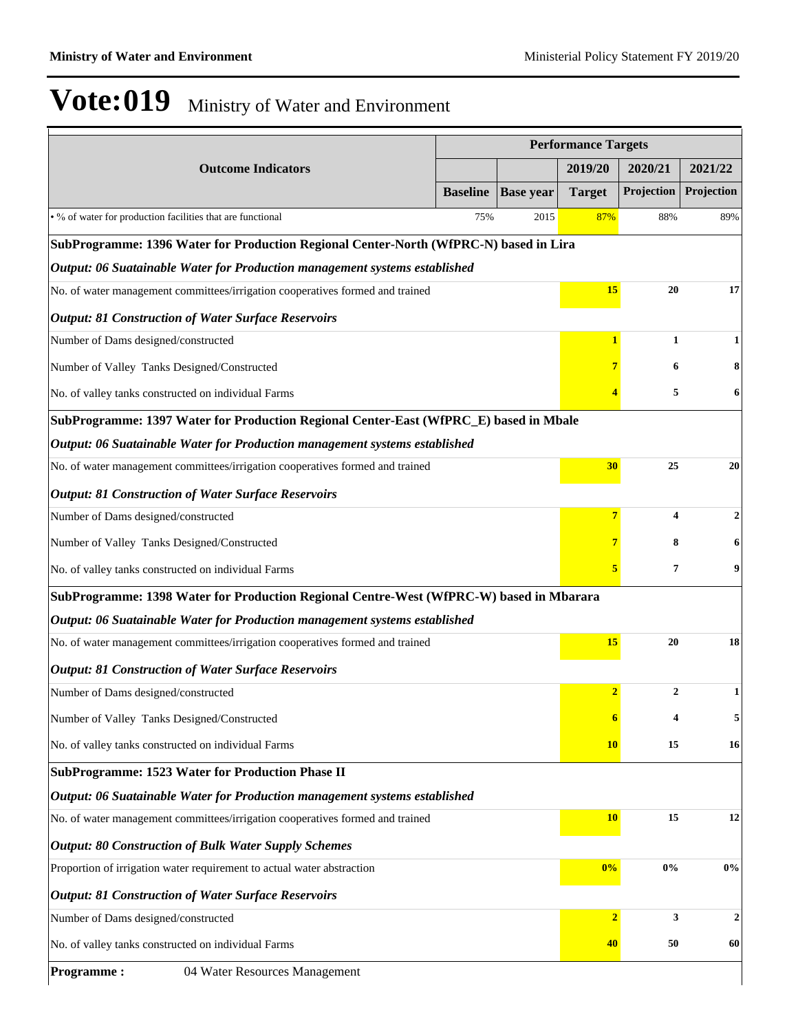# Vote:019 Ministry of Water and Environment

| Outcome Indicators | Performance Targets | | | | |
|---|---|---|---|---|---|
| | | | 2019/20 | 2020/21 | 2021/22 |
| | Baseline | Base year | Target | Projection | Projection |
| • % of water for production facilities that are functional | 75% | 2015 | 87% | 88% | 89% |
| **SubProgramme: 1396 Water for Production Regional Center-North (WfPRC-N) based in Lira** | | | | | |
| ***Output: 06 Suatainable Water for Production management systems established*** | | | | | |
| No. of water management committees/irrigation cooperatives formed and trained | | | **15** | **20** | **17** |
| ***Output: 81 Construction of Water Surface Reservoirs*** | | | | | |
| Number of Dams designed/constructed | | | **1** | **1** | **1** |
| Number of Valley Tanks Designed/Constructed | | | **7** | **6** | **8** |
| No. of valley tanks constructed on individual Farms | | | **4** | **5** | **6** |
| **SubProgramme: 1397 Water for Production Regional Center-East (WfPRC_E) based in Mbale** | | | | | |
| ***Output: 06 Suatainable Water for Production management systems established*** | | | | | |
| No. of water management committees/irrigation cooperatives formed and trained | | | **30** | **25** | **20** |
| ***Output: 81 Construction of Water Surface Reservoirs*** | | | | | |
| Number of Dams designed/constructed | | | **7** | **4** | **2** |
| Number of Valley Tanks Designed/Constructed | | | **7** | **8** | **6** |
| No. of valley tanks constructed on individual Farms | | | **5** | **7** | **9** |
| **SubProgramme: 1398 Water for Production Regional Centre-West (WfPRC-W) based in Mbarara** | | | | | |
| ***Output: 06 Suatainable Water for Production management systems established*** | | | | | |
| No. of water management committees/irrigation cooperatives formed and trained | | | **15** | **20** | **18** |
| ***Output: 81 Construction of Water Surface Reservoirs*** | | | | | |
| Number of Dams designed/constructed | | | **2** | **2** | **1** |
| Number of Valley Tanks Designed/Constructed | | | **6** | **4** | **5** |
| No. of valley tanks constructed on individual Farms | | | **10** | **15** | **16** |
| **SubProgramme: 1523 Water for Production Phase II** | | | | | |
| ***Output: 06 Suatainable Water for Production management systems established*** | | | | | |
| No. of water management committees/irrigation cooperatives formed and trained | | | **10** | **15** | **12** |
| ***Output: 80 Construction of Bulk Water Supply Schemes*** | | | | | |
| Proportion of irrigation water requirement to actual water abstraction | | | **0%** | **0%** | **0%** |
| ***Output: 81 Construction of Water Surface Reservoirs*** | | | | | |
| Number of Dams designed/constructed | | | **2** | **3** | **2** |
| No. of valley tanks constructed on individual Farms | | | **40** | **50** | **60** |

**Programme :** 04 Water Resources Management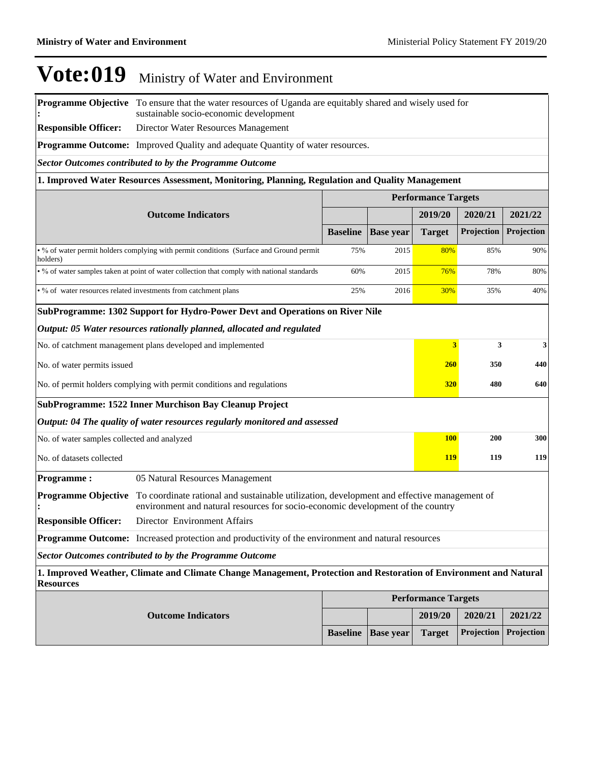# Vote:019 Ministry of Water and Environment

**Programme Objective :** To ensure that the water resources of Uganda are equitably shared and wisely used for sustainable socio-economic development

**Responsible Officer:** Director Water Resources Management

**Programme Outcome:** Improved Quality and adequate Quantity of water resources.

***Sector Outcomes contributed to by the Programme Outcome***

**1. Improved Water Resources Assessment, Monitoring, Planning, Regulation and Quality Management**

| Outcome Indicators | Performance Targets | | | | |
|---|---|---|---|---|---|
| | | | 2019/20 | 2020/21 | 2021/22 |
| | Baseline | Base year | Target | Projection | Projection |
| • % of water permit holders complying with permit conditions (Surface and Ground permit holders) | 75% | 2015 | 80% | 85% | 90% |
| • % of water samples taken at point of water collection that comply with national standards | 60% | 2015 | 76% | 78% | 80% |
| • % of water resources related investments from catchment plans | 25% | 2016 | 30% | 35% | 40% |

**SubProgramme: 1302 Support for Hydro-Power Devt and Operations on River Nile**

***Output: 05 Water resources rationally planned, allocated and regulated***

| | 2019/20 | 2020/21 | 2021/22 |
|---|---|---|---|
| No. of catchment management plans developed and implemented | 3 | 3 | 3 |
| No. of water permits issued | 260 | 350 | 440 |
| No. of permit holders complying with permit conditions and regulations | 320 | 480 | 640 |

**SubProgramme: 1522 Inner Murchison Bay Cleanup Project**

***Output: 04 The quality of water resources regularly monitored and assessed***

| | 2019/20 | 2020/21 | 2021/22 |
|---|---|---|---|
| No. of water samples collected and analyzed | 100 | 200 | 300 |
| No. of datasets collected | 119 | 119 | 119 |

**Programme :** 05 Natural Resources Management

**Programme Objective :** To coordinate rational and sustainable utilization, development and effective management of environment and natural resources for socio-economic development of the country

**Responsible Officer:** Director Environment Affairs

**Programme Outcome:** Increased protection and productivity of the environment and natural resources

***Sector Outcomes contributed to by the Programme Outcome***

**1. Improved Weather, Climate and Climate Change Management, Protection and Restoration of Environment and Natural Resources**

| Outcome Indicators | Performance Targets | | | | |
|---|---|---|---|---|---|
| | | | 2019/20 | 2020/21 | 2021/22 |
| | Baseline | Base year | Target | Projection | Projection |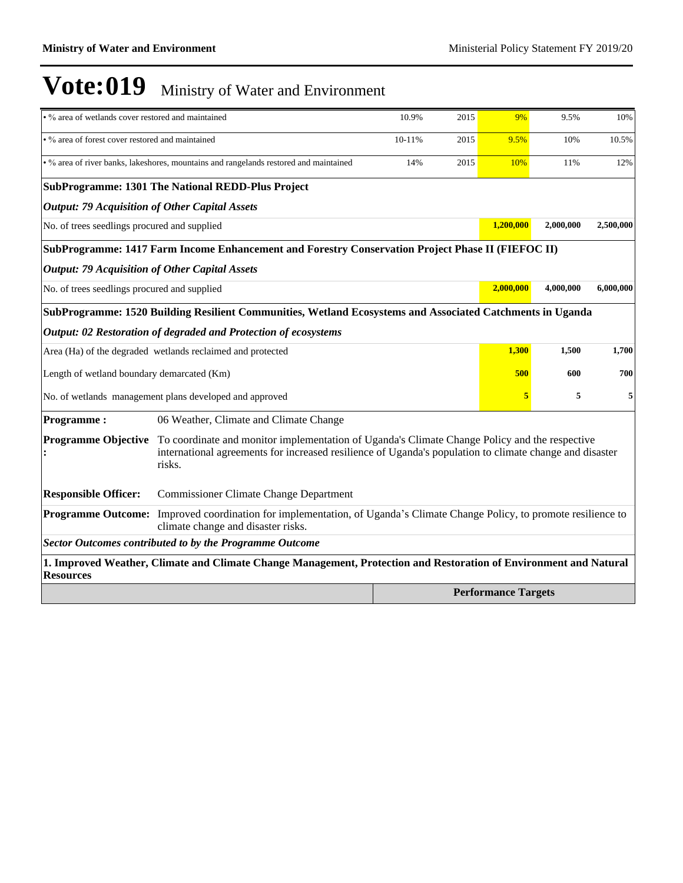# Vote:019 Ministry of Water and Environment

| | | | | | |
|---|---|---|---|---|---|
| • % area of wetlands cover restored and maintained | 10.9% | 2015 | 9% | 9.5% | 10% |
| • % area of forest cover restored and maintained | 10-11% | 2015 | 9.5% | 10% | 10.5% |
| • % area of river banks, lakeshores, mountains and rangelands restored and maintained | 14% | 2015 | 10% | 11% | 12% |

**SubProgramme: 1301 The National REDD-Plus Project**

***Output: 79 Acquisition of Other Capital Assets***

| | | | |
|---|---|---|---|
| No. of trees seedlings procured and supplied | 1,200,000 | 2,000,000 | 2,500,000 |

**SubProgramme: 1417 Farm Income Enhancement and Forestry Conservation Project Phase II (FIEFOC II)**

***Output: 79 Acquisition of Other Capital Assets***

| | | | |
|---|---|---|---|
| No. of trees seedlings procured and supplied | 2,000,000 | 4,000,000 | 6,000,000 |

**SubProgramme: 1520 Building Resilient Communities, Wetland Ecosystems and Associated Catchments in Uganda**

***Output: 02 Restoration of degraded and Protection of ecosystems***

| | | | |
|---|---|---|---|
| Area (Ha) of the degraded wetlands reclaimed and protected | 1,300 | 1,500 | 1,700 |
| Length of wetland boundary demarcated (Km) | 500 | 600 | 700 |
| No. of wetlands management plans developed and approved | 5 | 5 | 5 |

**Programme :** 06 Weather, Climate and Climate Change

**Programme Objective :** To coordinate and monitor implementation of Uganda's Climate Change Policy and the respective international agreements for increased resilience of Uganda's population to climate change and disaster risks.

**Responsible Officer:** Commissioner Climate Change Department

**Programme Outcome:** Improved coordination for implementation, of Uganda's Climate Change Policy, to promote resilience to climate change and disaster risks.

***Sector Outcomes contributed to by the Programme Outcome***

**1. Improved Weather, Climate and Climate Change Management, Protection and Restoration of Environment and Natural Resources**

| | Performance Targets |
|---|---|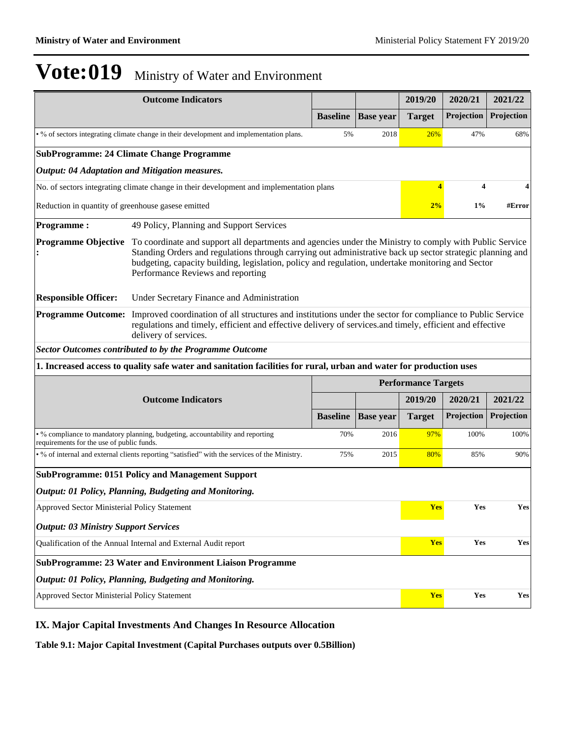# Vote:019 Ministry of Water and Environment

| Outcome Indicators | | | 2019/20 | 2020/21 | 2021/22 |
|---|---|---|---|---|---|
| | Baseline | Base year | Target | Projection | Projection |
| • % of sectors integrating climate change in their development and implementation plans. | 5% | 2018 | 26% | 47% | 68% |

**SubProgramme: 24 Climate Change Programme**

***Output: 04 Adaptation and Mitigation measures.***

| | | | | | |
|---|---|---|---|---|---|
| No. of sectors integrating climate change in their development and implementation plans | | | 4 | 4 | 4 |
| Reduction in quantity of greenhouse gasese emitted | | | 2% | 1% | #Error |

**Programme :** 49 Policy, Planning and Support Services

**Programme Objective :** To coordinate and support all departments and agencies under the Ministry to comply with Public Service Standing Orders and regulations through carrying out administrative back up sector strategic planning and budgeting, capacity building, legislation, policy and regulation, undertake monitoring and Sector Performance Reviews and reporting

**Responsible Officer:** Under Secretary Finance and Administration

**Programme Outcome:** Improved coordination of all structures and institutions under the sector for compliance to Public Service regulations and timely, efficient and effective delivery of services.and timely, efficient and effective delivery of services.

***Sector Outcomes contributed to by the Programme Outcome***

**1. Increased access to quality safe water and sanitation facilities for rural, urban and water for production uses**

| Outcome Indicators | Performance Targets | | | | |
|---|---|---|---|---|---|
| | | | 2019/20 | 2020/21 | 2021/22 |
| | Baseline | Base year | Target | Projection | Projection |
| • % compliance to mandatory planning, budgeting, accountability and reporting requirements for the use of public funds. | 70% | 2016 | 97% | 100% | 100% |
| • % of internal and external clients reporting "satisfied" with the services of the Ministry. | 75% | 2015 | 80% | 85% | 90% |

**SubProgramme: 0151 Policy and Management Support**

***Output: 01 Policy, Planning, Budgeting and Monitoring.***

| | | | | | |
|---|---|---|---|---|---|
| Approved Sector Ministerial Policy Statement | | | Yes | Yes | Yes |

***Output: 03 Ministry Support Services***

| | | | | | |
|---|---|---|---|---|---|
| Qualification of the Annual Internal and External Audit report | | | Yes | Yes | Yes |

**SubProgramme: 23 Water and Environment Liaison Programme**

***Output: 01 Policy, Planning, Budgeting and Monitoring.***

| | | | | | |
|---|---|---|---|---|---|
| Approved Sector Ministerial Policy Statement | | | Yes | Yes | Yes |

## IX. Major Capital Investments And Changes In Resource Allocation

**Table 9.1: Major Capital Investment (Capital Purchases outputs over 0.5Billion)**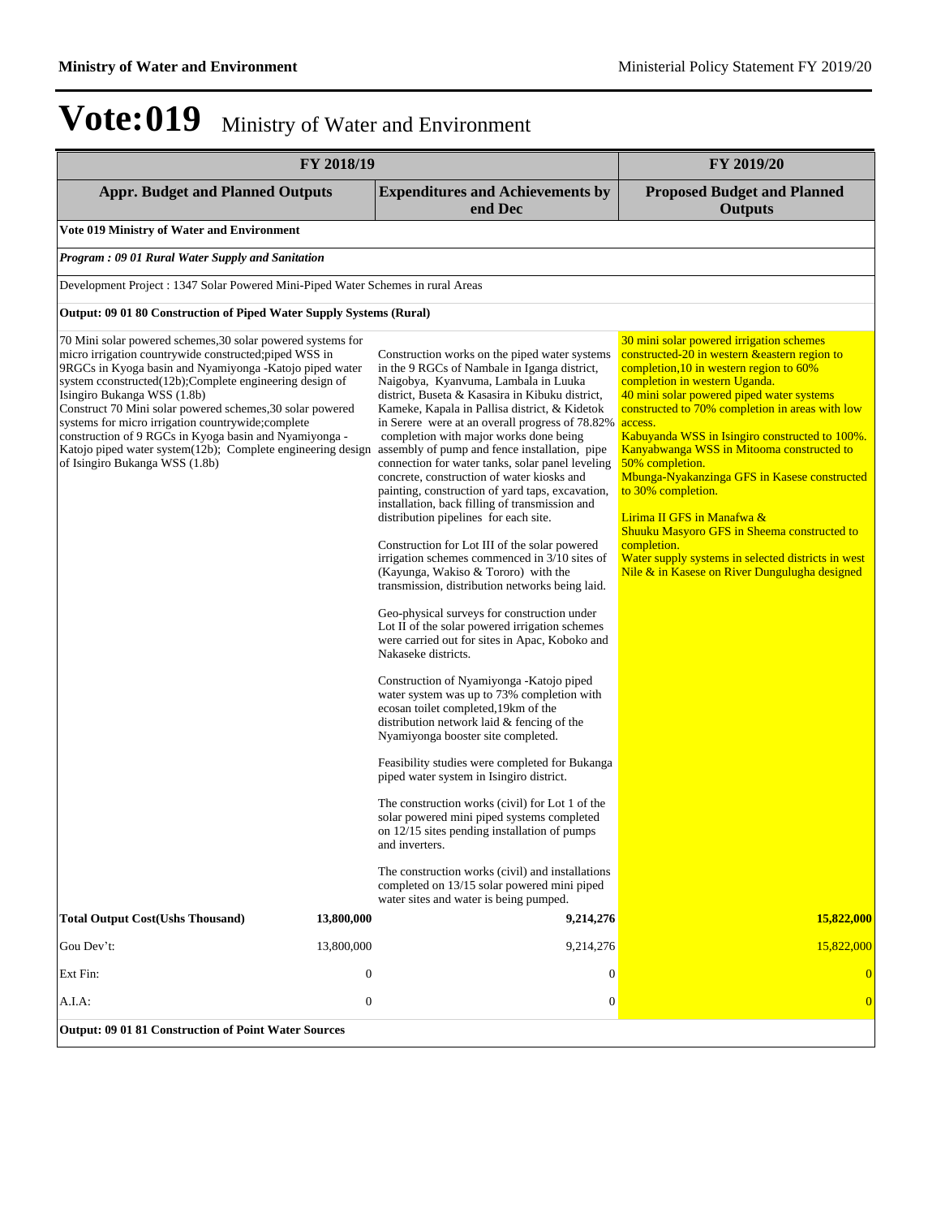# Vote:019 Ministry of Water and Environment

| FY 2018/19 | | | FY 2019/20 |
|---|---|---|---|
| **Appr. Budget and Planned Outputs** | | **Expenditures and Achievements by end Dec** | **Proposed Budget and Planned Outputs** |
| **Vote 019 Ministry of Water and Environment** | | | |
| ***Program : 09 01 Rural Water Supply and Sanitation*** | | | |
| Development Project : 1347 Solar Powered Mini-Piped Water Schemes in rural Areas | | | |
| **Output: 09 01 80 Construction of Piped Water Supply Systems (Rural)** | | | |
| 70 Mini solar powered schemes,30 solar powered systems for micro irrigation countrywide constructed;piped WSS in 9RGCs in Kyoga basin and Nyamiyonga -Katojo piped water system cconstructed(12b);Complete engineering design of Isingiro Bukanga WSS (1.8b)<br>Construct 70 Mini solar powered schemes,30 solar powered systems for micro irrigation countrywide;complete construction of 9 RGCs in Kyoga basin and Nyamiyonga -Katojo piped water system(12b); Complete engineering design of Isingiro Bukanga WSS (1.8b) | | Construction works on the piped water systems in the 9 RGCs of Nambale in Iganga district, Naigobya, Kyanvuma, Lambala in Luuka district, Buseta & Kasasira in Kibuku district, Kameke, Kapala in Pallisa district, & Kidetok in Serere were at an overall progress of 78.82% completion with major works done being assembly of pump and fence installation, pipe connection for water tanks, solar panel leveling concrete, construction of water kiosks and painting, construction of yard taps, excavation, installation, back filling of transmission and distribution pipelines for each site.<br><br>Construction for Lot III of the solar powered irrigation schemes commenced in 3/10 sites of (Kayunga, Wakiso & Tororo) with the transmission, distribution networks being laid.<br><br>Geo-physical surveys for construction under Lot II of the solar powered irrigation schemes were carried out for sites in Apac, Koboko and Nakaseke districts.<br><br>Construction of Nyamiyonga -Katojo piped water system was up to 73% completion with ecosan toilet completed,19km of the distribution network laid & fencing of the Nyamiyonga booster site completed.<br><br>Feasibility studies were completed for Bukanga piped water system in Isingiro district.<br><br>The construction works (civil) for Lot 1 of the solar powered mini piped systems completed on 12/15 sites pending installation of pumps and inverters.<br><br>The construction works (civil) and installations completed on 13/15 solar powered mini piped water sites and water is being pumped. | 30 mini solar powered irrigation schemes constructed-20 in western &eastern region to completion,10 in western region to 60% completion in western Uganda.<br>40 mini solar powered piped water systems constructed to 70% completion in areas with low access.<br>Kabuyanda WSS in Isingiro constructed to 100%.<br>Kanyabwanga WSS in Mitooma constructed to 50% completion.<br>Mbunga-Nyakanzinga GFS in Kasese constructed to 30% completion.<br><br>Lirima II GFS in Manafwa &<br>Shuuku Masyoro GFS in Sheema constructed to completion.<br>Water supply systems in selected districts in west Nile & in Kasese on River Dungulugha designed |
| **Total Output Cost(Ushs Thousand)** | **13,800,000** | **9,214,276** | **15,822,000** |
| Gou Dev't: | 13,800,000 | 9,214,276 | 15,822,000 |
| Ext Fin: | 0 | 0 | 0 |
| A.I.A: | 0 | 0 | 0 |
| **Output: 09 01 81 Construction of Point Water Sources** | | | |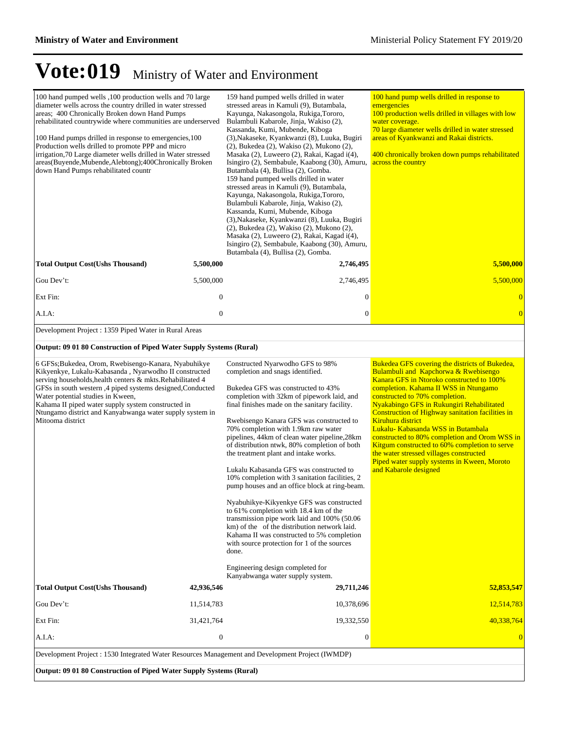# Vote:019 Ministry of Water and Environment

| | | | |
|---|---|---|---|
| 100 hand pumped wells ,100 production wells and 70 large diameter wells across the country drilled in water stressed areas; 400 Chronically Broken down Hand Pumps rehabilitated countrywide where communities are underserved<br><br>100 Hand pumps drilled in response to emergencies,100 Production wells drilled to promote PPP and micro irrigation,70 Large diameter wells drilled in water stressed areas(Buyende,Mubende,Alebtong);400Chronically Broken down Hand Pumps rehabilitated countr | | 159 hand pumped wells drilled in water stressed areas in Kamuli (9), Butambala, Kayunga, Nakasongola, Rukiga,Tororo, Bulambuli Kabarole, Jinja, Wakiso (2), Kassanda, Kumi, Mubende, Kiboga (3),Nakaseke, Kyankwanzi (8), Luuka, Bugiri (2), Bukedea (2), Wakiso (2), Mukono (2), Masaka (2), Luweero (2), Rakai, Kagad i(4), Isingiro (2), Sembabule, Kaabong (30), Amuru, Butambala (4), Bullisa (2), Gomba.<br>159 hand pumped wells drilled in water stressed areas in Kamuli (9), Butambala, Kayunga, Nakasongola, Rukiga,Tororo, Bulambuli Kabarole, Jinja, Wakiso (2), Kassanda, Kumi, Mubende, Kiboga (3),Nakaseke, Kyankwanzi (8), Luuka, Bugiri (2), Bukedea (2), Wakiso (2), Mukono (2), Masaka (2), Luweero (2), Rakai, Kagad i(4), Isingiro (2), Sembabule, Kaabong (30), Amuru, Butambala (4), Bullisa (2), Gomba. | 100 hand pump wells drilled in response to emergencies<br>100 production wells drilled in villages with low water coverage.<br>70 large diameter wells drilled in water stressed areas of Kyankwanzi and Rakai districts.<br><br>400 chronically broken down pumps rehabilitated across the country |
| **Total Output Cost(Ushs Thousand)** | **5,500,000** | **2,746,495** | **5,500,000** |
| Gou Dev't: | 5,500,000 | 2,746,495 | 5,500,000 |
| Ext Fin: | 0 | 0 | 0 |
| A.I.A: | 0 | 0 | 0 |

Development Project : 1359 Piped Water in Rural Areas

**Output: 09 01 80 Construction of Piped Water Supply Systems (Rural)**

| | | | |
|---|---|---|---|
| 6 GFSs;Bukedea, Orom, Rwebisengo-Kanara, Nyabuhikye Kikyenkye, Lukalu-Kabasanda , Nyarwodho II constructed serving households,health centers & mkts.Rehabilitated 4 GFSs in south western ,4 piped systems designed,Conducted Water potential studies in Kween,<br>Kahama II piped water supply system constructed in Ntungamo district and Kanyabwanga water supply system in Mitooma district | | Constructed Nyarwodho GFS to 98% completion and snags identified.<br><br>Bukedea GFS was constructed to 43% completion with 32km of pipework laid, and final finishes made on the sanitary facility.<br><br>Rwebisengo Kanara GFS was constructed to 70% completion with 1.9km raw water pipelines, 44km of clean water pipeline,28km of distribution ntwk, 80% completion of both the treatment plant and intake works.<br><br>Lukalu Kabasanda GFS was constructed to 10% completion with 3 sanitation facilities, 2 pump houses and an office block at ring-beam.<br><br>Nyabuhikye-Kikyenkye GFS was constructed to 61% completion with 18.4 km of the transmission pipe work laid and 100% (50.06 km) of the of the distribution network laid.<br>Kahama II was constructed to 5% completion with source protection for 1 of the sources done.<br><br>Engineering design completed for Kanyabwanga water supply system. | Bukedea GFS covering the districts of Bukedea, Bulambuli and Kapchorwa & Rwebisengo Kanara GFS in Ntoroko constructed to 100% completion. Kahama II WSS in Ntungamo constructed to 70% completion.<br>Nyakabingo GFS in Rukungiri Rehabilitated<br>Construction of Highway sanitation facilities in Kiruhura district<br>Lukalu- Kabasanda WSS in Butambala constructed to 80% completion and Orom WSS in Kitgum constructed to 60% completion to serve the water stressed villages constructed<br>Piped water supply systems in Kween, Moroto and Kabarole designed |
| **Total Output Cost(Ushs Thousand)** | **42,936,546** | **29,711,246** | **52,853,547** |
| Gou Dev't: | 11,514,783 | 10,378,696 | 12,514,783 |
| Ext Fin: | 31,421,764 | 19,332,550 | 40,338,764 |
| A.I.A: | 0 | 0 | 0 |

Development Project : 1530 Integrated Water Resources Management and Development Project (IWMDP)

**Output: 09 01 80 Construction of Piped Water Supply Systems (Rural)**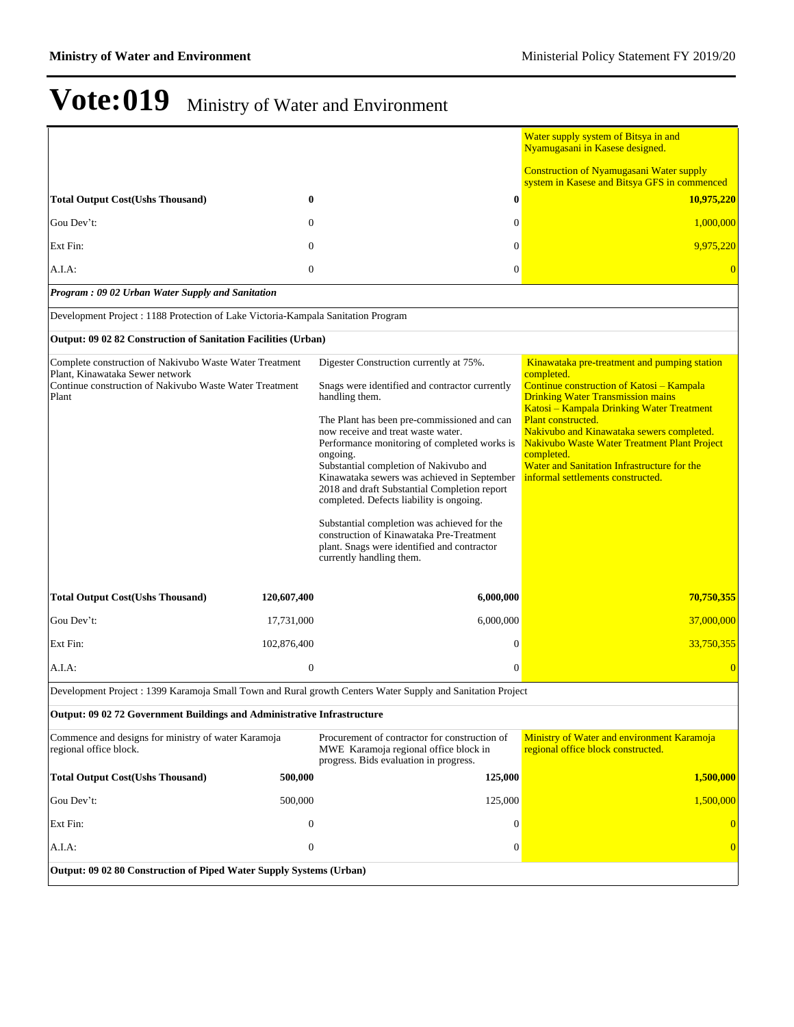# Vote:019 Ministry of Water and Environment

| | | |
|---|---|---|
| | | Water supply system of Bitsya in and Nyamugasani in Kasese designed.<br><br>Construction of Nyamugasani Water supply system in Kasese and Bitsya GFS in commenced |
| **Total Output Cost(Ushs Thousand)** | **0** | **0** | **10,975,220** |
| Gou Dev't: | 0 | 0 | 1,000,000 |
| Ext Fin: | 0 | 0 | 9,975,220 |
| A.I.A: | 0 | 0 | 0 |

***Program : 09 02 Urban Water Supply and Sanitation***

Development Project : 1188 Protection of Lake Victoria-Kampala Sanitation Program

**Output: 09 02 82 Construction of Sanitation Facilities (Urban)**

| | | | |
|---|---|---|---|
| Complete construction of Nakivubo Waste Water Treatment Plant, Kinawataka Sewer network<br>Continue construction of Nakivubo Waste Water Treatment Plant | | Digester Construction currently at 75%.<br><br>Snags were identified and contractor currently handling them.<br><br>The Plant has been pre-commissioned and can now receive and treat waste water.<br>Performance monitoring of completed works is ongoing.<br>Substantial completion of Nakivubo and Kinawataka sewers was achieved in September 2018 and draft Substantial Completion report completed. Defects liability is ongoing.<br><br>Substantial completion was achieved for the construction of Kinawataka Pre-Treatment plant. Snags were identified and contractor currently handling them. | Kinawataka pre-treatment and pumping station completed.<br>Continue construction of Katosi – Kampala Drinking Water Transmission mains<br>Katosi – Kampala Drinking Water Treatment Plant constructed.<br>Nakivubo and Kinawataka sewers completed.<br>Nakivubo Waste Water Treatment Plant Project completed.<br>Water and Sanitation Infrastructure for the informal settlements constructed. |
| **Total Output Cost(Ushs Thousand)** | **120,607,400** | **6,000,000** | **70,750,355** |
| Gou Dev't: | 17,731,000 | 6,000,000 | 37,000,000 |
| Ext Fin: | 102,876,400 | 0 | 33,750,355 |
| A.I.A: | 0 | 0 | 0 |

Development Project : 1399 Karamoja Small Town and Rural growth Centers Water Supply and Sanitation Project

**Output: 09 02 72 Government Buildings and Administrative Infrastructure**

| | | | |
|---|---|---|---|
| Commence and designs for ministry of water Karamoja regional office block. | | Procurement of contractor for construction of MWE Karamoja regional office block in progress. Bids evaluation in progress. | Ministry of Water and environment Karamoja regional office block constructed. |
| **Total Output Cost(Ushs Thousand)** | **500,000** | **125,000** | **1,500,000** |
| Gou Dev't: | 500,000 | 125,000 | 1,500,000 |
| Ext Fin: | 0 | 0 | 0 |
| A.I.A: | 0 | 0 | 0 |

**Output: 09 02 80 Construction of Piped Water Supply Systems (Urban)**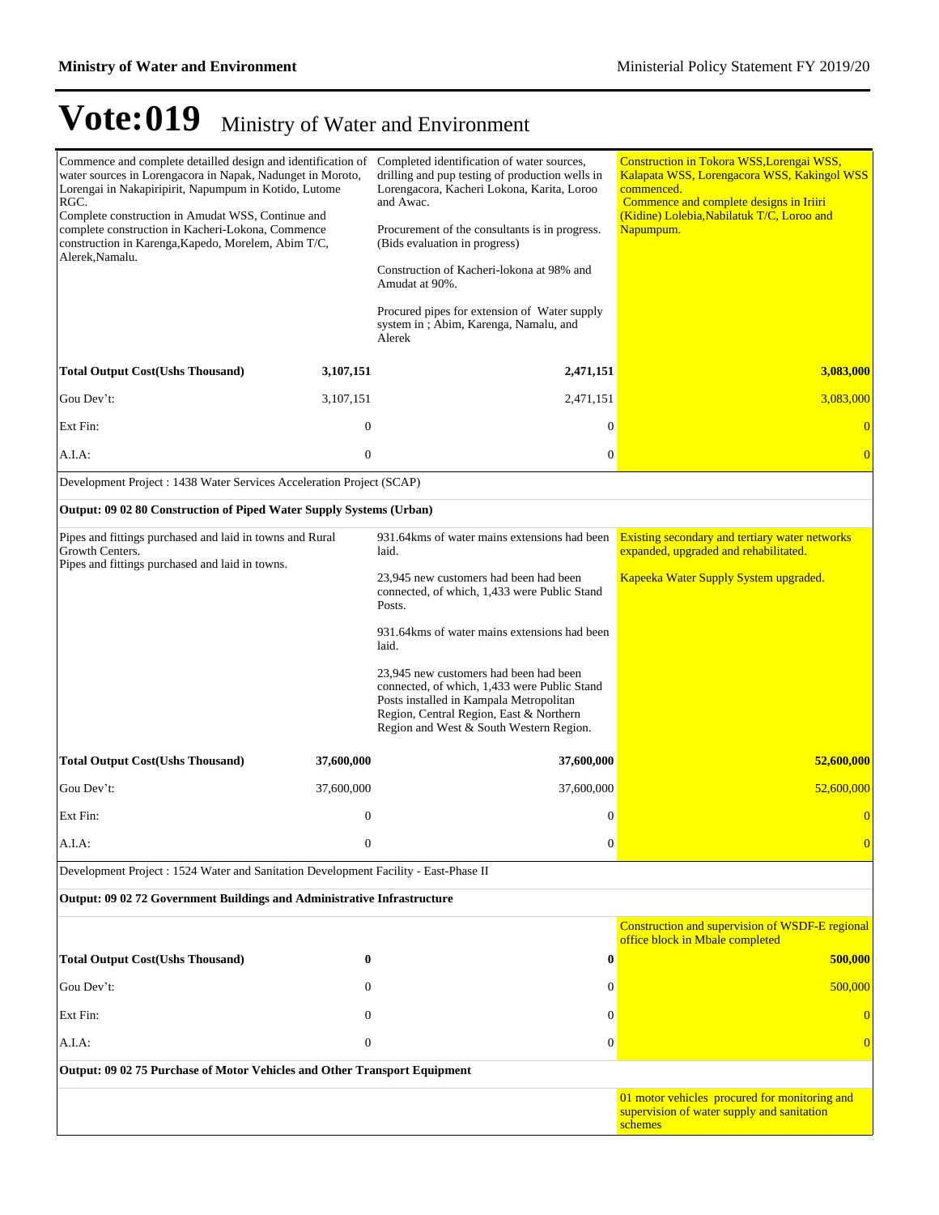# Vote:019 Ministry of Water and Environment

| | | | |
|---|---|---|---|
| Commence and complete detailled design and identification of water sources in Lorengacora in Napak, Nadunget in Moroto, Lorengai in Nakapiripirit, Napumpum in Kotido, Lutome RGC.<br>Complete construction in Amudat WSS, Continue and complete construction in Kacheri-Lokona, Commence construction in Karenga,Kapedo, Morelem, Abim T/C, Alerek,Namalu. | | Completed identification of water sources, drilling and pup testing of production wells in Lorengacora, Kacheri Lokona, Karita, Loroo and Awac.<br><br>Procurement of the consultants is in progress. (Bids evaluation in progress)<br><br>Construction of Kacheri-lokona at 98% and Amudat at 90%.<br><br>Procured pipes for extension of Water supply system in ; Abim, Karenga, Namalu, and Alerek | Construction in Tokora WSS,Lorengai WSS, Kalapata WSS, Lorengacora WSS, Kakingol WSS commenced.<br>Commence and complete designs in Iriiri (Kidine) Lolebia,Nabilatuk T/C, Loroo and Napumpum. |
| **Total Output Cost(Ushs Thousand)** | **3,107,151** | **2,471,151** | **3,083,000** |
| Gou Dev't: | 3,107,151 | 2,471,151 | 3,083,000 |
| Ext Fin: | 0 | 0 | 0 |
| A.I.A: | 0 | 0 | 0 |
| Development Project : 1438 Water Services Acceleration Project (SCAP) | | | |
| **Output: 09 02 80 Construction of Piped Water Supply Systems (Urban)** | | | |
| Pipes and fittings purchased and laid in towns and Rural Growth Centers.<br>Pipes and fittings purchased and laid in towns. | | 931.64kms of water mains extensions had been laid.<br><br>23,945 new customers had been had been connected, of which, 1,433 were Public Stand Posts.<br><br>931.64kms of water mains extensions had been laid.<br><br>23,945 new customers had been had been connected, of which, 1,433 were Public Stand Posts installed in Kampala Metropolitan Region, Central Region, East & Northern Region and West & South Western Region. | Existing secondary and tertiary water networks expanded, upgraded and rehabilitated.<br><br>Kapeeka Water Supply System upgraded. |
| **Total Output Cost(Ushs Thousand)** | **37,600,000** | **37,600,000** | **52,600,000** |
| Gou Dev't: | 37,600,000 | 37,600,000 | 52,600,000 |
| Ext Fin: | 0 | 0 | 0 |
| A.I.A: | 0 | 0 | 0 |
| Development Project : 1524 Water and Sanitation Development Facility - East-Phase II | | | |
| **Output: 09 02 72 Government Buildings and Administrative Infrastructure** | | | |
| | | | Construction and supervision of WSDF-E regional office block in Mbale completed |
| **Total Output Cost(Ushs Thousand)** | **0** | **0** | **500,000** |
| Gou Dev't: | 0 | 0 | 500,000 |
| Ext Fin: | 0 | 0 | 0 |
| A.I.A: | 0 | 0 | 0 |
| **Output: 09 02 75 Purchase of Motor Vehicles and Other Transport Equipment** | | | |
| | | | 01 motor vehicles procured for monitoring and supervision of water supply and sanitation schemes |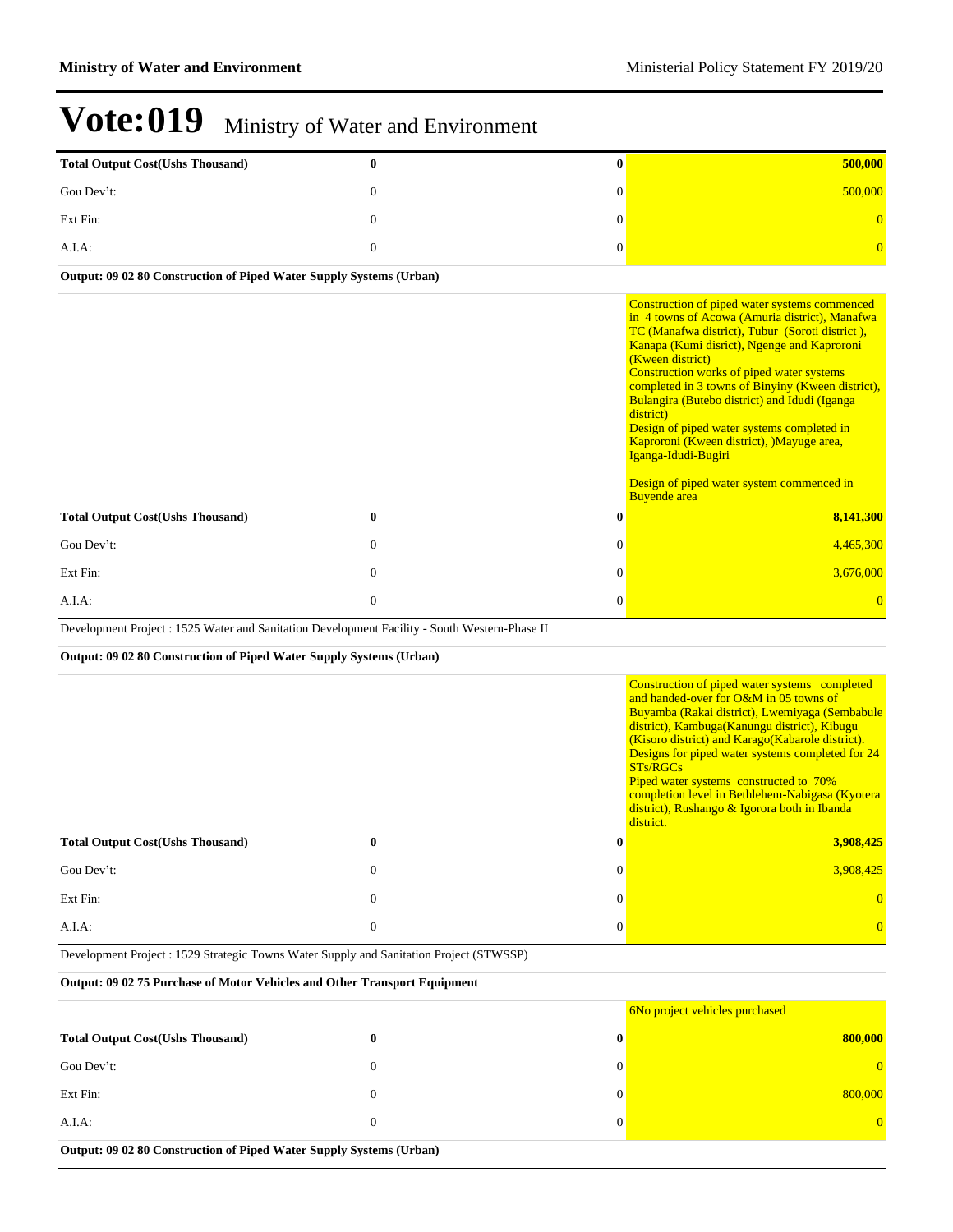# Vote:019 Ministry of Water and Environment

| | | | |
|---|---|---|---|
| **Total Output Cost(Ushs Thousand)** | **0** | **0** | **500,000** |
| Gou Dev't: | 0 | 0 | 500,000 |
| Ext Fin: | 0 | 0 | 0 |
| A.I.A: | 0 | 0 | 0 |
| **Output: 09 02 80 Construction of Piped Water Supply Systems (Urban)** | | | |
| | | | Construction of piped water systems commenced in 4 towns of Acowa (Amuria district), Manafwa TC (Manafwa district), Tubur (Soroti district ), Kanapa (Kumi disrict), Ngenge and Kaproroni (Kween district)<br>Construction works of piped water systems completed in 3 towns of Binyiny (Kween district), Bulangira (Butebo district) and Idudi (Iganga district)<br>Design of piped water systems completed in Kaproroni (Kween district), )Mayuge area, Iganga-Idudi-Bugiri<br><br>Design of piped water system commenced in Buyende area |
| **Total Output Cost(Ushs Thousand)** | **0** | **0** | **8,141,300** |
| Gou Dev't: | 0 | 0 | 4,465,300 |
| Ext Fin: | 0 | 0 | 3,676,000 |
| A.I.A: | 0 | 0 | 0 |
| Development Project : 1525 Water and Sanitation Development Facility - South Western-Phase II | | | |
| **Output: 09 02 80 Construction of Piped Water Supply Systems (Urban)** | | | |
| | | | Construction of piped water systems completed and handed-over for O&M in 05 towns of Buyamba (Rakai district), Lwemiyaga (Sembabule district), Kambuga(Kanungu district), Kibugu (Kisoro district) and Karago(Kabarole district).<br>Designs for piped water systems completed for 24 STs/RGCs<br>Piped water systems constructed to 70% completion level in Bethlehem-Nabigasa (Kyotera district), Rushango & Igorora both in Ibanda district. |
| **Total Output Cost(Ushs Thousand)** | **0** | **0** | **3,908,425** |
| Gou Dev't: | 0 | 0 | 3,908,425 |
| Ext Fin: | 0 | 0 | 0 |
| A.I.A: | 0 | 0 | 0 |
| Development Project : 1529 Strategic Towns Water Supply and Sanitation Project (STWSSP) | | | |
| **Output: 09 02 75 Purchase of Motor Vehicles and Other Transport Equipment** | | | |
| | | | 6No project vehicles purchased |
| **Total Output Cost(Ushs Thousand)** | **0** | **0** | **800,000** |
| Gou Dev't: | 0 | 0 | 0 |
| Ext Fin: | 0 | 0 | 800,000 |
| A.I.A: | 0 | 0 | 0 |
| **Output: 09 02 80 Construction of Piped Water Supply Systems (Urban)** | | | |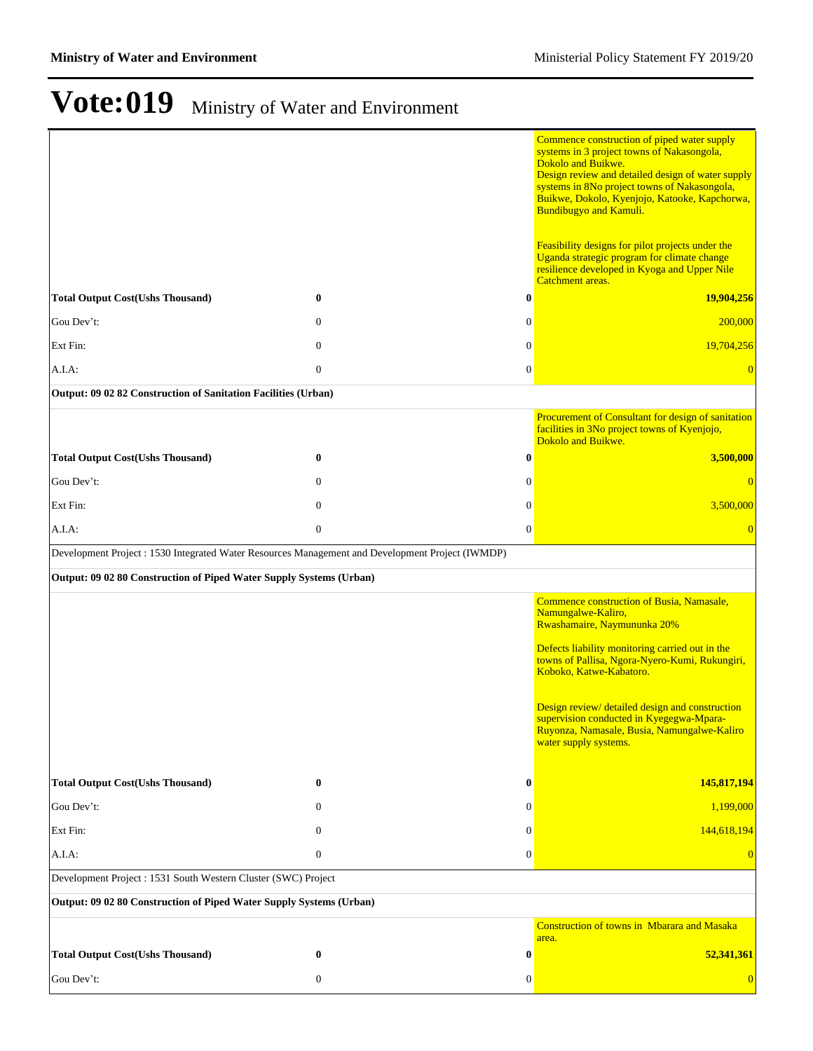# Vote:019 Ministry of Water and Environment

| | | | |
|---|---|---|---|
| | | | Commence construction of piped water supply systems in 3 project towns of Nakasongola, Dokolo and Buikwe.<br>Design review and detailed design of water supply systems in 8No project towns of Nakasongola, Buikwe, Dokolo, Kyenjojo, Katooke, Kapchorwa, Bundibugyo and Kamuli.<br><br>Feasibility designs for pilot projects under the Uganda strategic program for climate change resilience developed in Kyoga and Upper Nile Catchment areas. |
| **Total Output Cost(Ushs Thousand)** | **0** | **0** | **19,904,256** |
| Gou Dev't: | 0 | 0 | 200,000 |
| Ext Fin: | 0 | 0 | 19,704,256 |
| A.I.A: | 0 | 0 | 0 |
| **Output: 09 02 82 Construction of Sanitation Facilities (Urban)** | | | |
| | | | Procurement of Consultant for design of sanitation facilities in 3No project towns of Kyenjojo, Dokolo and Buikwe. |
| **Total Output Cost(Ushs Thousand)** | **0** | **0** | **3,500,000** |
| Gou Dev't: | 0 | 0 | 0 |
| Ext Fin: | 0 | 0 | 3,500,000 |
| A.I.A: | 0 | 0 | 0 |
| Development Project : 1530 Integrated Water Resources Management and Development Project (IWMDP) | | | |
| **Output: 09 02 80 Construction of Piped Water Supply Systems (Urban)** | | | |
| | | | Commence construction of Busia, Namasale, Namungalwe-Kaliro,<br>Rwashamaire, Naymununka 20%<br><br>Defects liability monitoring carried out in the towns of Pallisa, Ngora-Nyero-Kumi, Rukungiri, Koboko, Katwe-Kabatoro.<br><br>Design review/ detailed design and construction supervision conducted in Kyegegwa-Mpara-Ruyonza, Namasale, Busia, Namungalwe-Kaliro water supply systems. |
| **Total Output Cost(Ushs Thousand)** | **0** | **0** | **145,817,194** |
| Gou Dev't: | 0 | 0 | 1,199,000 |
| Ext Fin: | 0 | 0 | 144,618,194 |
| A.I.A: | 0 | 0 | 0 |
| Development Project : 1531 South Western Cluster (SWC) Project | | | |
| **Output: 09 02 80 Construction of Piped Water Supply Systems (Urban)** | | | |
| | | | Construction of towns in Mbarara and Masaka area. |
| **Total Output Cost(Ushs Thousand)** | **0** | **0** | **52,341,361** |
| Gou Dev't: | 0 | 0 | 0 |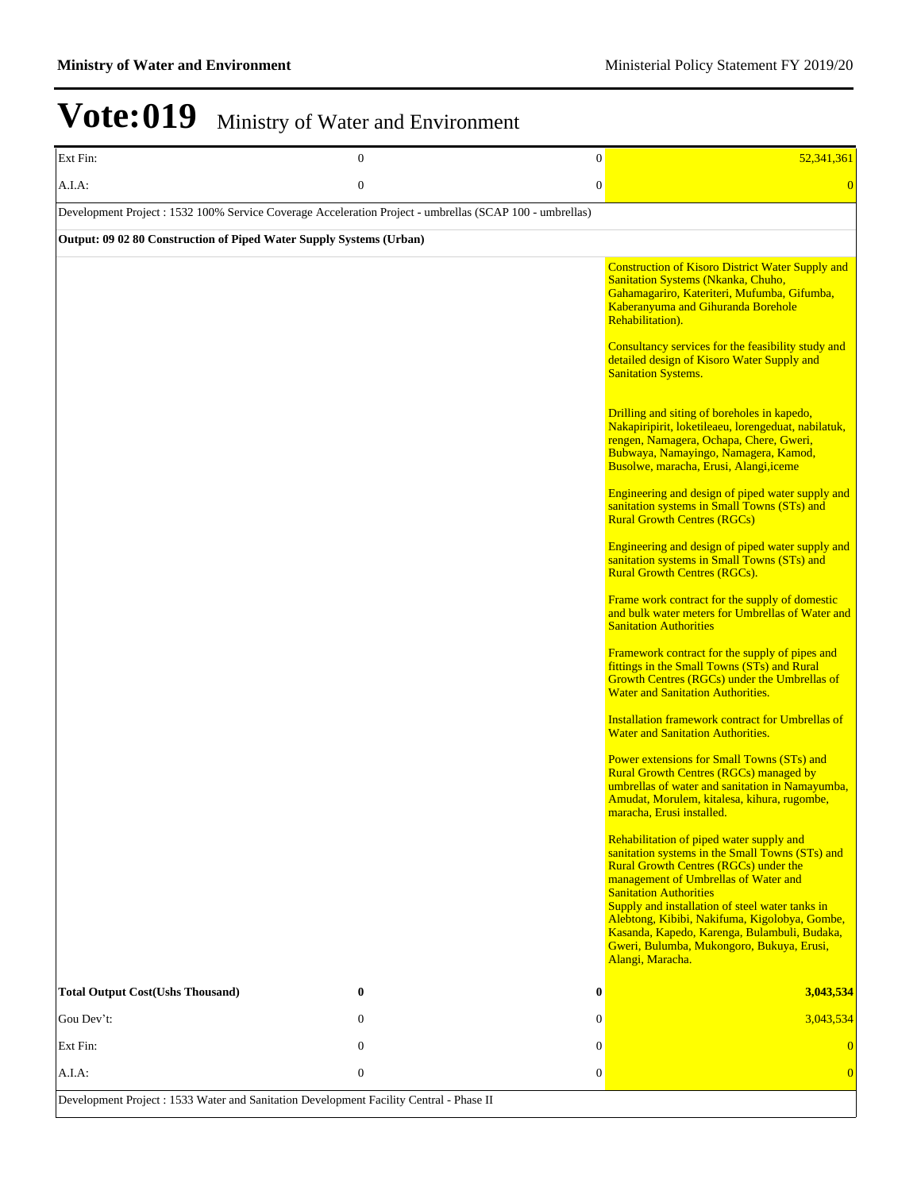# Vote:019 Ministry of Water and Environment

| | | | |
|---|---|---|---|
| Ext Fin: | 0 | 0 | 52,341,361 |
| A.I.A: | 0 | 0 | 0 |
| Development Project : 1532 100% Service Coverage Acceleration Project - umbrellas (SCAP 100 - umbrellas) | | | |
| **Output: 09 02 80 Construction of Piped Water Supply Systems (Urban)** | | | |
| | | | Construction of Kisoro District Water Supply and Sanitation Systems (Nkanka, Chuho, Gahamagariro, Kateriteri, Mufumba, Gifumba, Kaberanyuma and Gihuranda Borehole Rehabilitation).<br><br>Consultancy services for the feasibility study and detailed design of Kisoro Water Supply and Sanitation Systems.<br><br>Drilling and siting of boreholes in kapedo, Nakapiripirit, loketileaeu, lorengeduat, nabilatuk, rengen, Namagera, Ochapa, Chere, Gweri, Bubwaya, Namayingo, Namagera, Kamod, Busolwe, maracha, Erusi, Alangi,iceme<br><br>Engineering and design of piped water supply and sanitation systems in Small Towns (STs) and Rural Growth Centres (RGCs)<br><br>Engineering and design of piped water supply and sanitation systems in Small Towns (STs) and Rural Growth Centres (RGCs).<br><br>Frame work contract for the supply of domestic and bulk water meters for Umbrellas of Water and Sanitation Authorities<br><br>Framework contract for the supply of pipes and fittings in the Small Towns (STs) and Rural Growth Centres (RGCs) under the Umbrellas of Water and Sanitation Authorities.<br><br>Installation framework contract for Umbrellas of Water and Sanitation Authorities.<br><br>Power extensions for Small Towns (STs) and Rural Growth Centres (RGCs) managed by umbrellas of water and sanitation in Namayumba, Amudat, Morulem, kitalesa, kihura, rugombe, maracha, Erusi installed.<br><br>Rehabilitation of piped water supply and sanitation systems in the Small Towns (STs) and Rural Growth Centres (RGCs) under the management of Umbrellas of Water and Sanitation Authorities<br>Supply and installation of steel water tanks in Alebtong, Kibibi, Nakifuma, Kigolobya, Gombe, Kasanda, Kapedo, Karenga, Bulambuli, Budaka, Gweri, Bulumba, Mukongoro, Bukuya, Erusi, Alangi, Maracha. |
| **Total Output Cost(Ushs Thousand)** | **0** | **0** | **3,043,534** |
| Gou Dev't: | 0 | 0 | 3,043,534 |
| Ext Fin: | 0 | 0 | 0 |
| A.I.A: | 0 | 0 | 0 |
| Development Project : 1533 Water and Sanitation Development Facility Central - Phase II | | | |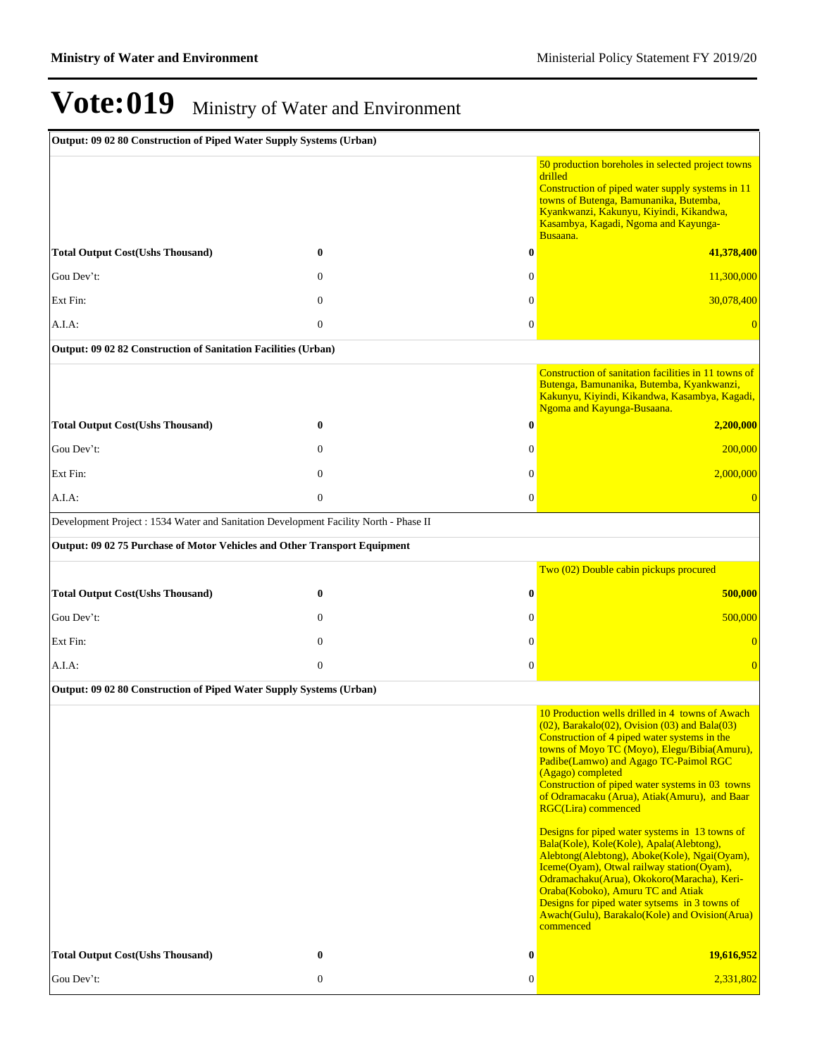# Vote:019 Ministry of Water and Environment

| Output: 09 02 80 Construction of Piped Water Supply Systems (Urban) | | | |
|---|---|---|---|
| | | | 50 production boreholes in selected project towns drilled<br>Construction of piped water supply systems in 11 towns of Butenga, Bamunanika, Butemba, Kyankwanzi, Kakunyu, Kiyindi, Kikandwa, Kasambya, Kagadi, Ngoma and Kayunga-Busaana. |
| **Total Output Cost(Ushs Thousand)** | **0** | **0** | **41,378,400** |
| Gou Dev't: | 0 | 0 | 11,300,000 |
| Ext Fin: | 0 | 0 | 30,078,400 |
| A.I.A: | 0 | 0 | 0 |
| **Output: 09 02 82 Construction of Sanitation Facilities (Urban)** | | | |
| | | | Construction of sanitation facilities in 11 towns of Butenga, Bamunanika, Butemba, Kyankwanzi, Kakunyu, Kiyindi, Kikandwa, Kasambya, Kagadi, Ngoma and Kayunga-Busaana. |
| **Total Output Cost(Ushs Thousand)** | **0** | **0** | **2,200,000** |
| Gou Dev't: | 0 | 0 | 200,000 |
| Ext Fin: | 0 | 0 | 2,000,000 |
| A.I.A: | 0 | 0 | 0 |
| Development Project : 1534 Water and Sanitation Development Facility North - Phase II | | | |
| **Output: 09 02 75 Purchase of Motor Vehicles and Other Transport Equipment** | | | |
| | | | Two (02) Double cabin pickups procured |
| **Total Output Cost(Ushs Thousand)** | **0** | **0** | **500,000** |
| Gou Dev't: | 0 | 0 | 500,000 |
| Ext Fin: | 0 | 0 | 0 |
| A.I.A: | 0 | 0 | 0 |
| **Output: 09 02 80 Construction of Piped Water Supply Systems (Urban)** | | | |
| | | | 10 Production wells drilled in 4 towns of Awach (02), Barakalo(02), Ovision (03) and Bala(03)<br>Construction of 4 piped water systems in the towns of Moyo TC (Moyo), Elegu/Bibia(Amuru), Padibe(Lamwo) and Agago TC-Paimol RGC (Agago) completed<br>Construction of piped water systems in 03 towns of Odramacaku (Arua), Atiak(Amuru), and Baar RGC(Lira) commenced<br><br>Designs for piped water systems in 13 towns of Bala(Kole), Kole(Kole), Apala(Alebtong), Alebtong(Alebtong), Aboke(Kole), Ngai(Oyam), Iceme(Oyam), Otwal railway station(Oyam), Odramachaku(Arua), Okokoro(Maracha), Keri-Oraba(Koboko), Amuru TC and Atiak<br>Designs for piped water sytsems in 3 towns of Awach(Gulu), Barakalo(Kole) and Ovision(Arua) commenced |
| **Total Output Cost(Ushs Thousand)** | **0** | **0** | **19,616,952** |
| Gou Dev't: | 0 | 0 | 2,331,802 |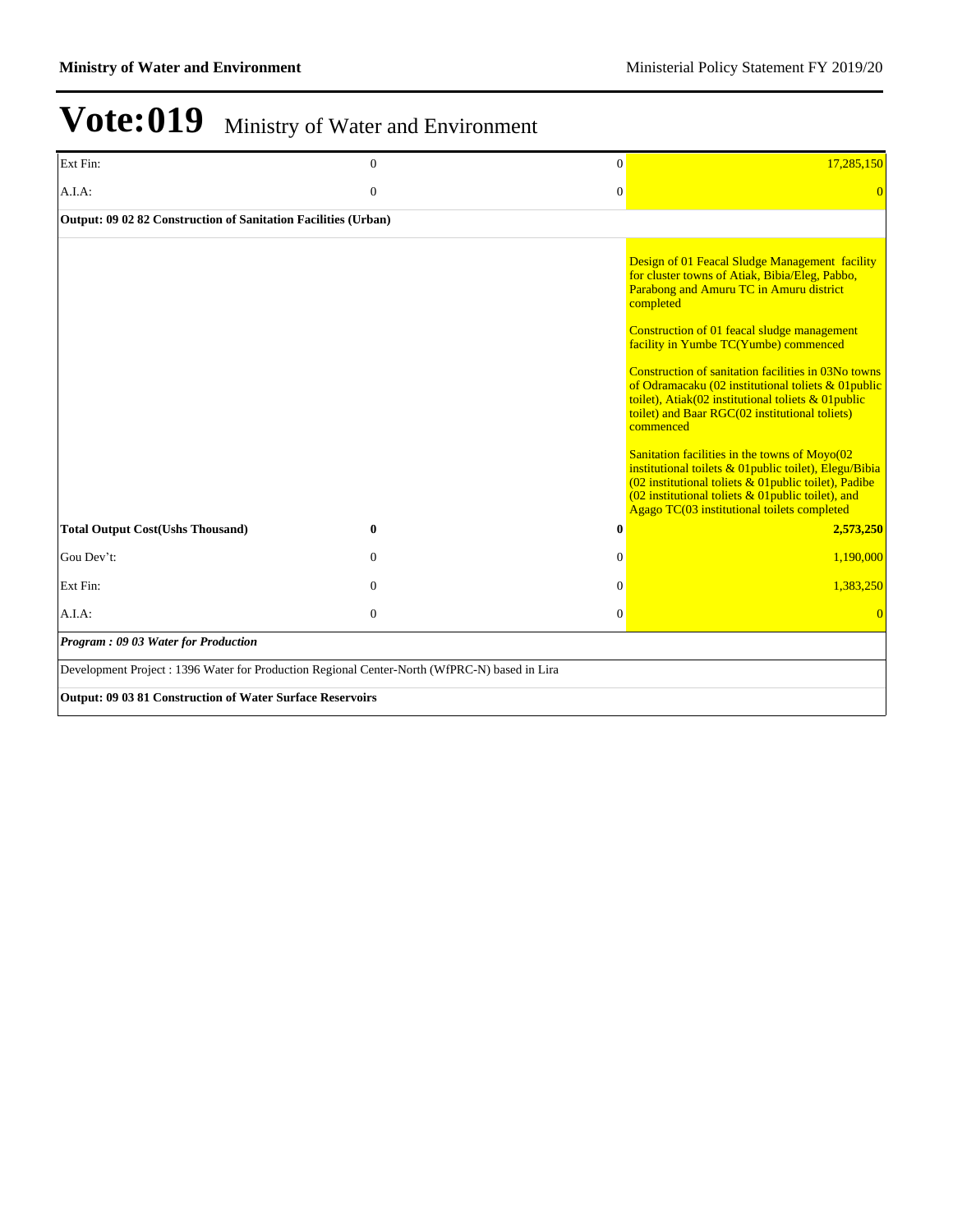# Vote:019 Ministry of Water and Environment

| | | | |
|---|---|---|---|
| Ext Fin: | 0 | 0 | 17,285,150 |
| A.I.A: | 0 | 0 | 0 |
| **Output: 09 02 82 Construction of Sanitation Facilities (Urban)** | | | |
| | | | Design of 01 Feacal Sludge Management facility for cluster towns of Atiak, Bibia/Eleg, Pabbo, Parabong and Amuru TC in Amuru district completed<br><br>Construction of 01 feacal sludge management facility in Yumbe TC(Yumbe) commenced<br><br>Construction of sanitation facilities in 03No towns of Odramacaku (02 institutional toliets & 01public toilet), Atiak(02 institutional toliets & 01public toilet) and Baar RGC(02 institutional toliets) commenced<br><br>Sanitation facilities in the towns of Moyo(02 institutional toilets & 01public toilet), Elegu/Bibia (02 institutional toliets & 01public toilet), Padibe (02 institutional toliets & 01public toilet), and Agago TC(03 institutional toilets completed |
| **Total Output Cost(Ushs Thousand)** | **0** | **0** | **2,573,250** |
| Gou Dev't: | 0 | 0 | 1,190,000 |
| Ext Fin: | 0 | 0 | 1,383,250 |
| A.I.A: | 0 | 0 | 0 |
| ***Program : 09 03 Water for Production*** | | | |
| Development Project : 1396 Water for Production Regional Center-North (WfPRC-N) based in Lira | | | |
| **Output: 09 03 81 Construction of Water Surface Reservoirs** | | | |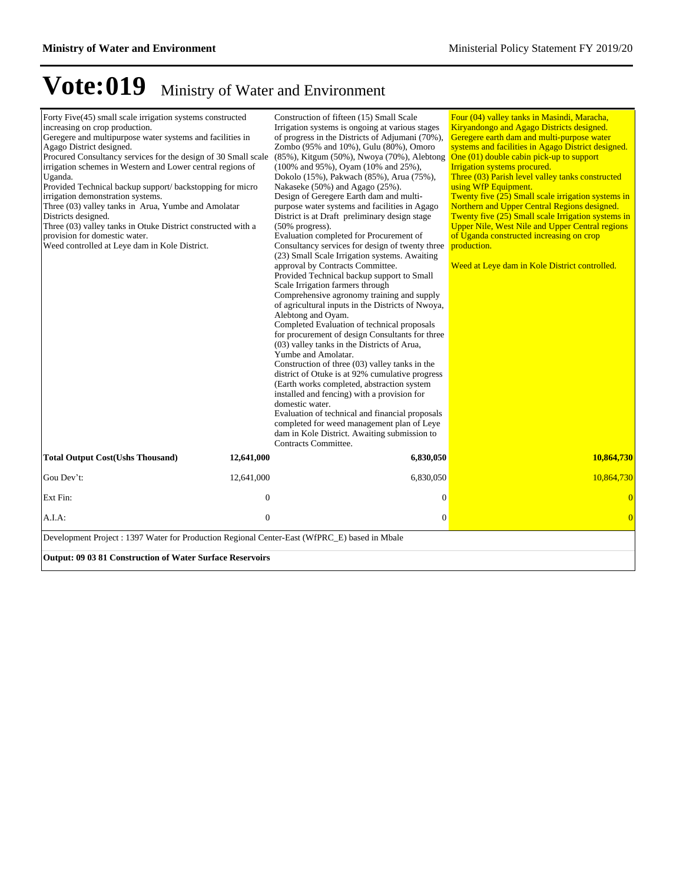# Vote:019 Ministry of Water and Environment

| | | | |
|---|---|---|---|
| Forty Five(45) small scale irrigation systems constructed increasing on crop production.<br>Geregere and multipurpose water systems and facilities in Agago District designed.<br>Procured Consultancy services for the design of 30 Small scale irrigation schemes in Western and Lower central regions of Uganda.<br>Provided Technical backup support/ backstopping for micro irrigation demonstration systems.<br>Three (03) valley tanks in Arua, Yumbe and Amolatar Districts designed.<br>Three (03) valley tanks in Otuke District constructed with a provision for domestic water.<br>Weed controlled at Leye dam in Kole District. | | Construction of fifteen (15) Small Scale Irrigation systems is ongoing at various stages of progress in the Districts of Adjumani (70%), Zombo (95% and 10%), Gulu (80%), Omoro (85%), Kitgum (50%), Nwoya (70%), Alebtong (100% and 95%), Oyam (10% and 25%), Dokolo (15%), Pakwach (85%), Arua (75%), Nakaseke (50%) and Agago (25%).<br>Design of Geregere Earth dam and multi-purpose water systems and facilities in Agago District is at Draft preliminary design stage (50% progress).<br>Evaluation completed for Procurement of Consultancy services for design of twenty three (23) Small Scale Irrigation systems. Awaiting approval by Contracts Committee.<br>Provided Technical backup support to Small Scale Irrigation farmers through Comprehensive agronomy training and supply of agricultural inputs in the Districts of Nwoya, Alebtong and Oyam.<br>Completed Evaluation of technical proposals for procurement of design Consultants for three (03) valley tanks in the Districts of Arua, Yumbe and Amolatar.<br>Construction of three (03) valley tanks in the district of Otuke is at 92% cumulative progress (Earth works completed, abstraction system installed and fencing) with a provision for domestic water.<br>Evaluation of technical and financial proposals completed for weed management plan of Leye dam in Kole District. Awaiting submission to Contracts Committee. | Four (04) valley tanks in Masindi, Maracha, Kiryandongo and Agago Districts designed.<br>Geregere earth dam and multi-purpose water systems and facilities in Agago District designed.<br>One (01) double cabin pick-up to support Irrigation systems procured.<br>Three (03) Parish level valley tanks constructed using WfP Equipment.<br>Twenty five (25) Small scale irrigation systems in Northern and Upper Central Regions designed.<br>Twenty five (25) Small scale Irrigation systems in Upper Nile, West Nile and Upper Central regions of Uganda constructed increasing on crop production.<br><br>Weed at Leye dam in Kole District controlled. |
| **Total Output Cost(Ushs Thousand)** | **12,641,000** | **6,830,050** | **10,864,730** |
| Gou Dev't: | 12,641,000 | 6,830,050 | 10,864,730 |
| Ext Fin: | 0 | 0 | 0 |
| A.I.A: | 0 | 0 | 0 |

Development Project : 1397 Water for Production Regional Center-East (WfPRC_E) based in Mbale

**Output: 09 03 81 Construction of Water Surface Reservoirs**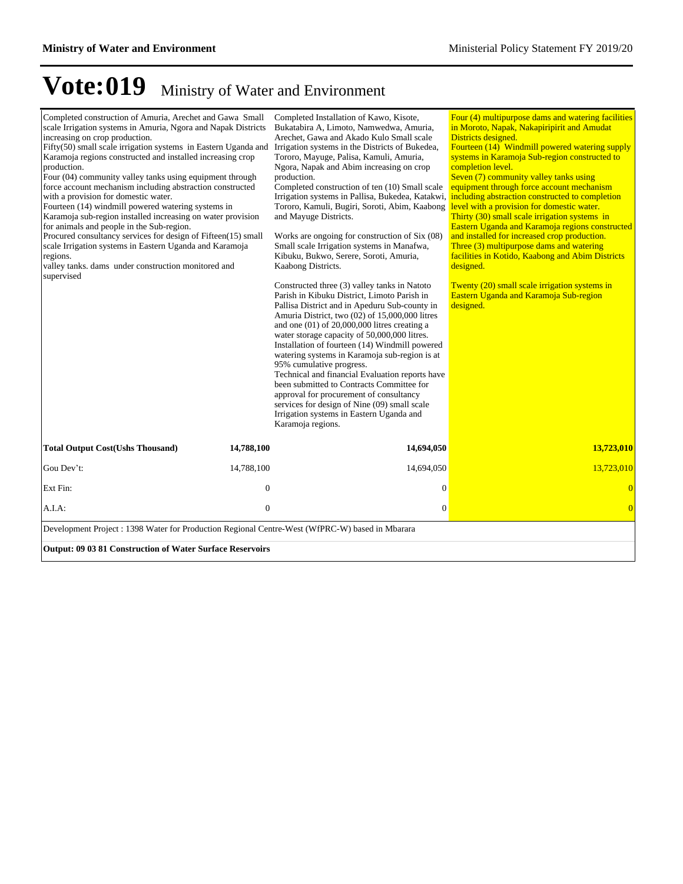# Vote:019 Ministry of Water and Environment

| | | | |
|---|---|---|---|
| Completed construction of Amuria, Arechet and Gawa Small scale Irrigation systems in Amuria, Ngora and Napak Districts increasing on crop production.<br>Fifty(50) small scale irrigation systems in Eastern Uganda and Karamoja regions constructed and installed increasing crop production.<br>Four (04) community valley tanks using equipment through force account mechanism including abstraction constructed with a provision for domestic water.<br>Fourteen (14) windmill powered watering systems in Karamoja sub-region installed increasing on water provision for animals and people in the Sub-region.<br>Procured consultancy services for design of Fifteen(15) small scale Irrigation systems in Eastern Uganda and Karamoja regions.<br>valley tanks. dams under construction monitored and supervised | | Completed Installation of Kawo, Kisote, Bukatabira A, Limoto, Namwedwa, Amuria, Arechet, Gawa and Akado Kulo Small scale Irrigation systems in the Districts of Bukedea, Tororo, Mayuge, Palisa, Kamuli, Amuria, Ngora, Napak and Abim increasing on crop production.<br>Completed construction of ten (10) Small scale Irrigation systems in Pallisa, Bukedea, Katakwi, Tororo, Kamuli, Bugiri, Soroti, Abim, Kaabong and Mayuge Districts.<br><br>Works are ongoing for construction of Six (08) Small scale Irrigation systems in Manafwa, Kibuku, Bukwo, Serere, Soroti, Amuria, Kaabong Districts.<br><br>Constructed three (3) valley tanks in Natoto Parish in Kibuku District, Limoto Parish in Pallisa District and in Apeduru Sub-county in Amuria District, two (02) of 15,000,000 litres and one (01) of 20,000,000 litres creating a water storage capacity of 50,000,000 litres.<br>Installation of fourteen (14) Windmill powered watering systems in Karamoja sub-region is at 95% cumulative progress.<br>Technical and financial Evaluation reports have been submitted to Contracts Committee for approval for procurement of consultancy services for design of Nine (09) small scale Irrigation systems in Eastern Uganda and Karamoja regions. | Four (4) multipurpose dams and watering facilities in Moroto, Napak, Nakapiripirit and Amudat Districts designed.<br>Fourteen (14) Windmill powered watering supply systems in Karamoja Sub-region constructed to completion level.<br>Seven (7) community valley tanks using equipment through force account mechanism including abstraction constructed to completion level with a provision for domestic water.<br>Thirty (30) small scale irrigation systems in Eastern Uganda and Karamoja regions constructed and installed for increased crop production.<br>Three (3) multipurpose dams and watering facilities in Kotido, Kaabong and Abim Districts designed.<br><br>Twenty (20) small scale irrigation systems in Eastern Uganda and Karamoja Sub-region designed. |
| **Total Output Cost(Ushs Thousand)** | **14,788,100** | **14,694,050** | **13,723,010** |
| Gou Dev't: | 14,788,100 | 14,694,050 | 13,723,010 |
| Ext Fin: | 0 | 0 | 0 |
| A.I.A: | 0 | 0 | 0 |

Development Project : 1398 Water for Production Regional Centre-West (WfPRC-W) based in Mbarara

**Output: 09 03 81 Construction of Water Surface Reservoirs**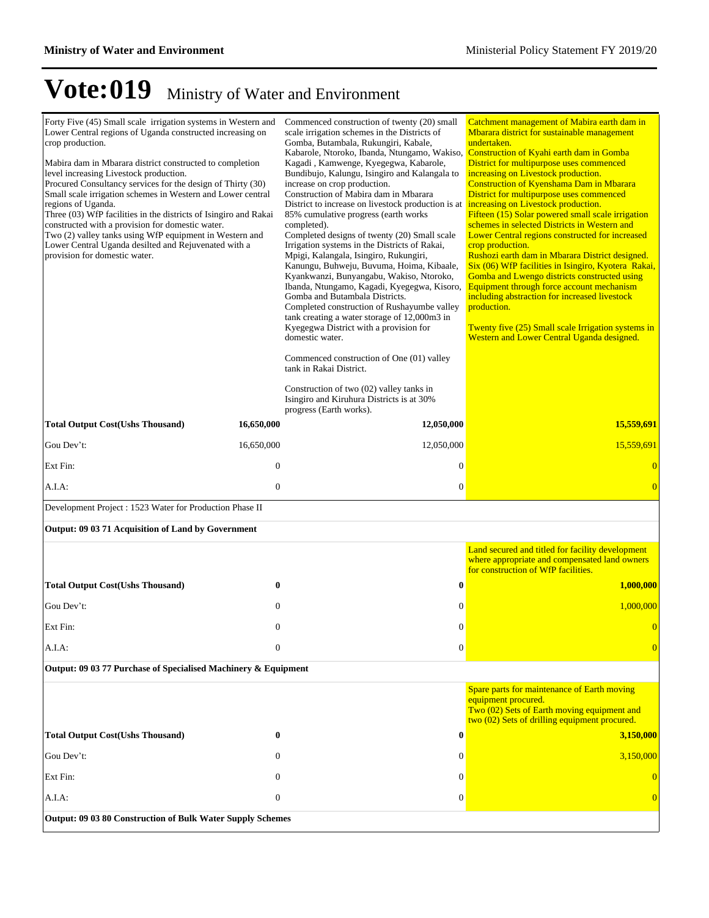# Vote:019 Ministry of Water and Environment

| | | | |
|---|---|---|---|
| Forty Five (45) Small scale irrigation systems in Western and Lower Central regions of Uganda constructed increasing on crop production.<br><br>Mabira dam in Mbarara district constructed to completion level increasing Livestock production.<br>Procured Consultancy services for the design of Thirty (30) Small scale irrigation schemes in Western and Lower central regions of Uganda.<br>Three (03) WfP facilities in the districts of Isingiro and Rakai constructed with a provision for domestic water.<br>Two (2) valley tanks using WfP equipment in Western and Lower Central Uganda desilted and Rejuvenated with a provision for domestic water. | | Commenced construction of twenty (20) small scale irrigation schemes in the Districts of Gomba, Butambala, Rukungiri, Kabale, Kabarole, Ntoroko, Ibanda, Ntungamo, Wakiso, Kagadi , Kamwenge, Kyegegwa, Kabarole, Bundibujo, Kalungu, Isingiro and Kalangala to increase on crop production.<br>Construction of Mabira dam in Mbarara District to increase on livestock production is at 85% cumulative progress (earth works completed).<br>Completed designs of twenty (20) Small scale Irrigation systems in the Districts of Rakai, Mpigi, Kalangala, Isingiro, Rukungiri, Kanungu, Buhweju, Buvuma, Hoima, Kibaale, Kyankwanzi, Bunyangabu, Wakiso, Ntoroko, Ibanda, Ntungamo, Kagadi, Kyegegwa, Kisoro, Gomba and Butambala Districts.<br>Completed construction of Rushayumbe valley tank creating a water storage of 12,000m3 in Kyegegwa District with a provision for domestic water.<br><br>Commenced construction of One (01) valley tank in Rakai District.<br><br>Construction of two (02) valley tanks in Isingiro and Kiruhura Districts is at 30% progress (Earth works). | Catchment management of Mabira earth dam in Mbarara district for sustainable management undertaken.<br>Construction of Kyahi earth dam in Gomba District for multipurpose uses commenced increasing on Livestock production.<br>Construction of Kyenshama Dam in Mbarara District for multipurpose uses commenced increasing on Livestock production.<br>Fifteen (15) Solar powered small scale irrigation schemes in selected Districts in Western and Lower Central regions constructed for increased crop production.<br>Rushozi earth dam in Mbarara District designed.<br>Six (06) WfP facilities in Isingiro, Kyotera Rakai, Gomba and Lwengo districts constructed using Equipment through force account mechanism including abstraction for increased livestock production.<br><br>Twenty five (25) Small scale Irrigation systems in Western and Lower Central Uganda designed. |
| **Total Output Cost(Ushs Thousand)** | **16,650,000** | **12,050,000** | **15,559,691** |
| Gou Dev't: | 16,650,000 | 12,050,000 | 15,559,691 |
| Ext Fin: | 0 | 0 | 0 |
| A.I.A: | 0 | 0 | 0 |

Development Project : 1523 Water for Production Phase II

**Output: 09 03 71 Acquisition of Land by Government**

| | | | |
|---|---|---|---|
| | | | Land secured and titled for facility development where appropriate and compensated land owners for construction of WfP facilities. |
| **Total Output Cost(Ushs Thousand)** | **0** | **0** | **1,000,000** |
| Gou Dev't: | 0 | 0 | 1,000,000 |
| Ext Fin: | 0 | 0 | 0 |
| A.I.A: | 0 | 0 | 0 |

**Output: 09 03 77 Purchase of Specialised Machinery & Equipment**

| | | | |
|---|---|---|---|
| | | | Spare parts for maintenance of Earth moving equipment procured.<br>Two (02) Sets of Earth moving equipment and two (02) Sets of drilling equipment procured. |
| **Total Output Cost(Ushs Thousand)** | **0** | **0** | **3,150,000** |
| Gou Dev't: | 0 | 0 | 3,150,000 |
| Ext Fin: | 0 | 0 | 0 |
| A.I.A: | 0 | 0 | 0 |

**Output: 09 03 80 Construction of Bulk Water Supply Schemes**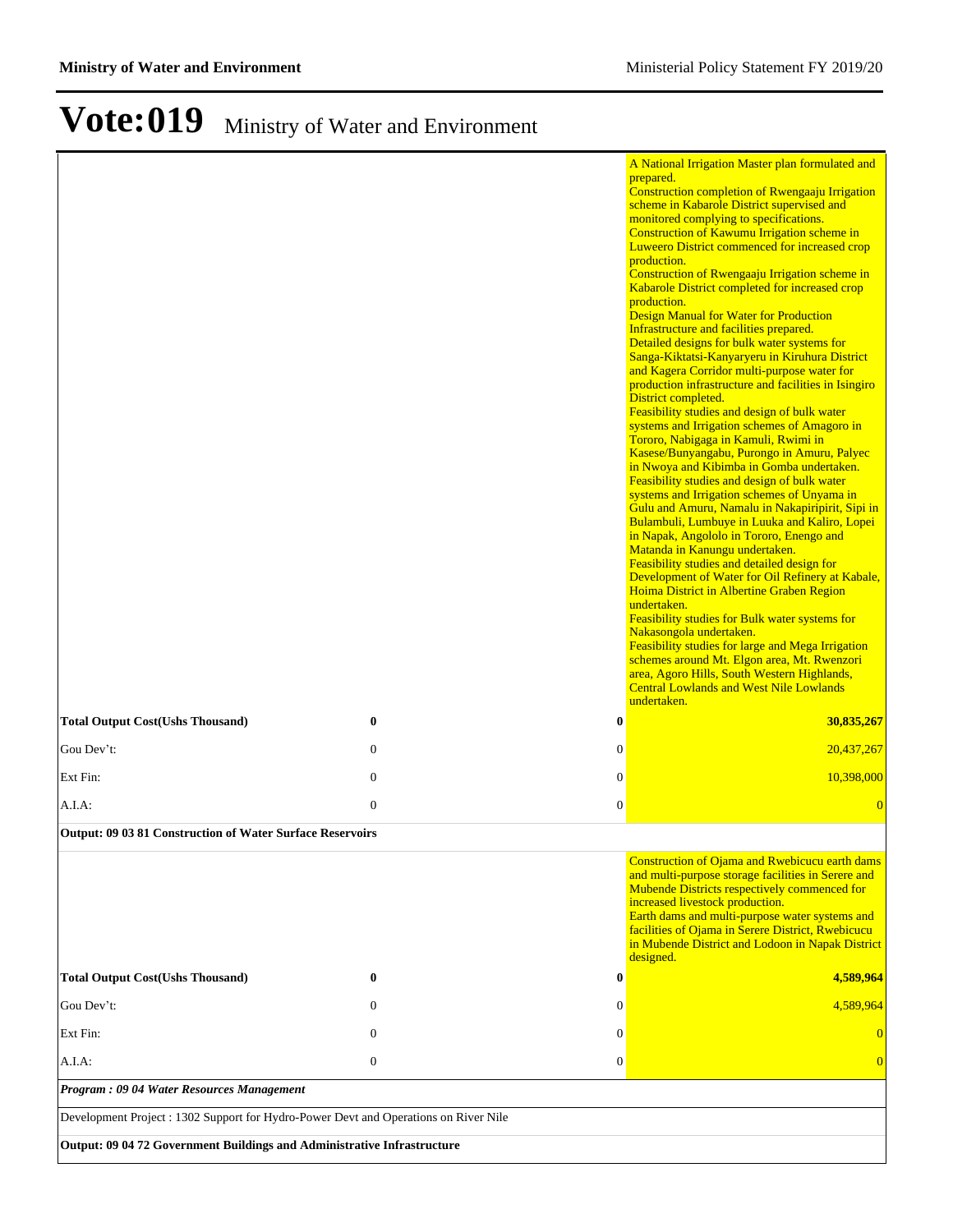# Vote:019 Ministry of Water and Environment

| | | | |
|---|---|---|---|
| | | | A National Irrigation Master plan formulated and prepared.<br>Construction completion of Rwengaaju Irrigation scheme in Kabarole District supervised and monitored complying to specifications.<br>Construction of Kawumu Irrigation scheme in Luweero District commenced for increased crop production.<br>Construction of Rwengaaju Irrigation scheme in Kabarole District completed for increased crop production.<br>Design Manual for Water for Production Infrastructure and facilities prepared.<br>Detailed designs for bulk water systems for Sanga-Kiktatsi-Kanyaryeru in Kiruhura District and Kagera Corridor multi-purpose water for production infrastructure and facilities in Isingiro District completed.<br>Feasibility studies and design of bulk water systems and Irrigation schemes of Amagoro in Tororo, Nabigaga in Kamuli, Rwimi in Kasese/Bunyangabu, Purongo in Amuru, Palyec in Nwoya and Kibimba in Gomba undertaken.<br>Feasibility studies and design of bulk water systems and Irrigation schemes of Unyama in Gulu and Amuru, Namalu in Nakapiripirit, Sipi in Bulambuli, Lumbuye in Luuka and Kaliro, Lopei in Napak, Angololo in Tororo, Enengo and Matanda in Kanungu undertaken.<br>Feasibility studies and detailed design for Development of Water for Oil Refinery at Kabale, Hoima District in Albertine Graben Region undertaken.<br>Feasibility studies for Bulk water systems for Nakasongola undertaken.<br>Feasibility studies for large and Mega Irrigation schemes around Mt. Elgon area, Mt. Rwenzori area, Agoro Hills, South Western Highlands, Central Lowlands and West Nile Lowlands undertaken. |
| **Total Output Cost(Ushs Thousand)** | **0** | **0** | **30,835,267** |
| Gou Dev't: | 0 | 0 | 20,437,267 |
| Ext Fin: | 0 | 0 | 10,398,000 |
| A.I.A: | 0 | 0 | 0 |
| **Output: 09 03 81 Construction of Water Surface Reservoirs** | | | |
| | | | Construction of Ojama and Rwebicucu earth dams and multi-purpose storage facilities in Serere and Mubende Districts respectively commenced for increased livestock production.<br>Earth dams and multi-purpose water systems and facilities of Ojama in Serere District, Rwebicucu in Mubende District and Lodoon in Napak District designed. |
| **Total Output Cost(Ushs Thousand)** | **0** | **0** | **4,589,964** |
| Gou Dev't: | 0 | 0 | 4,589,964 |
| Ext Fin: | 0 | 0 | 0 |
| A.I.A: | 0 | 0 | 0 |
| ***Program : 09 04 Water Resources Management*** | | | |
| Development Project : 1302 Support for Hydro-Power Devt and Operations on River Nile | | | |
| **Output: 09 04 72 Government Buildings and Administrative Infrastructure** | | | |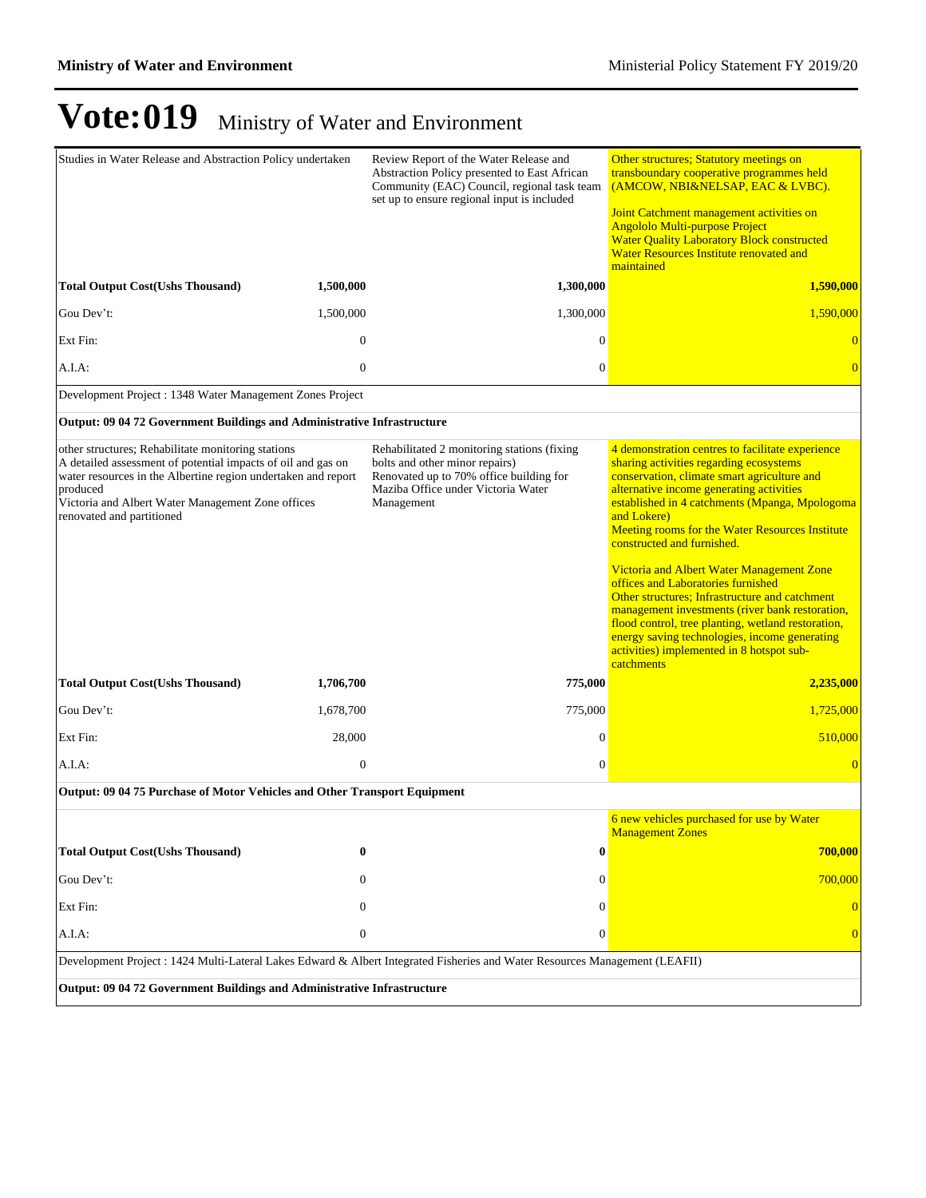# Vote:019 Ministry of Water and Environment

| | | | |
|---|---|---|---|
| Studies in Water Release and Abstraction Policy undertaken | | Review Report of the Water Release and Abstraction Policy presented to East African Community (EAC) Council, regional task team set up to ensure regional input is included | Other structures; Statutory meetings on transboundary cooperative programmes held (AMCOW, NBI&NELSAP, EAC & LVBC).<br><br>Joint Catchment management activities on Angololo Multi-purpose Project<br>Water Quality Laboratory Block constructed<br>Water Resources Institute renovated and maintained |
| **Total Output Cost(Ushs Thousand)** | **1,500,000** | **1,300,000** | **1,590,000** |
| Gou Dev't: | 1,500,000 | 1,300,000 | 1,590,000 |
| Ext Fin: | 0 | 0 | 0 |
| A.I.A: | 0 | 0 | 0 |
| Development Project : 1348 Water Management Zones Project | | | |
| **Output: 09 04 72 Government Buildings and Administrative Infrastructure** | | | |
| other structures; Rehabilitate monitoring stations<br>A detailed assessment of potential impacts of oil and gas on water resources in the Albertine region undertaken and report produced<br>Victoria and Albert Water Management Zone offices renovated and partitioned | | Rehabilitated 2 monitoring stations (fixing bolts and other minor repairs)<br>Renovated up to 70% office building for Maziba Office under Victoria Water Management | 4 demonstration centres to facilitate experience sharing activities regarding ecosystems conservation, climate smart agriculture and alternative income generating activities established in 4 catchments (Mpanga, Mpologoma and Lokere)<br>Meeting rooms for the Water Resources Institute constructed and furnished.<br><br>Victoria and Albert Water Management Zone offices and Laboratories furnished<br>Other structures; Infrastructure and catchment management investments (river bank restoration, flood control, tree planting, wetland restoration, energy saving technologies, income generating activities) implemented in 8 hotspot sub-catchments |
| **Total Output Cost(Ushs Thousand)** | **1,706,700** | **775,000** | **2,235,000** |
| Gou Dev't: | 1,678,700 | 775,000 | 1,725,000 |
| Ext Fin: | 28,000 | 0 | 510,000 |
| A.I.A: | 0 | 0 | 0 |
| **Output: 09 04 75 Purchase of Motor Vehicles and Other Transport Equipment** | | | |
| | | | 6 new vehicles purchased for use by Water Management Zones |
| **Total Output Cost(Ushs Thousand)** | **0** | **0** | **700,000** |
| Gou Dev't: | 0 | 0 | 700,000 |
| Ext Fin: | 0 | 0 | 0 |
| A.I.A: | 0 | 0 | 0 |
| Development Project : 1424 Multi-Lateral Lakes Edward & Albert Integrated Fisheries and Water Resources Management (LEAFII) | | | |
| **Output: 09 04 72 Government Buildings and Administrative Infrastructure** | | | |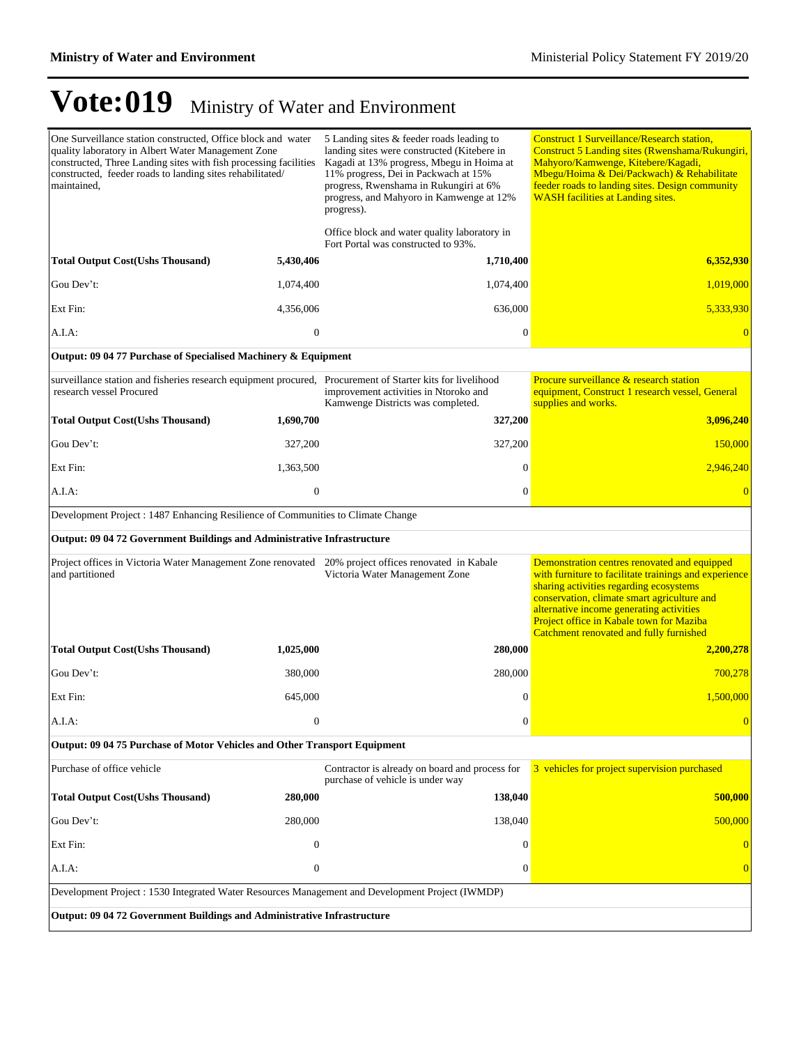# Vote:019 Ministry of Water and Environment

| | | | |
|---|---|---|---|
| One Surveillance station constructed, Office block and water quality laboratory in Albert Water Management Zone constructed, Three Landing sites with fish processing facilities constructed, feeder roads to landing sites rehabilitated/ maintained, | | 5 Landing sites & feeder roads leading to landing sites were constructed (Kitebere in Kagadi at 13% progress, Mbegu in Hoima at 11% progress, Dei in Packwach at 15% progress, Rwenshama in Rukungiri at 6% progress, and Mahyoro in Kamwenge at 12% progress).<br><br>Office block and water quality laboratory in Fort Portal was constructed to 93%. | Construct 1 Surveillance/Research station, Construct 5 Landing sites (Rwenshama/Rukungiri, Mahyoro/Kamwenge, Kitebere/Kagadi, Mbegu/Hoima & Dei/Packwach) & Rehabilitate feeder roads to landing sites. Design community WASH facilities at Landing sites. |
| **Total Output Cost(Ushs Thousand)** | **5,430,406** | **1,710,400** | **6,352,930** |
| Gou Dev't: | 1,074,400 | 1,074,400 | 1,019,000 |
| Ext Fin: | 4,356,006 | 636,000 | 5,333,930 |
| A.I.A: | 0 | 0 | 0 |
| **Output: 09 04 77 Purchase of Specialised Machinery & Equipment** | | | |
| surveillance station and fisheries research equipment procured, research vessel Procured | | Procurement of Starter kits for livelihood improvement activities in Ntoroko and Kamwenge Districts was completed. | Procure surveillance & research station equipment, Construct 1 research vessel, General supplies and works. |
| **Total Output Cost(Ushs Thousand)** | **1,690,700** | **327,200** | **3,096,240** |
| Gou Dev't: | 327,200 | 327,200 | 150,000 |
| Ext Fin: | 1,363,500 | 0 | 2,946,240 |
| A.I.A: | 0 | 0 | 0 |
| Development Project : 1487 Enhancing Resilience of Communities to Climate Change | | | |
| **Output: 09 04 72 Government Buildings and Administrative Infrastructure** | | | |
| Project offices in Victoria Water Management Zone renovated and partitioned | | 20% project offices renovated in Kabale Victoria Water Management Zone | Demonstration centres renovated and equipped with furniture to facilitate trainings and experience sharing activities regarding ecosystems conservation, climate smart agriculture and alternative income generating activities<br>Project office in Kabale town for Maziba Catchment renovated and fully furnished |
| **Total Output Cost(Ushs Thousand)** | **1,025,000** | **280,000** | **2,200,278** |
| Gou Dev't: | 380,000 | 280,000 | 700,278 |
| Ext Fin: | 645,000 | 0 | 1,500,000 |
| A.I.A: | 0 | 0 | 0 |
| **Output: 09 04 75 Purchase of Motor Vehicles and Other Transport Equipment** | | | |
| Purchase of office vehicle | | Contractor is already on board and process for purchase of vehicle is under way | 3 vehicles for project supervision purchased |
| **Total Output Cost(Ushs Thousand)** | **280,000** | **138,040** | **500,000** |
| Gou Dev't: | 280,000 | 138,040 | 500,000 |
| Ext Fin: | 0 | 0 | 0 |
| A.I.A: | 0 | 0 | 0 |
| Development Project : 1530 Integrated Water Resources Management and Development Project (IWMDP) | | | |
| **Output: 09 04 72 Government Buildings and Administrative Infrastructure** | | | |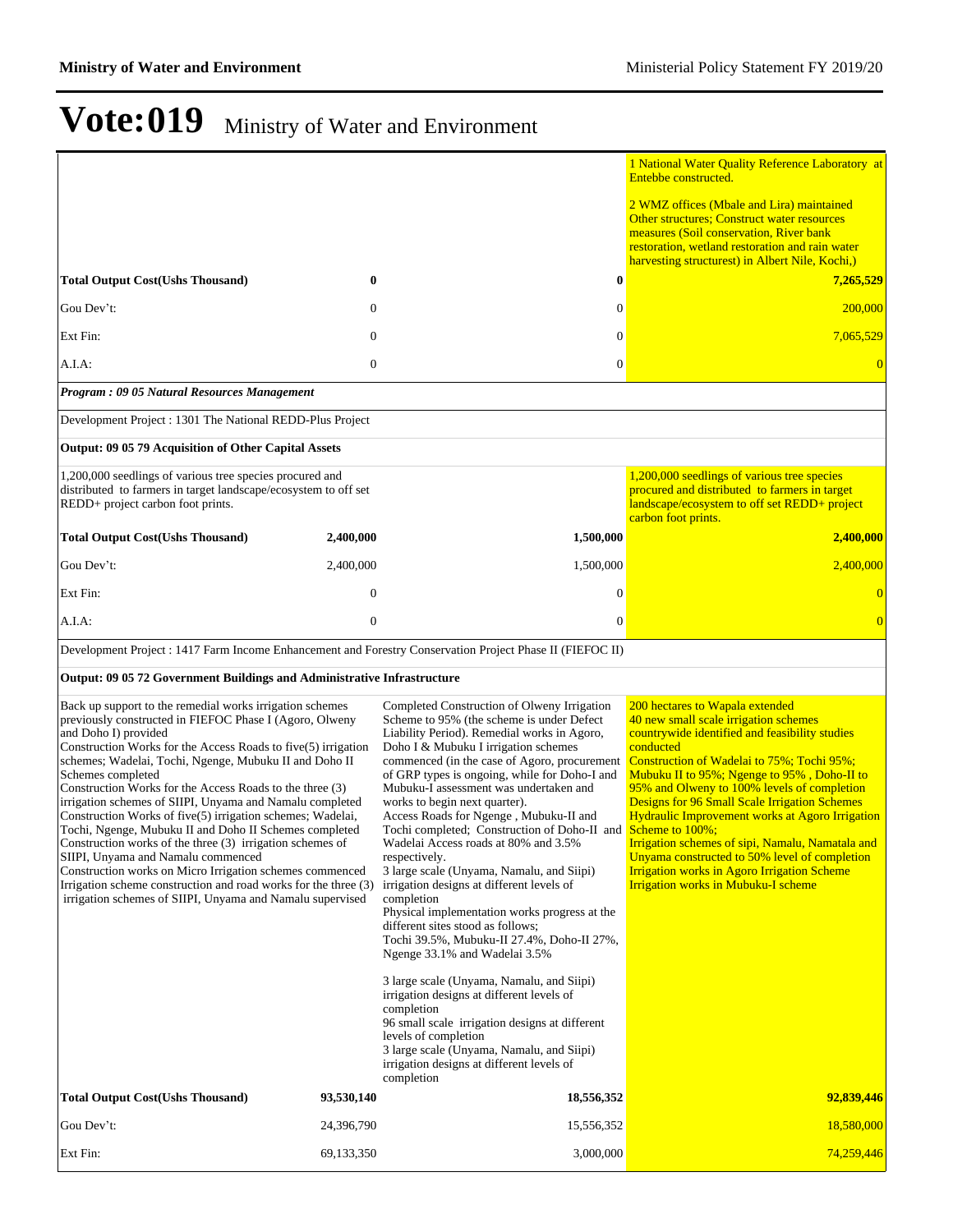# Vote:019 Ministry of Water and Environment

| | | | |
|---|---|---|---|
| | | | 1 National Water Quality Reference Laboratory at Entebbe constructed.<br><br>2 WMZ offices (Mbale and Lira) maintained Other structures; Construct water resources measures (Soil conservation, River bank restoration, wetland restoration and rain water harvesting structurest) in Albert Nile, Kochi,) |
| **Total Output Cost(Ushs Thousand)** | **0** | **0** | **7,265,529** |
| Gou Dev't: | 0 | 0 | 200,000 |
| Ext Fin: | 0 | 0 | 7,065,529 |
| A.I.A: | 0 | 0 | 0 |
| ***Program : 09 05 Natural Resources Management*** | | | |
| Development Project : 1301 The National REDD-Plus Project | | | |
| **Output: 09 05 79 Acquisition of Other Capital Assets** | | | |
| 1,200,000 seedlings of various tree species procured and distributed to farmers in target landscape/ecosystem to off set REDD+ project carbon foot prints. | | | 1,200,000 seedlings of various tree species procured and distributed to farmers in target landscape/ecosystem to off set REDD+ project carbon foot prints. |
| **Total Output Cost(Ushs Thousand)** | **2,400,000** | **1,500,000** | **2,400,000** |
| Gou Dev't: | 2,400,000 | 1,500,000 | 2,400,000 |
| Ext Fin: | 0 | 0 | 0 |
| A.I.A: | 0 | 0 | 0 |
| Development Project : 1417 Farm Income Enhancement and Forestry Conservation Project Phase II (FIEFOC II) | | | |
| **Output: 09 05 72 Government Buildings and Administrative Infrastructure** | | | |
| Back up support to the remedial works irrigation schemes previously constructed in FIEFOC Phase I (Agoro, Olweny and Doho I) provided<br>Construction Works for the Access Roads to five(5) irrigation schemes; Wadelai, Tochi, Ngenge, Mubuku II and Doho II Schemes completed<br>Construction Works for the Access Roads to the three (3) irrigation schemes of SIIPI, Unyama and Namalu completed<br>Construction Works of five(5) irrigation schemes; Wadelai, Tochi, Ngenge, Mubuku II and Doho II Schemes completed<br>Construction works of the three (3) irrigation schemes of SIIPI, Unyama and Namalu commenced<br>Construction works on Micro Irrigation schemes commenced<br>Irrigation scheme construction and road works for the three (3) irrigation schemes of SIIPI, Unyama and Namalu supervised | | Completed Construction of Olweny Irrigation Scheme to 95% (the scheme is under Defect Liability Period). Remedial works in Agoro, Doho I & Mubuku I irrigation schemes commenced (in the case of Agoro, procurement of GRP types is ongoing, while for Doho-I and Mubuku-I assessment was undertaken and works to begin next quarter).<br>Access Roads for Ngenge , Mubuku-II and Tochi completed; Construction of Doho-II and Wadelai Access roads at 80% and 3.5% respectively.<br>3 large scale (Unyama, Namalu, and Siipi) irrigation designs at different levels of completion<br>Physical implementation works progress at the different sites stood as follows;<br>Tochi 39.5%, Mubuku-II 27.4%, Doho-II 27%, Ngenge 33.1% and Wadelai 3.5%<br><br>3 large scale (Unyama, Namalu, and Siipi) irrigation designs at different levels of completion<br>96 small scale irrigation designs at different levels of completion<br>3 large scale (Unyama, Namalu, and Siipi) irrigation designs at different levels of completion | 200 hectares to Wapala extended<br>40 new small scale irrigation schemes countrywide identified and feasibility studies conducted<br>Construction of Wadelai to 75%; Tochi 95%; Mubuku II to 95%; Ngenge to 95% , Doho-II to 95% and Olweny to 100% levels of completion<br>Designs for 96 Small Scale Irrigation Schemes<br>Hydraulic Improvement works at Agoro Irrigation Scheme to 100%;<br>Irrigation schemes of sipi, Namalu, Namatala and Unyama constructed to 50% level of completion<br>Irrigation works in Agoro Irrigation Scheme<br>Irrigation works in Mubuku-I scheme |
| **Total Output Cost(Ushs Thousand)** | **93,530,140** | **18,556,352** | **92,839,446** |
| Gou Dev't: | 24,396,790 | 15,556,352 | 18,580,000 |
| Ext Fin: | 69,133,350 | 3,000,000 | 74,259,446 |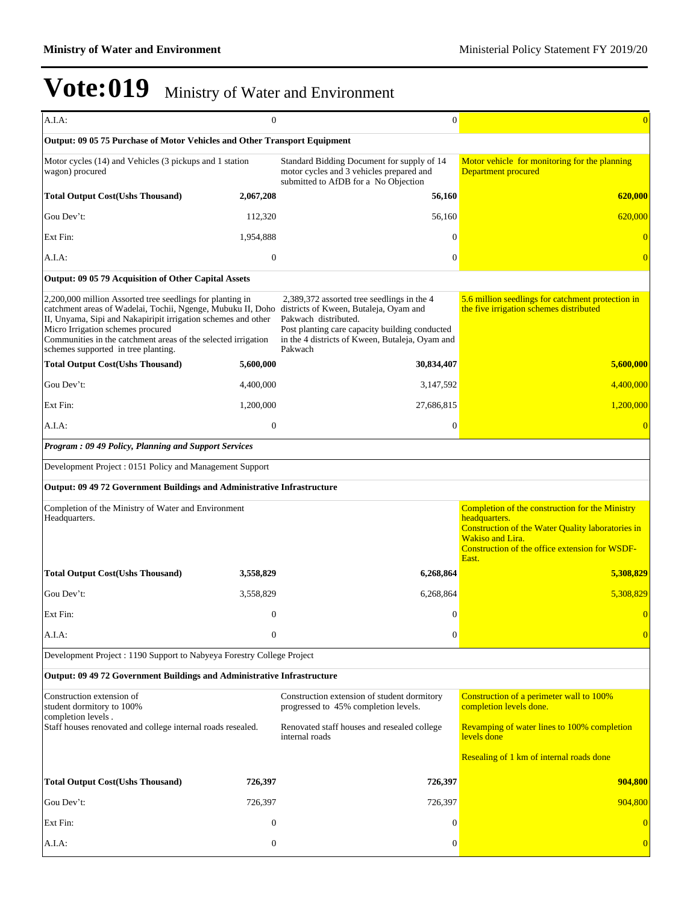# Vote:019 Ministry of Water and Environment

| | | | |
|---|---|---|---|
| A.I.A: | 0 | 0 | 0 |
| **Output: 09 05 75 Purchase of Motor Vehicles and Other Transport Equipment** | | | |
| Motor cycles (14) and Vehicles (3 pickups and 1 station wagon) procured | | Standard Bidding Document for supply of 14 motor cycles and 3 vehicles prepared and submitted to AfDB for a No Objection | Motor vehicle for monitoring for the planning Department procured |
| **Total Output Cost(Ushs Thousand)** | **2,067,208** | **56,160** | **620,000** |
| Gou Dev't: | 112,320 | 56,160 | 620,000 |
| Ext Fin: | 1,954,888 | 0 | 0 |
| A.I.A: | 0 | 0 | 0 |
| **Output: 09 05 79 Acquisition of Other Capital Assets** | | | |
| 2,200,000 million Assorted tree seedlings for planting in catchment areas of Wadelai, Tochii, Ngenge, Mubuku II, Doho II, Unyama, Sipi and Nakapiripit irrigation schemes and other Micro Irrigation schemes procured<br>Communities in the catchment areas of the selected irrigation schemes supported in tree planting. | | 2,389,372 assorted tree seedlings in the 4 districts of Kween, Butaleja, Oyam and Pakwach distributed.<br>Post planting care capacity building conducted in the 4 districts of Kween, Butaleja, Oyam and Pakwach | 5.6 million seedlings for catchment protection in the five irrigation schemes distributed |
| **Total Output Cost(Ushs Thousand)** | **5,600,000** | **30,834,407** | **5,600,000** |
| Gou Dev't: | 4,400,000 | 3,147,592 | 4,400,000 |
| Ext Fin: | 1,200,000 | 27,686,815 | 1,200,000 |
| A.I.A: | 0 | 0 | 0 |
| ***Program : 09 49 Policy, Planning and Support Services*** | | | |
| Development Project : 0151 Policy and Management Support | | | |
| **Output: 09 49 72 Government Buildings and Administrative Infrastructure** | | | |
| Completion of the Ministry of Water and Environment Headquarters. | | | Completion of the construction for the Ministry headquarters.<br>Construction of the Water Quality laboratories in Wakiso and Lira.<br>Construction of the office extension for WSDF-East. |
| **Total Output Cost(Ushs Thousand)** | **3,558,829** | **6,268,864** | **5,308,829** |
| Gou Dev't: | 3,558,829 | 6,268,864 | 5,308,829 |
| Ext Fin: | 0 | 0 | 0 |
| A.I.A: | 0 | 0 | 0 |
| Development Project : 1190 Support to Nabyeya Forestry College Project | | | |
| **Output: 09 49 72 Government Buildings and Administrative Infrastructure** | | | |
| Construction extension of student dormitory to 100% completion levels .<br>Staff houses renovated and college internal roads resealed. | | Construction extension of student dormitory progressed to 45% completion levels.<br>Renovated staff houses and resealed college internal roads | Construction of a perimeter wall to 100% completion levels done.<br>Revamping of water lines to 100% completion levels done<br>Resealing of 1 km of internal roads done |
| **Total Output Cost(Ushs Thousand)** | **726,397** | **726,397** | **904,800** |
| Gou Dev't: | 726,397 | 726,397 | 904,800 |
| Ext Fin: | 0 | 0 | 0 |
| A.I.A: | 0 | 0 | 0 |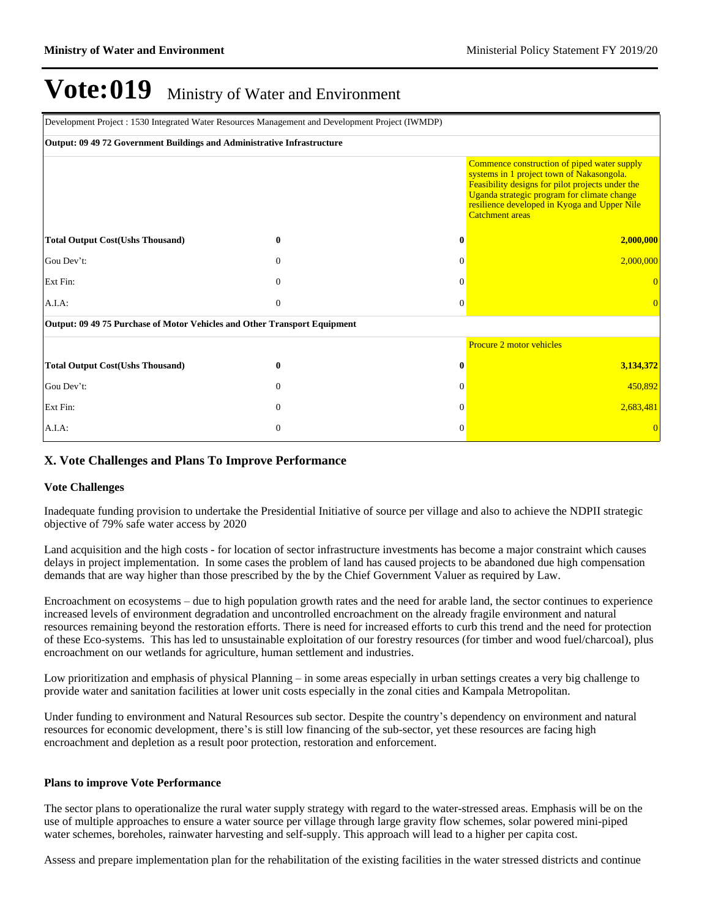# Vote:019 Ministry of Water and Environment

| Development Project : 1530 Integrated Water Resources Management and Development Project (IWMDP) | | | |
|---|---|---|---|
| **Output: 09 49 72 Government Buildings and Administrative Infrastructure** | | | |
| | | | Commence construction of piped water supply systems in 1 project town of Nakasongola. Feasibility designs for pilot projects under the Uganda strategic program for climate change resilience developed in Kyoga and Upper Nile Catchment areas |
| **Total Output Cost(Ushs Thousand)** | **0** | **0** | **2,000,000** |
| Gou Dev't: | 0 | 0 | 2,000,000 |
| Ext Fin: | 0 | 0 | 0 |
| A.I.A: | 0 | 0 | 0 |
| **Output: 09 49 75 Purchase of Motor Vehicles and Other Transport Equipment** | | | |
| | | | Procure 2 motor vehicles |
| **Total Output Cost(Ushs Thousand)** | **0** | **0** | **3,134,372** |
| Gou Dev't: | 0 | 0 | 450,892 |
| Ext Fin: | 0 | 0 | 2,683,481 |
| A.I.A: | 0 | 0 | 0 |

## X. Vote Challenges and Plans To Improve Performance

### Vote Challenges

Inadequate funding provision to undertake the Presidential Initiative of source per village and also to achieve the NDPII strategic objective of 79% safe water access by 2020

Land acquisition and the high costs - for location of sector infrastructure investments has become a major constraint which causes delays in project implementation. In some cases the problem of land has caused projects to be abandoned due high compensation demands that are way higher than those prescribed by the by the Chief Government Valuer as required by Law.

Encroachment on ecosystems – due to high population growth rates and the need for arable land, the sector continues to experience increased levels of environment degradation and uncontrolled encroachment on the already fragile environment and natural resources remaining beyond the restoration efforts. There is need for increased efforts to curb this trend and the need for protection of these Eco-systems. This has led to unsustainable exploitation of our forestry resources (for timber and wood fuel/charcoal), plus encroachment on our wetlands for agriculture, human settlement and industries.

Low prioritization and emphasis of physical Planning – in some areas especially in urban settings creates a very big challenge to provide water and sanitation facilities at lower unit costs especially in the zonal cities and Kampala Metropolitan.

Under funding to environment and Natural Resources sub sector. Despite the country's dependency on environment and natural resources for economic development, there's is still low financing of the sub-sector, yet these resources are facing high encroachment and depletion as a result poor protection, restoration and enforcement.

### Plans to improve Vote Performance

The sector plans to operationalize the rural water supply strategy with regard to the water-stressed areas. Emphasis will be on the use of multiple approaches to ensure a water source per village through large gravity flow schemes, solar powered mini-piped water schemes, boreholes, rainwater harvesting and self-supply. This approach will lead to a higher per capita cost.

Assess and prepare implementation plan for the rehabilitation of the existing facilities in the water stressed districts and continue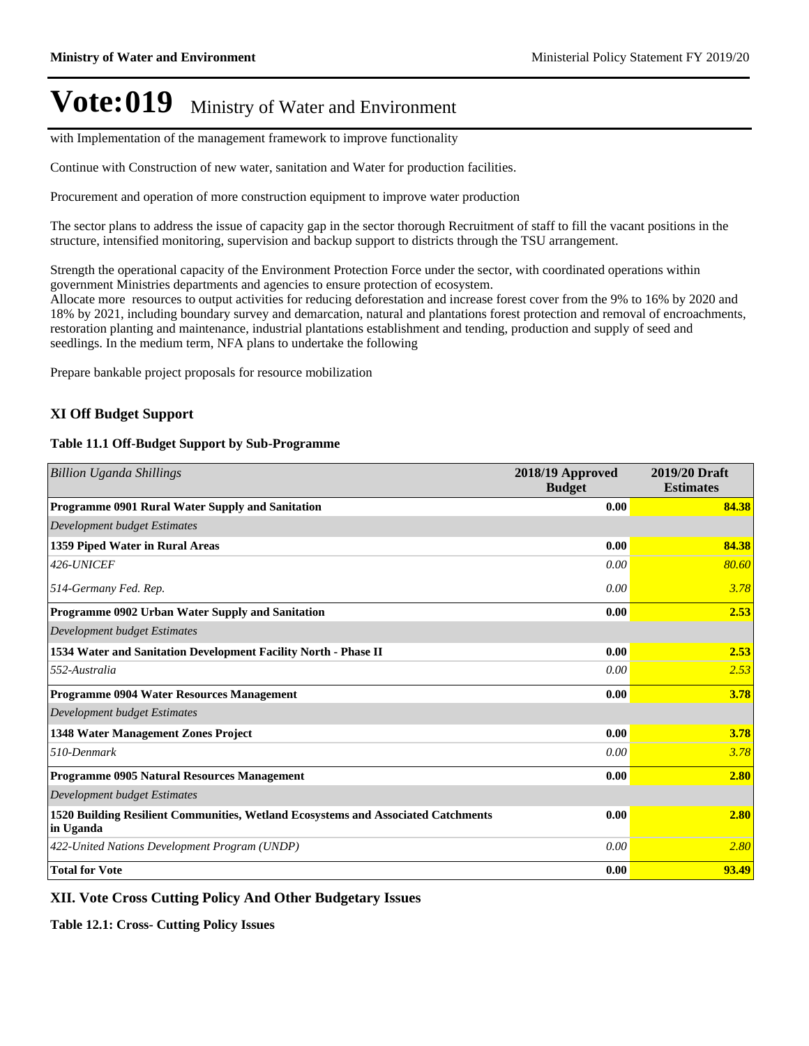# Vote:019 Ministry of Water and Environment

with Implementation of the management framework to improve functionality

Continue with Construction of new water, sanitation and Water for production facilities.

Procurement and operation of more construction equipment to improve water production

The sector plans to address the issue of capacity gap in the sector thorough Recruitment of staff to fill the vacant positions in the structure, intensified monitoring, supervision and backup support to districts through the TSU arrangement.

Strength the operational capacity of the Environment Protection Force under the sector, with coordinated operations within government Ministries departments and agencies to ensure protection of ecosystem.
Allocate more resources to output activities for reducing deforestation and increase forest cover from the 9% to 16% by 2020 and 18% by 2021, including boundary survey and demarcation, natural and plantations forest protection and removal of encroachments, restoration planting and maintenance, industrial plantations establishment and tending, production and supply of seed and seedlings. In the medium term, NFA plans to undertake the following

Prepare bankable project proposals for resource mobilization

## XI Off Budget Support

**Table 11.1 Off-Budget Support by Sub-Programme**

| *Billion Uganda Shillings* | **2018/19 Approved Budget** | **2019/20 Draft Estimates** |
|---|---|---|
| **Programme 0901 Rural Water Supply and Sanitation** | **0.00** | **84.38** |
| *Development budget Estimates* | | |
| **1359 Piped Water in Rural Areas** | **0.00** | **84.38** |
| *426-UNICEF* | *0.00* | *80.60* |
| *514-Germany Fed. Rep.* | *0.00* | *3.78* |
| **Programme 0902 Urban Water Supply and Sanitation** | **0.00** | **2.53** |
| *Development budget Estimates* | | |
| **1534 Water and Sanitation Development Facility North - Phase II** | **0.00** | **2.53** |
| *552-Australia* | *0.00* | *2.53* |
| **Programme 0904 Water Resources Management** | **0.00** | **3.78** |
| *Development budget Estimates* | | |
| **1348 Water Management Zones Project** | **0.00** | **3.78** |
| *510-Denmark* | *0.00* | *3.78* |
| **Programme 0905 Natural Resources Management** | **0.00** | **2.80** |
| *Development budget Estimates* | | |
| **1520 Building Resilient Communities, Wetland Ecosystems and Associated Catchments in Uganda** | **0.00** | **2.80** |
| *422-United Nations Development Program (UNDP)* | *0.00* | *2.80* |
| **Total for Vote** | **0.00** | **93.49** |

## XII. Vote Cross Cutting Policy And Other Budgetary Issues

**Table 12.1: Cross- Cutting Policy Issues**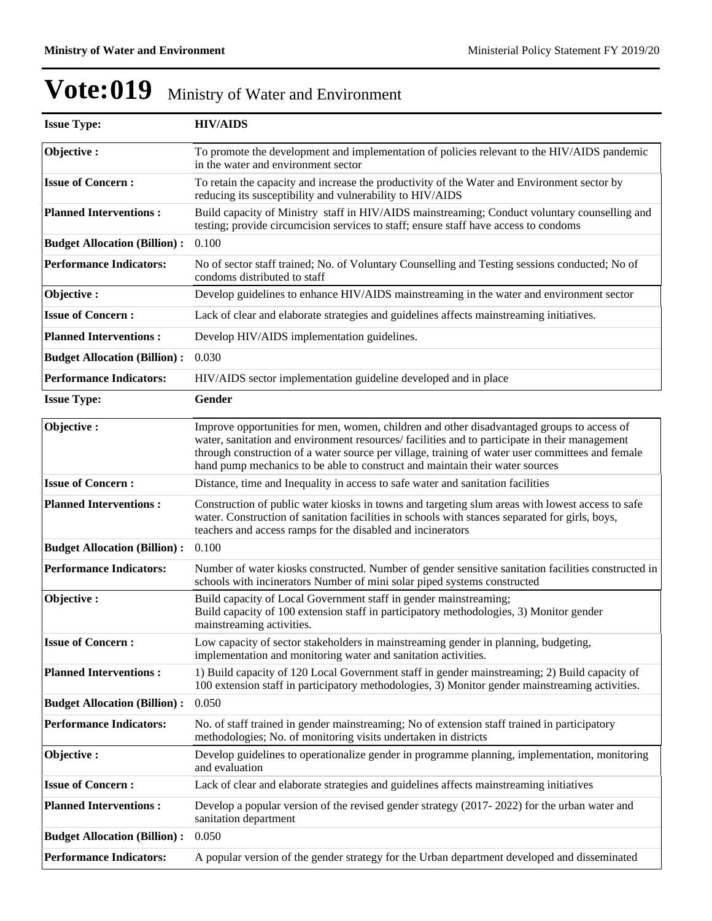# Vote:019 Ministry of Water and Environment

| **Issue Type:** | **HIV/AIDS** |
|---|---|
| **Objective :** | To promote the development and implementation of policies relevant to the HIV/AIDS pandemic in the water and environment sector |
| **Issue of Concern :** | To retain the capacity and increase the productivity of the Water and Environment sector by reducing its susceptibility and vulnerability to HIV/AIDS |
| **Planned Interventions :** | Build capacity of Ministry staff in HIV/AIDS mainstreaming; Conduct voluntary counselling and testing; provide circumcision services to staff; ensure staff have access to condoms |
| **Budget Allocation (Billion) :** | 0.100 |
| **Performance Indicators:** | No of sector staff trained; No. of Voluntary Counselling and Testing sessions conducted; No of condoms distributed to staff |
| **Objective :** | Develop guidelines to enhance HIV/AIDS mainstreaming in the water and environment sector |
| **Issue of Concern :** | Lack of clear and elaborate strategies and guidelines affects mainstreaming initiatives. |
| **Planned Interventions :** | Develop HIV/AIDS implementation guidelines. |
| **Budget Allocation (Billion) :** | 0.030 |
| **Performance Indicators:** | HIV/AIDS sector implementation guideline developed and in place |

| **Issue Type:** | **Gender** |
|---|---|
| **Objective :** | Improve opportunities for men, women, children and other disadvantaged groups to access of water, sanitation and environment resources/ facilities and to participate in their management through construction of a water source per village, training of water user committees and female hand pump mechanics to be able to construct and maintain their water sources |
| **Issue of Concern :** | Distance, time and Inequality in access to safe water and sanitation facilities |
| **Planned Interventions :** | Construction of public water kiosks in towns and targeting slum areas with lowest access to safe water. Construction of sanitation facilities in schools with stances separated for girls, boys, teachers and access ramps for the disabled and incinerators |
| **Budget Allocation (Billion) :** | 0.100 |
| **Performance Indicators:** | Number of water kiosks constructed. Number of gender sensitive sanitation facilities constructed in schools with incinerators Number of mini solar piped systems constructed |
| **Objective :** | Build capacity of Local Government staff in gender mainstreaming; Build capacity of 100 extension staff in participatory methodologies, 3) Monitor gender mainstreaming activities. |
| **Issue of Concern :** | Low capacity of sector stakeholders in mainstreaming gender in planning, budgeting, implementation and monitoring water and sanitation activities. |
| **Planned Interventions :** | 1) Build capacity of 120 Local Government staff in gender mainstreaming; 2) Build capacity of 100 extension staff in participatory methodologies, 3) Monitor gender mainstreaming activities. |
| **Budget Allocation (Billion) :** | 0.050 |
| **Performance Indicators:** | No. of staff trained in gender mainstreaming; No of extension staff trained in participatory methodologies; No. of monitoring visits undertaken in districts |
| **Objective :** | Develop guidelines to operationalize gender in programme planning, implementation, monitoring and evaluation |
| **Issue of Concern :** | Lack of clear and elaborate strategies and guidelines affects mainstreaming initiatives |
| **Planned Interventions :** | Develop a popular version of the revised gender strategy (2017- 2022) for the urban water and sanitation department |
| **Budget Allocation (Billion) :** | 0.050 |
| **Performance Indicators:** | A popular version of the gender strategy for the Urban department developed and disseminated |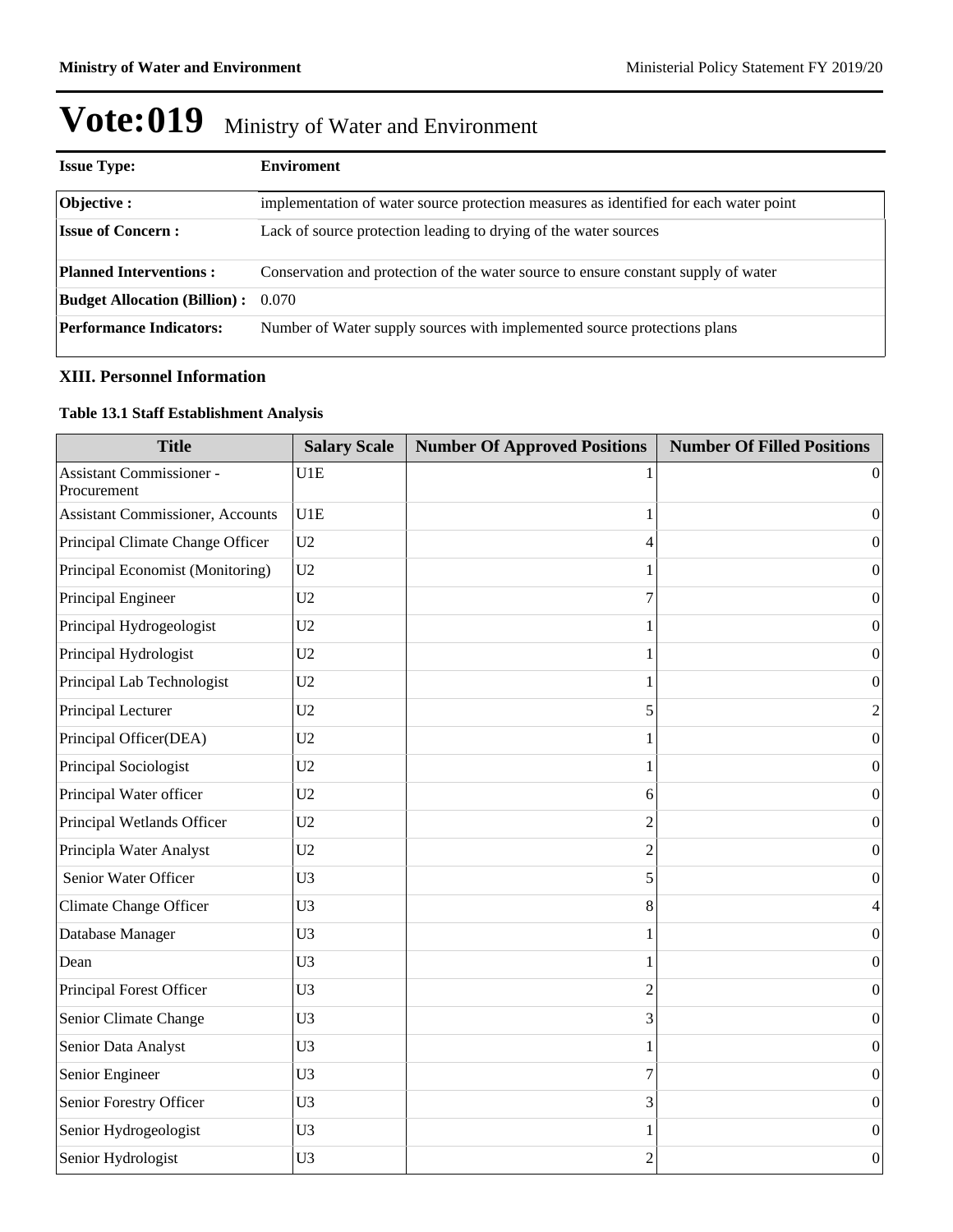# Vote:019 Ministry of Water and Environment

| **Issue Type:** | **Enviroment** |
|---|---|
| **Objective :** | implementation of water source protection measures as identified for each water point |
| **Issue of Concern :** | Lack of source protection leading to drying of the water sources |
| **Planned Interventions :** | Conservation and protection of the water source to ensure constant supply of water |
| **Budget Allocation (Billion) :** | 0.070 |
| **Performance Indicators:** | Number of Water supply sources with implemented source protections plans |

### XIII. Personnel Information

**Table 13.1 Staff Establishment Analysis**

| Title | Salary Scale | Number Of Approved Positions | Number Of Filled Positions |
|---|---|---|---|
| Assistant Commissioner - Procurement | U1E | 1 | 0 |
| Assistant Commissioner, Accounts | U1E | 1 | 0 |
| Principal Climate Change Officer | U2 | 4 | 0 |
| Principal Economist (Monitoring) | U2 | 1 | 0 |
| Principal Engineer | U2 | 7 | 0 |
| Principal Hydrogeologist | U2 | 1 | 0 |
| Principal Hydrologist | U2 | 1 | 0 |
| Principal Lab Technologist | U2 | 1 | 0 |
| Principal Lecturer | U2 | 5 | 2 |
| Principal Officer(DEA) | U2 | 1 | 0 |
| Principal Sociologist | U2 | 1 | 0 |
| Principal Water officer | U2 | 6 | 0 |
| Principal Wetlands Officer | U2 | 2 | 0 |
| Principla Water Analyst | U2 | 2 | 0 |
| Senior Water Officer | U3 | 5 | 0 |
| Climate Change Officer | U3 | 8 | 4 |
| Database Manager | U3 | 1 | 0 |
| Dean | U3 | 1 | 0 |
| Principal Forest Officer | U3 | 2 | 0 |
| Senior Climate Change | U3 | 3 | 0 |
| Senior Data Analyst | U3 | 1 | 0 |
| Senior Engineer | U3 | 7 | 0 |
| Senior Forestry Officer | U3 | 3 | 0 |
| Senior Hydrogeologist | U3 | 1 | 0 |
| Senior Hydrologist | U3 | 2 | 0 |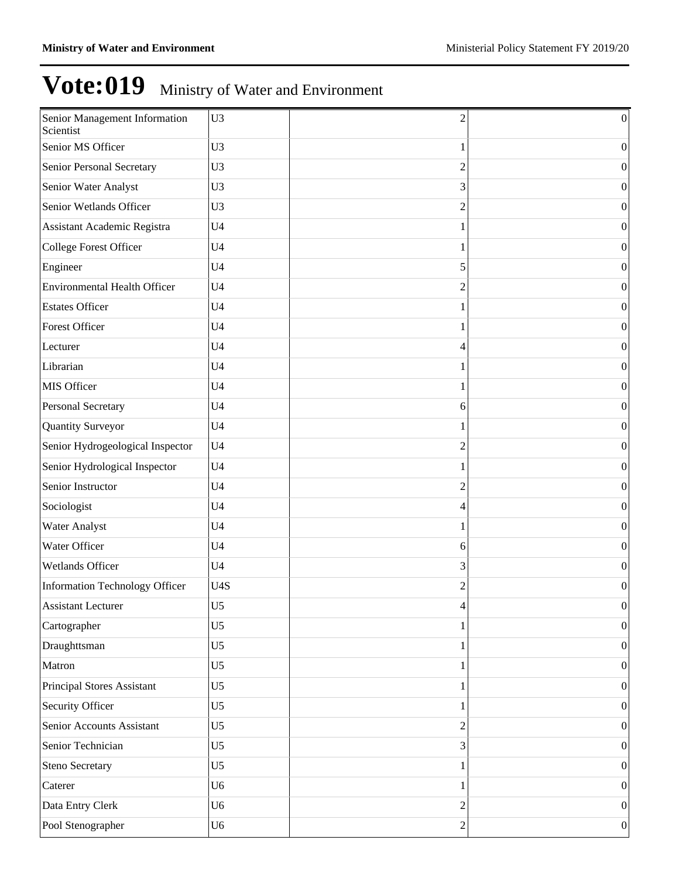# Vote:019 Ministry of Water and Environment

| | | | |
|---|---|---|---|
| Senior Management Information Scientist | U3 | 2 | 0 |
| Senior MS Officer | U3 | 1 | 0 |
| Senior Personal Secretary | U3 | 2 | 0 |
| Senior Water Analyst | U3 | 3 | 0 |
| Senior Wetlands Officer | U3 | 2 | 0 |
| Assistant Academic Registra | U4 | 1 | 0 |
| College Forest Officer | U4 | 1 | 0 |
| Engineer | U4 | 5 | 0 |
| Environmental Health Officer | U4 | 2 | 0 |
| Estates Officer | U4 | 1 | 0 |
| Forest Officer | U4 | 1 | 0 |
| Lecturer | U4 | 4 | 0 |
| Librarian | U4 | 1 | 0 |
| MIS Officer | U4 | 1 | 0 |
| Personal Secretary | U4 | 6 | 0 |
| Quantity Surveyor | U4 | 1 | 0 |
| Senior Hydrogeological Inspector | U4 | 2 | 0 |
| Senior Hydrological Inspector | U4 | 1 | 0 |
| Senior Instructor | U4 | 2 | 0 |
| Sociologist | U4 | 4 | 0 |
| Water Analyst | U4 | 1 | 0 |
| Water Officer | U4 | 6 | 0 |
| Wetlands Officer | U4 | 3 | 0 |
| Information Technology Officer | U4S | 2 | 0 |
| Assistant Lecturer | U5 | 4 | 0 |
| Cartographer | U5 | 1 | 0 |
| Draughttsman | U5 | 1 | 0 |
| Matron | U5 | 1 | 0 |
| Principal Stores Assistant | U5 | 1 | 0 |
| Security Officer | U5 | 1 | 0 |
| Senior Accounts Assistant | U5 | 2 | 0 |
| Senior Technician | U5 | 3 | 0 |
| Steno Secretary | U5 | 1 | 0 |
| Caterer | U6 | 1 | 0 |
| Data Entry Clerk | U6 | 2 | 0 |
| Pool Stenographer | U6 | 2 | 0 |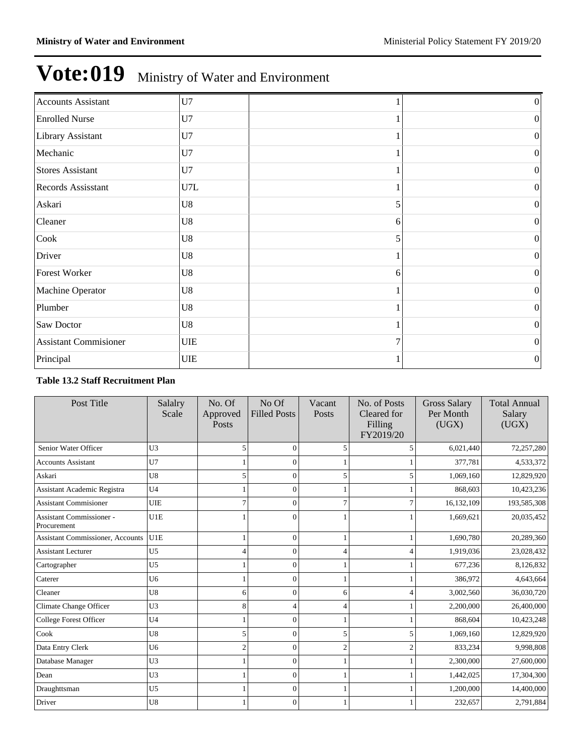# Vote:019 Ministry of Water and Environment

| | | | |
|---|---|---|---|
| Accounts Assistant | U7 | 1 | 0 |
| Enrolled Nurse | U7 | 1 | 0 |
| Library Assistant | U7 | 1 | 0 |
| Mechanic | U7 | 1 | 0 |
| Stores Assistant | U7 | 1 | 0 |
| Records Assisstant | U7L | 1 | 0 |
| Askari | U8 | 5 | 0 |
| Cleaner | U8 | 6 | 0 |
| Cook | U8 | 5 | 0 |
| Driver | U8 | 1 | 0 |
| Forest Worker | U8 | 6 | 0 |
| Machine Operator | U8 | 1 | 0 |
| Plumber | U8 | 1 | 0 |
| Saw Doctor | U8 | 1 | 0 |
| Assistant Commisioner | UIE | 7 | 0 |
| Principal | UIE | 1 | 0 |

**Table 13.2 Staff Recruitment Plan**

| Post Title | Salalry Scale | No. Of Approved Posts | No Of Filled Posts | Vacant Posts | No. of Posts Cleared for Filling FY2019/20 | Gross Salary Per Month (UGX) | Total Annual Salary (UGX) |
|---|---|---|---|---|---|---|---|
| Senior Water Officer | U3 | 5 | 0 | 5 | 5 | 6,021,440 | 72,257,280 |
| Accounts Assistant | U7 | 1 | 0 | 1 | 1 | 377,781 | 4,533,372 |
| Askari | U8 | 5 | 0 | 5 | 5 | 1,069,160 | 12,829,920 |
| Assistant Academic Registra | U4 | 1 | 0 | 1 | 1 | 868,603 | 10,423,236 |
| Assistant Commisioner | UIE | 7 | 0 | 7 | 7 | 16,132,109 | 193,585,308 |
| Assistant Commissioner - Procurement | U1E | 1 | 0 | 1 | 1 | 1,669,621 | 20,035,452 |
| Assistant Commissioner, Accounts | U1E | 1 | 0 | 1 | 1 | 1,690,780 | 20,289,360 |
| Assistant Lecturer | U5 | 4 | 0 | 4 | 4 | 1,919,036 | 23,028,432 |
| Cartographer | U5 | 1 | 0 | 1 | 1 | 677,236 | 8,126,832 |
| Caterer | U6 | 1 | 0 | 1 | 1 | 386,972 | 4,643,664 |
| Cleaner | U8 | 6 | 0 | 6 | 4 | 3,002,560 | 36,030,720 |
| Climate Change Officer | U3 | 8 | 4 | 4 | 1 | 2,200,000 | 26,400,000 |
| College Forest Officer | U4 | 1 | 0 | 1 | 1 | 868,604 | 10,423,248 |
| Cook | U8 | 5 | 0 | 5 | 5 | 1,069,160 | 12,829,920 |
| Data Entry Clerk | U6 | 2 | 0 | 2 | 2 | 833,234 | 9,998,808 |
| Database Manager | U3 | 1 | 0 | 1 | 1 | 2,300,000 | 27,600,000 |
| Dean | U3 | 1 | 0 | 1 | 1 | 1,442,025 | 17,304,300 |
| Draughttsman | U5 | 1 | 0 | 1 | 1 | 1,200,000 | 14,400,000 |
| Driver | U8 | 1 | 0 | 1 | 1 | 232,657 | 2,791,884 |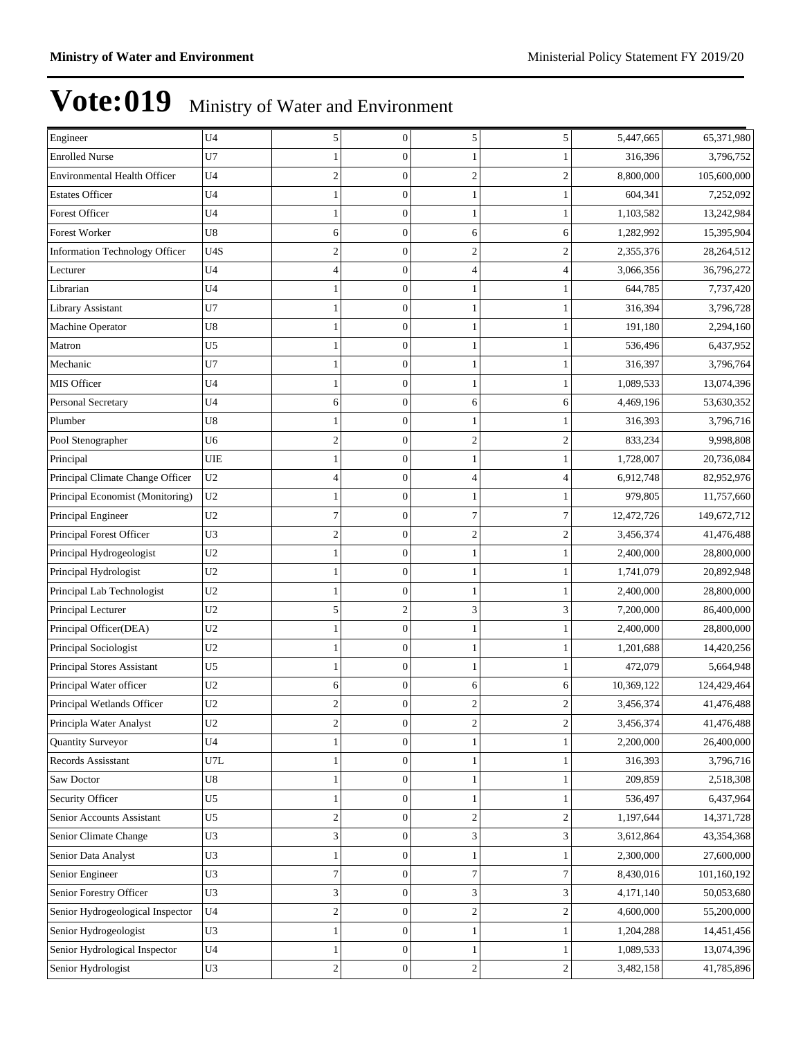# Vote:019 Ministry of Water and Environment

| | | | | | | | |
|---|---|---|---|---|---|---|---|
| Engineer | U4 | 5 | 0 | 5 | 5 | 5,447,665 | 65,371,980 |
| Enrolled Nurse | U7 | 1 | 0 | 1 | 1 | 316,396 | 3,796,752 |
| Environmental Health Officer | U4 | 2 | 0 | 2 | 2 | 8,800,000 | 105,600,000 |
| Estates Officer | U4 | 1 | 0 | 1 | 1 | 604,341 | 7,252,092 |
| Forest Officer | U4 | 1 | 0 | 1 | 1 | 1,103,582 | 13,242,984 |
| Forest Worker | U8 | 6 | 0 | 6 | 6 | 1,282,992 | 15,395,904 |
| Information Technology Officer | U4S | 2 | 0 | 2 | 2 | 2,355,376 | 28,264,512 |
| Lecturer | U4 | 4 | 0 | 4 | 4 | 3,066,356 | 36,796,272 |
| Librarian | U4 | 1 | 0 | 1 | 1 | 644,785 | 7,737,420 |
| Library Assistant | U7 | 1 | 0 | 1 | 1 | 316,394 | 3,796,728 |
| Machine Operator | U8 | 1 | 0 | 1 | 1 | 191,180 | 2,294,160 |
| Matron | U5 | 1 | 0 | 1 | 1 | 536,496 | 6,437,952 |
| Mechanic | U7 | 1 | 0 | 1 | 1 | 316,397 | 3,796,764 |
| MIS Officer | U4 | 1 | 0 | 1 | 1 | 1,089,533 | 13,074,396 |
| Personal Secretary | U4 | 6 | 0 | 6 | 6 | 4,469,196 | 53,630,352 |
| Plumber | U8 | 1 | 0 | 1 | 1 | 316,393 | 3,796,716 |
| Pool Stenographer | U6 | 2 | 0 | 2 | 2 | 833,234 | 9,998,808 |
| Principal | UIE | 1 | 0 | 1 | 1 | 1,728,007 | 20,736,084 |
| Principal Climate Change Officer | U2 | 4 | 0 | 4 | 4 | 6,912,748 | 82,952,976 |
| Principal Economist (Monitoring) | U2 | 1 | 0 | 1 | 1 | 979,805 | 11,757,660 |
| Principal Engineer | U2 | 7 | 0 | 7 | 7 | 12,472,726 | 149,672,712 |
| Principal Forest Officer | U3 | 2 | 0 | 2 | 2 | 3,456,374 | 41,476,488 |
| Principal Hydrogeologist | U2 | 1 | 0 | 1 | 1 | 2,400,000 | 28,800,000 |
| Principal Hydrologist | U2 | 1 | 0 | 1 | 1 | 1,741,079 | 20,892,948 |
| Principal Lab Technologist | U2 | 1 | 0 | 1 | 1 | 2,400,000 | 28,800,000 |
| Principal Lecturer | U2 | 5 | 2 | 3 | 3 | 7,200,000 | 86,400,000 |
| Principal Officer(DEA) | U2 | 1 | 0 | 1 | 1 | 2,400,000 | 28,800,000 |
| Principal Sociologist | U2 | 1 | 0 | 1 | 1 | 1,201,688 | 14,420,256 |
| Principal Stores Assistant | U5 | 1 | 0 | 1 | 1 | 472,079 | 5,664,948 |
| Principal Water officer | U2 | 6 | 0 | 6 | 6 | 10,369,122 | 124,429,464 |
| Principal Wetlands Officer | U2 | 2 | 0 | 2 | 2 | 3,456,374 | 41,476,488 |
| Principla Water Analyst | U2 | 2 | 0 | 2 | 2 | 3,456,374 | 41,476,488 |
| Quantity Surveyor | U4 | 1 | 0 | 1 | 1 | 2,200,000 | 26,400,000 |
| Records Assisstant | U7L | 1 | 0 | 1 | 1 | 316,393 | 3,796,716 |
| Saw Doctor | U8 | 1 | 0 | 1 | 1 | 209,859 | 2,518,308 |
| Security Officer | U5 | 1 | 0 | 1 | 1 | 536,497 | 6,437,964 |
| Senior Accounts Assistant | U5 | 2 | 0 | 2 | 2 | 1,197,644 | 14,371,728 |
| Senior Climate Change | U3 | 3 | 0 | 3 | 3 | 3,612,864 | 43,354,368 |
| Senior Data Analyst | U3 | 1 | 0 | 1 | 1 | 2,300,000 | 27,600,000 |
| Senior Engineer | U3 | 7 | 0 | 7 | 7 | 8,430,016 | 101,160,192 |
| Senior Forestry Officer | U3 | 3 | 0 | 3 | 3 | 4,171,140 | 50,053,680 |
| Senior Hydrogeological Inspector | U4 | 2 | 0 | 2 | 2 | 4,600,000 | 55,200,000 |
| Senior Hydrogeologist | U3 | 1 | 0 | 1 | 1 | 1,204,288 | 14,451,456 |
| Senior Hydrological Inspector | U4 | 1 | 0 | 1 | 1 | 1,089,533 | 13,074,396 |
| Senior Hydrologist | U3 | 2 | 0 | 2 | 2 | 3,482,158 | 41,785,896 |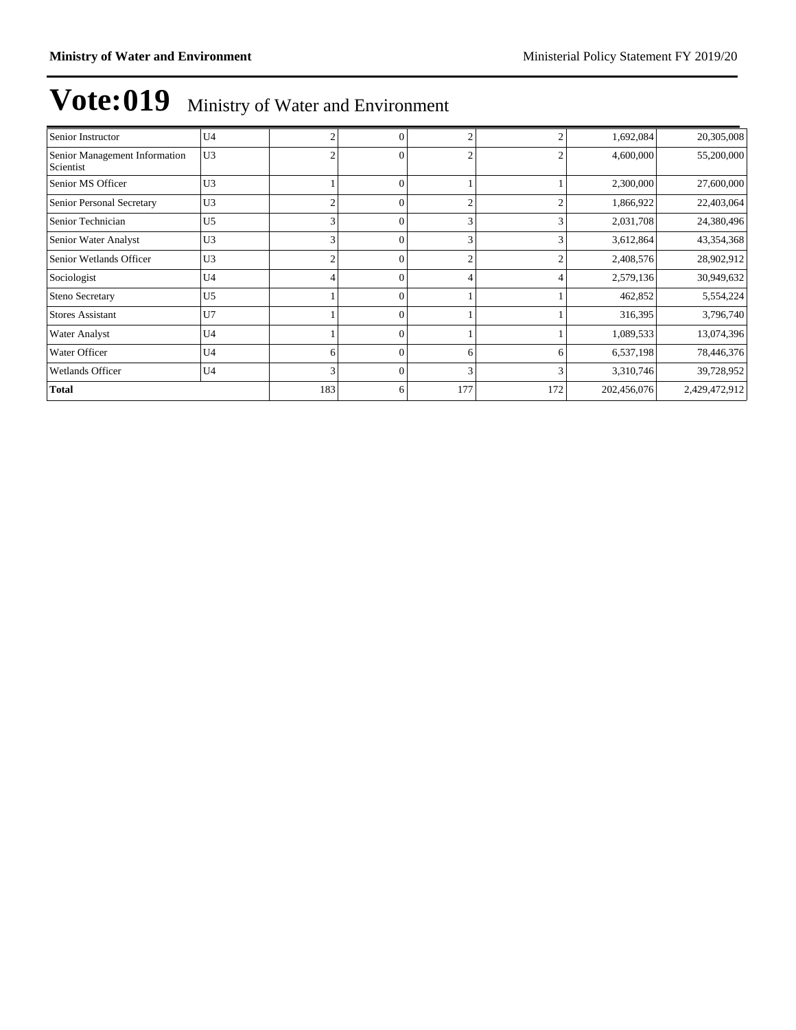# Vote:019 Ministry of Water and Environment

| | | | | | | | |
|---|---|---|---|---|---|---|---|
| Senior Instructor | U4 | 2 | 0 | 2 | 2 | 1,692,084 | 20,305,008 |
| Senior Management Information Scientist | U3 | 2 | 0 | 2 | 2 | 4,600,000 | 55,200,000 |
| Senior MS Officer | U3 | 1 | 0 | 1 | 1 | 2,300,000 | 27,600,000 |
| Senior Personal Secretary | U3 | 2 | 0 | 2 | 2 | 1,866,922 | 22,403,064 |
| Senior Technician | U5 | 3 | 0 | 3 | 3 | 2,031,708 | 24,380,496 |
| Senior Water Analyst | U3 | 3 | 0 | 3 | 3 | 3,612,864 | 43,354,368 |
| Senior Wetlands Officer | U3 | 2 | 0 | 2 | 2 | 2,408,576 | 28,902,912 |
| Sociologist | U4 | 4 | 0 | 4 | 4 | 2,579,136 | 30,949,632 |
| Steno Secretary | U5 | 1 | 0 | 1 | 1 | 462,852 | 5,554,224 |
| Stores Assistant | U7 | 1 | 0 | 1 | 1 | 316,395 | 3,796,740 |
| Water Analyst | U4 | 1 | 0 | 1 | 1 | 1,089,533 | 13,074,396 |
| Water Officer | U4 | 6 | 0 | 6 | 6 | 6,537,198 | 78,446,376 |
| Wetlands Officer | U4 | 3 | 0 | 3 | 3 | 3,310,746 | 39,728,952 |
| **Total** | | 183 | 6 | 177 | 172 | 202,456,076 | 2,429,472,912 |